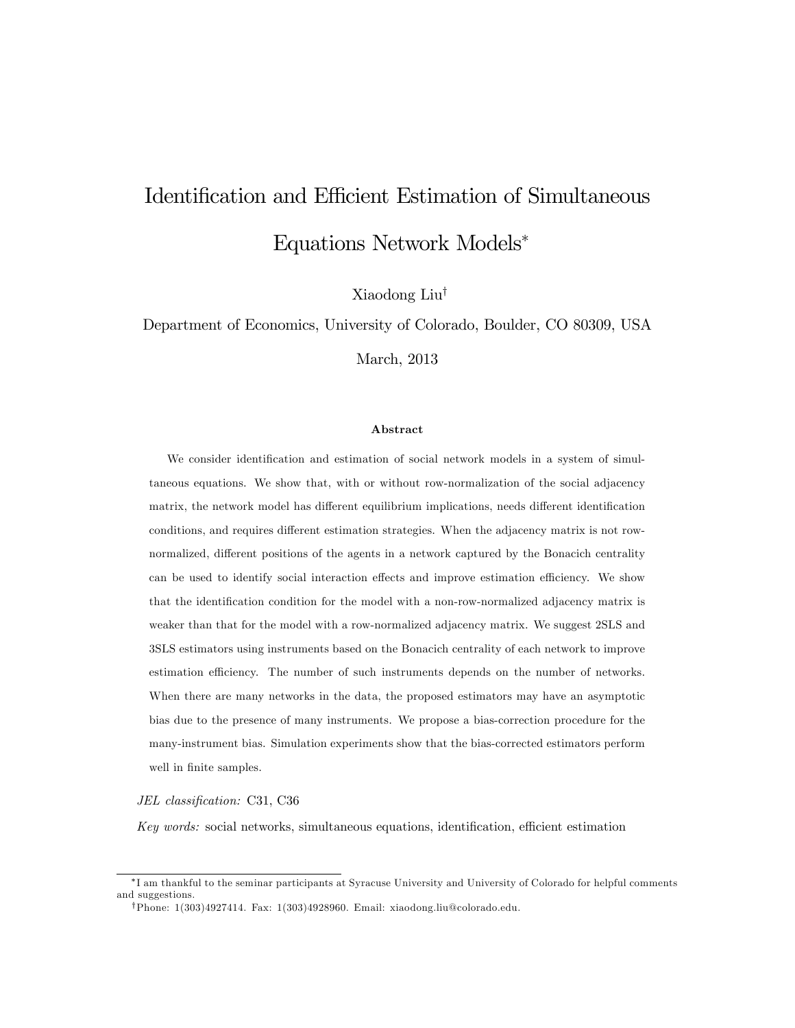# Identification and Efficient Estimation of Simultaneous Equations Network Models*

Xiaodong Liu†

Department of Economics, University of Colorado, Boulder, CO 80309, USA

March, 2013

### Abstract

We consider identification and estimation of social network models in a system of simultaneous equations. We show that, with or without row-normalization of the social adjacency matrix, the network model has different equilibrium implications, needs different identification conditions, and requires different estimation strategies. When the adjacency matrix is not row-normalized, different positions of the agents in a network captured by the Bonacich centrality can be used to identify social interaction effects and improve estimation efficiency. We show that the identification condition for the model with a non-row-normalized adjacency matrix is weaker than that for the model with a row-normalized adjacency matrix. We suggest 2SLS and 3SLS estimators using instruments based on the Bonacich centrality of each network to improve estimation efficiency. The number of such instruments depends on the number of networks. When there are many networks in the data, the proposed estimators may have an asymptotic bias due to the presence of many instruments. We propose a bias-correction procedure for the many-instrument bias. Simulation experiments show that the bias-corrected estimators perform well in finite samples.

*JEL classification:* C31, C36

*Key words:* social networks, simultaneous equations, identification, efficient estimation

---

*I am thankful to the seminar participants at Syracuse University and University of Colorado for helpful comments and suggestions.

†Phone: 1(303)4927414. Fax: 1(303)4928960. Email: xiaodong.liu@colorado.edu.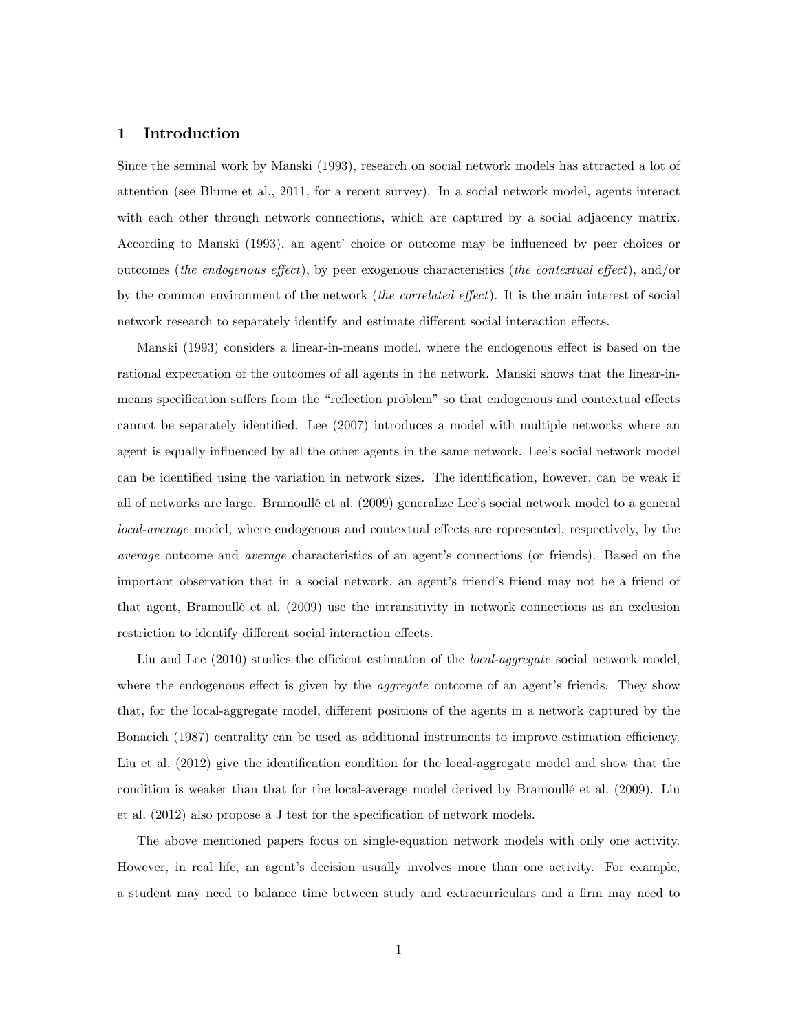# 1 Introduction

Since the seminal work by Manski (1993), research on social network models has attracted a lot of attention (see Blume et al., 2011, for a recent survey). In a social network model, agents interact with each other through network connections, which are captured by a social adjacency matrix. According to Manski (1993), an agent' choice or outcome may be influenced by peer choices or outcomes (*the endogenous effect*), by peer exogenous characteristics (*the contextual effect*), and/or by the common environment of the network (*the correlated effect*). It is the main interest of social network research to separately identify and estimate different social interaction effects.

Manski (1993) considers a linear-in-means model, where the endogenous effect is based on the rational expectation of the outcomes of all agents in the network. Manski shows that the linear-in-means specification suffers from the "reflection problem" so that endogenous and contextual effects cannot be separately identified. Lee (2007) introduces a model with multiple networks where an agent is equally influenced by all the other agents in the same network. Lee's social network model can be identified using the variation in network sizes. The identification, however, can be weak if all of networks are large. Bramoullé et al. (2009) generalize Lee's social network model to a general *local-average* model, where endogenous and contextual effects are represented, respectively, by the *average* outcome and *average* characteristics of an agent's connections (or friends). Based on the important observation that in a social network, an agent's friend's friend may not be a friend of that agent, Bramoullé et al. (2009) use the intransitivity in network connections as an exclusion restriction to identify different social interaction effects.

Liu and Lee (2010) studies the efficient estimation of the *local-aggregate* social network model, where the endogenous effect is given by the *aggregate* outcome of an agent's friends. They show that, for the local-aggregate model, different positions of the agents in a network captured by the Bonacich (1987) centrality can be used as additional instruments to improve estimation efficiency. Liu et al. (2012) give the identification condition for the local-aggregate model and show that the condition is weaker than that for the local-average model derived by Bramoullé et al. (2009). Liu et al. (2012) also propose a J test for the specification of network models.

The above mentioned papers focus on single-equation network models with only one activity. However, in real life, an agent's decision usually involves more than one activity. For example, a student may need to balance time between study and extracurriculars and a firm may need to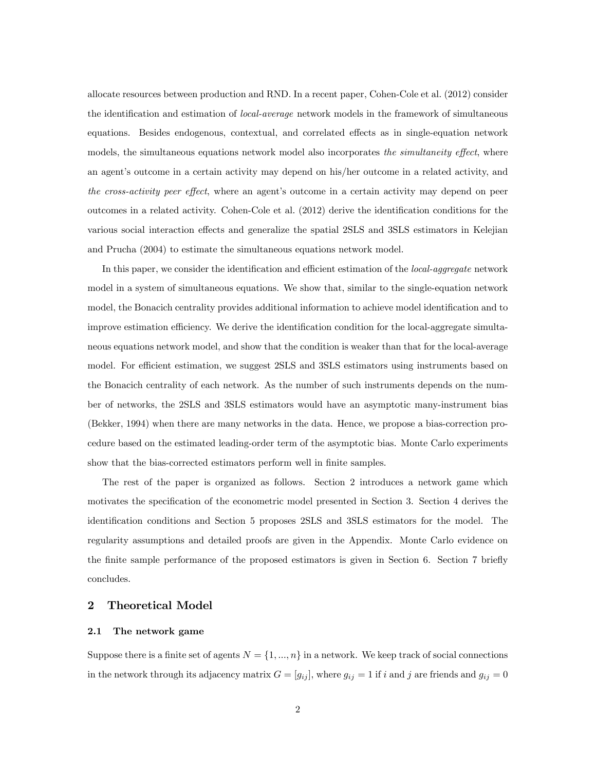allocate resources between production and RND. In a recent paper, Cohen-Cole et al. (2012) consider the identification and estimation of *local-average* network models in the framework of simultaneous equations. Besides endogenous, contextual, and correlated effects as in single-equation network models, the simultaneous equations network model also incorporates *the simultaneity effect*, where an agent's outcome in a certain activity may depend on his/her outcome in a related activity, and *the cross-activity peer effect*, where an agent's outcome in a certain activity may depend on peer outcomes in a related activity. Cohen-Cole et al. (2012) derive the identification conditions for the various social interaction effects and generalize the spatial 2SLS and 3SLS estimators in Kelejian and Prucha (2004) to estimate the simultaneous equations network model.

In this paper, we consider the identification and efficient estimation of the *local-aggregate* network model in a system of simultaneous equations. We show that, similar to the single-equation network model, the Bonacich centrality provides additional information to achieve model identification and to improve estimation efficiency. We derive the identification condition for the local-aggregate simultaneous equations network model, and show that the condition is weaker than that for the local-average model. For efficient estimation, we suggest 2SLS and 3SLS estimators using instruments based on the Bonacich centrality of each network. As the number of such instruments depends on the number of networks, the 2SLS and 3SLS estimators would have an asymptotic many-instrument bias (Bekker, 1994) when there are many networks in the data. Hence, we propose a bias-correction procedure based on the estimated leading-order term of the asymptotic bias. Monte Carlo experiments show that the bias-corrected estimators perform well in finite samples.

The rest of the paper is organized as follows. Section 2 introduces a network game which motivates the specification of the econometric model presented in Section 3. Section 4 derives the identification conditions and Section 5 proposes 2SLS and 3SLS estimators for the model. The regularity assumptions and detailed proofs are given in the Appendix. Monte Carlo evidence on the finite sample performance of the proposed estimators is given in Section 6. Section 7 briefly concludes.

## 2 Theoretical Model

### 2.1 The network game

Suppose there is a finite set of agents $N = \{1, ..., n\}$ in a network. We keep track of social connections in the network through its adjacency matrix $G = [g_{ij}]$, where $g_{ij} = 1$ if $i$ and $j$ are friends and $g_{ij} = 0$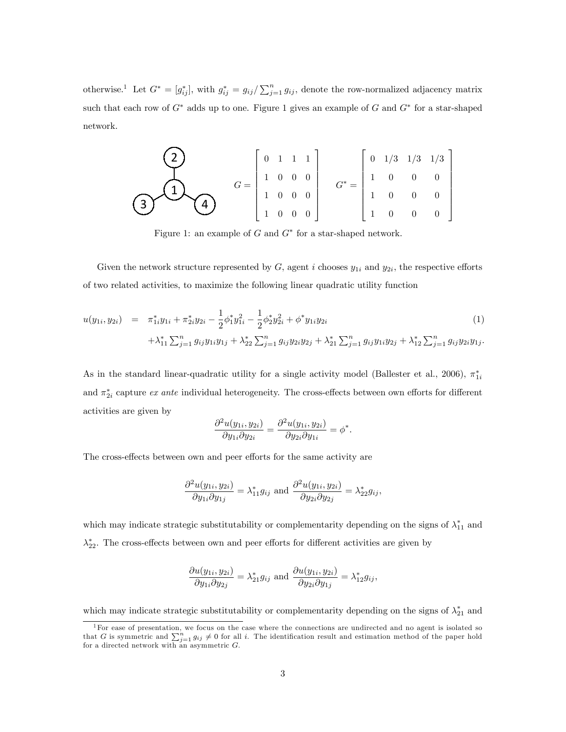otherwise.[1] Let $G^* = [g^*_{ij}]$, with $g^*_{ij} = g_{ij}/\sum_{j=1}^n g_{ij}$, denote the row-normalized adjacency matrix such that each row of $G^*$ adds up to one. Figure 1 gives an example of $G$ and $G^*$ for a star-shaped network.

$$G = \begin{bmatrix} 0 & 1 & 1 & 1 \\ 1 & 0 & 0 & 0 \\ 1 & 0 & 0 & 0 \\ 1 & 0 & 0 & 0 \end{bmatrix} \quad G^* = \begin{bmatrix} 0 & 1/3 & 1/3 & 1/3 \\ 1 & 0 & 0 & 0 \\ 1 & 0 & 0 & 0 \\ 1 & 0 & 0 & 0 \end{bmatrix}$$

Figure 1: an example of $G$ and $G^*$ for a star-shaped network.

Given the network structure represented by $G$, agent $i$ chooses $y_{1i}$ and $y_{2i}$, the respective efforts of two related activities, to maximize the following linear quadratic utility function

$$\begin{aligned} u(y_{1i}, y_{2i}) &= \pi^*_{1i} y_{1i} + \pi^*_{2i} y_{2i} - \frac{1}{2}\phi^*_1 y_{1i}^2 - \frac{1}{2}\phi^*_2 y_{2i}^2 + \phi^* y_{1i} y_{2i} \\ &\quad + \lambda^*_{11} \textstyle\sum_{j=1}^n g_{ij} y_{1i} y_{1j} + \lambda^*_{22} \sum_{j=1}^n g_{ij} y_{2i} y_{2j} + \lambda^*_{21} \sum_{j=1}^n g_{ij} y_{1i} y_{2j} + \lambda^*_{12} \sum_{j=1}^n g_{ij} y_{2i} y_{1j}. \end{aligned} \tag{1}$$

As in the standard linear-quadratic utility for a single activity model (Ballester et al., 2006), $\pi^*_{1i}$ and $\pi^*_{2i}$ capture *ex ante* individual heterogeneity. The cross-effects between own efforts for different activities are given by

$$\frac{\partial^2 u(y_{1i}, y_{2i})}{\partial y_{1i} \partial y_{2i}} = \frac{\partial^2 u(y_{1i}, y_{2i})}{\partial y_{2i} \partial y_{1i}} = \phi^*.$$

The cross-effects between own and peer efforts for the same activity are

$$\frac{\partial^2 u(y_{1i}, y_{2i})}{\partial y_{1i} \partial y_{1j}} = \lambda^*_{11} g_{ij} \text{ and } \frac{\partial^2 u(y_{1i}, y_{2i})}{\partial y_{2i} \partial y_{2j}} = \lambda^*_{22} g_{ij},$$

which may indicate strategic substitutability or complementarity depending on the signs of $\lambda^*_{11}$ and $\lambda^*_{22}$. The cross-effects between own and peer efforts for different activities are given by

$$\frac{\partial u(y_{1i}, y_{2i})}{\partial y_{1i} \partial y_{2j}} = \lambda^*_{21} g_{ij} \text{ and } \frac{\partial u(y_{1i}, y_{2i})}{\partial y_{2i} \partial y_{1j}} = \lambda^*_{12} g_{ij},$$

which may indicate strategic substitutability or complementarity depending on the signs of $\lambda^*_{21}$ and

[1] For ease of presentation, we focus on the case where the connections are undirected and no agent is isolated so that $G$ is symmetric and $\sum_{j=1}^n g_{ij} \neq 0$ for all $i$. The identification result and estimation method of the paper hold for a directed network with an asymmetric $G$.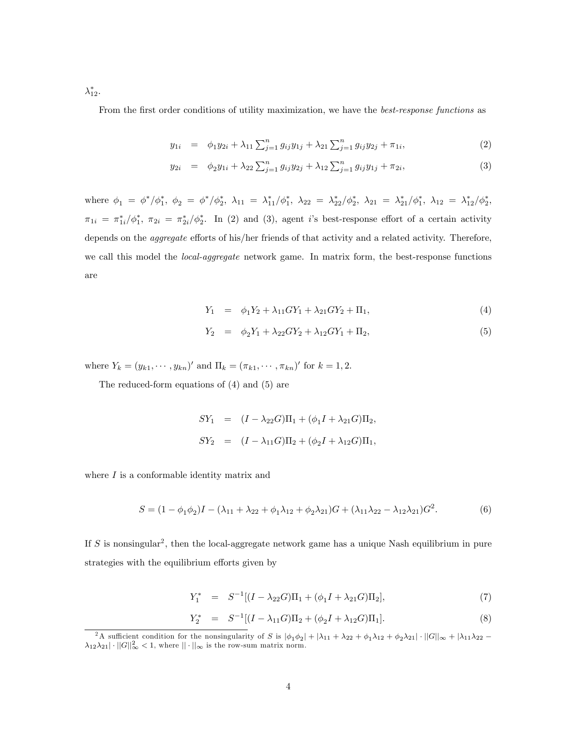$\lambda_{12}^*$.

From the first order conditions of utility maximization, we have the *best-response functions* as

$$
\begin{aligned}
y_{1i} &= \phi_1 y_{2i} + \lambda_{11} \textstyle\sum_{j=1}^n g_{ij} y_{1j} + \lambda_{21} \sum_{j=1}^n g_{ij} y_{2j} + \pi_{1i}, &(2)\\
y_{2i} &= \phi_2 y_{1i} + \lambda_{22} \textstyle\sum_{j=1}^n g_{ij} y_{2j} + \lambda_{12} \sum_{j=1}^n g_{ij} y_{1j} + \pi_{2i}, &(3)
\end{aligned}
$$

where $\phi_1 = \phi^*/\phi_1^*$, $\phi_2 = \phi^*/\phi_2^*$, $\lambda_{11} = \lambda_{11}^*/\phi_1^*$, $\lambda_{22} = \lambda_{22}^*/\phi_2^*$, $\lambda_{21} = \lambda_{21}^*/\phi_1^*$, $\lambda_{12} = \lambda_{12}^*/\phi_2^*$, $\pi_{1i} = \pi_{1i}^*/\phi_1^*$, $\pi_{2i} = \pi_{2i}^*/\phi_2^*$. In (2) and (3), agent $i$'s best-response effort of a certain activity depends on the *aggregate* efforts of his/her friends of that activity and a related activity. Therefore, we call this model the *local-aggregate* network game. In matrix form, the best-response functions are

$$
\begin{aligned}
Y_1 &= \phi_1 Y_2 + \lambda_{11} G Y_1 + \lambda_{21} G Y_2 + \Pi_1, &(4)\\
Y_2 &= \phi_2 Y_1 + \lambda_{22} G Y_2 + \lambda_{12} G Y_1 + \Pi_2, &(5)
\end{aligned}
$$

where $Y_k = (y_{k1}, \cdots, y_{kn})'$ and $\Pi_k = (\pi_{k1}, \cdots, \pi_{kn})'$ for $k = 1, 2$.

The reduced-form equations of (4) and (5) are

$$
\begin{aligned}
SY_1 &= (I - \lambda_{22} G)\Pi_1 + (\phi_1 I + \lambda_{21} G)\Pi_2,\\
SY_2 &= (I - \lambda_{11} G)\Pi_2 + (\phi_2 I + \lambda_{12} G)\Pi_1,
\end{aligned}
$$

where $I$ is a conformable identity matrix and

$$
S = (1 - \phi_1\phi_2)I - (\lambda_{11} + \lambda_{22} + \phi_1\lambda_{12} + \phi_2\lambda_{21})G + (\lambda_{11}\lambda_{22} - \lambda_{12}\lambda_{21})G^2. \qquad (6)
$$

If $S$ is nonsingular[2], then the local-aggregate network game has a unique Nash equilibrium in pure strategies with the equilibrium efforts given by

$$
\begin{aligned}
Y_1^* &= S^{-1}[(I - \lambda_{22} G)\Pi_1 + (\phi_1 I + \lambda_{21} G)\Pi_2], &(7)\\
Y_2^* &= S^{-1}[(I - \lambda_{11} G)\Pi_2 + (\phi_2 I + \lambda_{12} G)\Pi_1]. &(8)
\end{aligned}
$$

[2] A sufficient condition for the nonsingularity of $S$ is $|\phi_1\phi_2| + |\lambda_{11} + \lambda_{22} + \phi_1\lambda_{12} + \phi_2\lambda_{21}| \cdot ||G||_\infty + |\lambda_{11}\lambda_{22} - \lambda_{12}\lambda_{21}| \cdot ||G||_\infty^2 < 1$, where $||\cdot||_\infty$ is the row-sum matrix norm.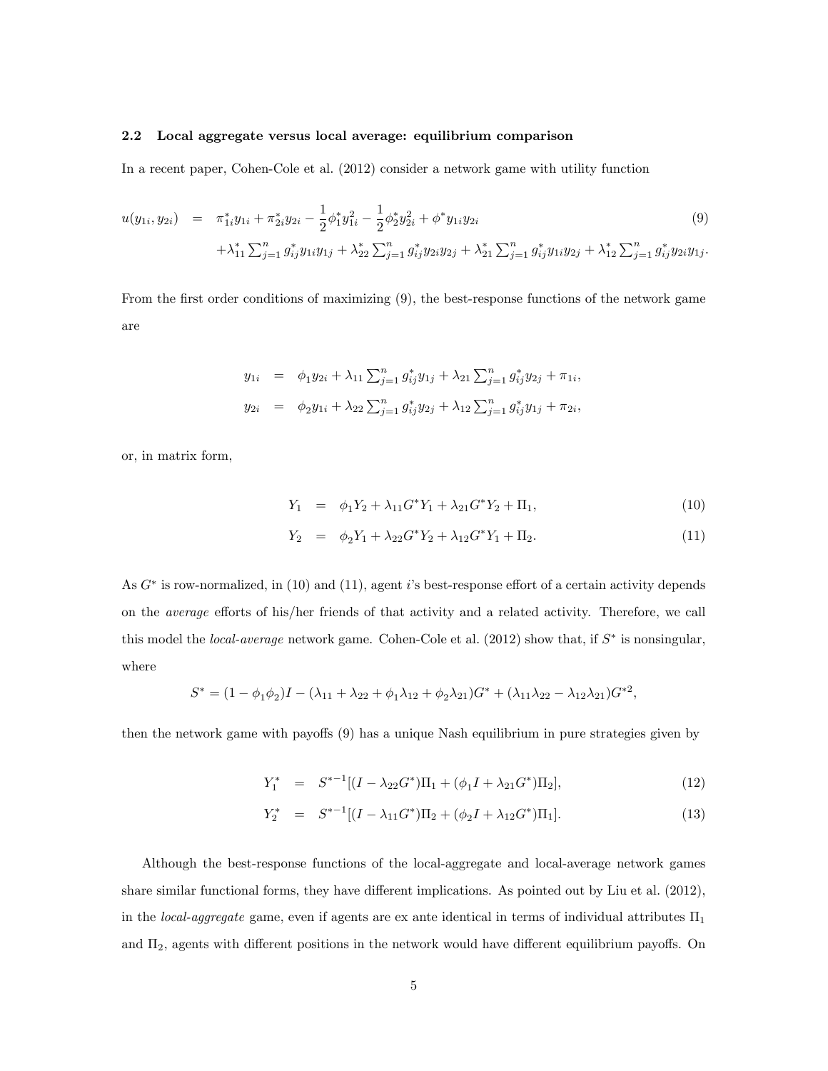### 2.2 Local aggregate versus local average: equilibrium comparison

In a recent paper, Cohen-Cole et al. (2012) consider a network game with utility function

$$
\begin{aligned}
u(y_{1i}, y_{2i}) \quad = \quad & \pi_{1i}^* y_{1i} + \pi_{2i}^* y_{2i} - \frac{1}{2}\phi_1^* y_{1i}^2 - \frac{1}{2}\phi_2^* y_{2i}^2 + \phi^* y_{1i} y_{2i} \\
& + \lambda_{11}^* \textstyle\sum_{j=1}^n g_{ij}^* y_{1i} y_{1j} + \lambda_{22}^* \sum_{j=1}^n g_{ij}^* y_{2i} y_{2j} + \lambda_{21}^* \sum_{j=1}^n g_{ij}^* y_{1i} y_{2j} + \lambda_{12}^* \sum_{j=1}^n g_{ij}^* y_{2i} y_{1j}.
\end{aligned} \tag{9}
$$

From the first order conditions of maximizing (9), the best-response functions of the network game are

$$
\begin{aligned}
y_{1i} &= \phi_1 y_{2i} + \lambda_{11} \textstyle\sum_{j=1}^n g_{ij}^* y_{1j} + \lambda_{21} \sum_{j=1}^n g_{ij}^* y_{2j} + \pi_{1i}, \\
y_{2i} &= \phi_2 y_{1i} + \lambda_{22} \textstyle\sum_{j=1}^n g_{ij}^* y_{2j} + \lambda_{12} \sum_{j=1}^n g_{ij}^* y_{1j} + \pi_{2i},
\end{aligned}
$$

or, in matrix form,

$$
Y_1 = \phi_1 Y_2 + \lambda_{11} G^* Y_1 + \lambda_{21} G^* Y_2 + \Pi_1, \tag{10}
$$

$$
Y_2 = \phi_2 Y_1 + \lambda_{22} G^* Y_2 + \lambda_{12} G^* Y_1 + \Pi_2. \tag{11}
$$

As $G^*$ is row-normalized, in (10) and (11), agent $i$'s best-response effort of a certain activity depends on the *average* efforts of his/her friends of that activity and a related activity. Therefore, we call this model the *local-average* network game. Cohen-Cole et al. (2012) show that, if $S^*$ is nonsingular, where

$$
S^* = (1 - \phi_1 \phi_2) I - (\lambda_{11} + \lambda_{22} + \phi_1 \lambda_{12} + \phi_2 \lambda_{21}) G^* + (\lambda_{11} \lambda_{22} - \lambda_{12} \lambda_{21}) G^{*2},
$$

then the network game with payoffs (9) has a unique Nash equilibrium in pure strategies given by

$$
Y_1^* = S^{*-1}[(I - \lambda_{22} G^*) \Pi_1 + (\phi_1 I + \lambda_{21} G^*) \Pi_2], \tag{12}
$$

$$
Y_2^* = S^{*-1}[(I - \lambda_{11} G^*) \Pi_2 + (\phi_2 I + \lambda_{12} G^*) \Pi_1]. \tag{13}
$$

Although the best-response functions of the local-aggregate and local-average network games share similar functional forms, they have different implications. As pointed out by Liu et al. (2012), in the *local-aggregate* game, even if agents are ex ante identical in terms of individual attributes $\Pi_1$ and $\Pi_2$, agents with different positions in the network would have different equilibrium payoffs. On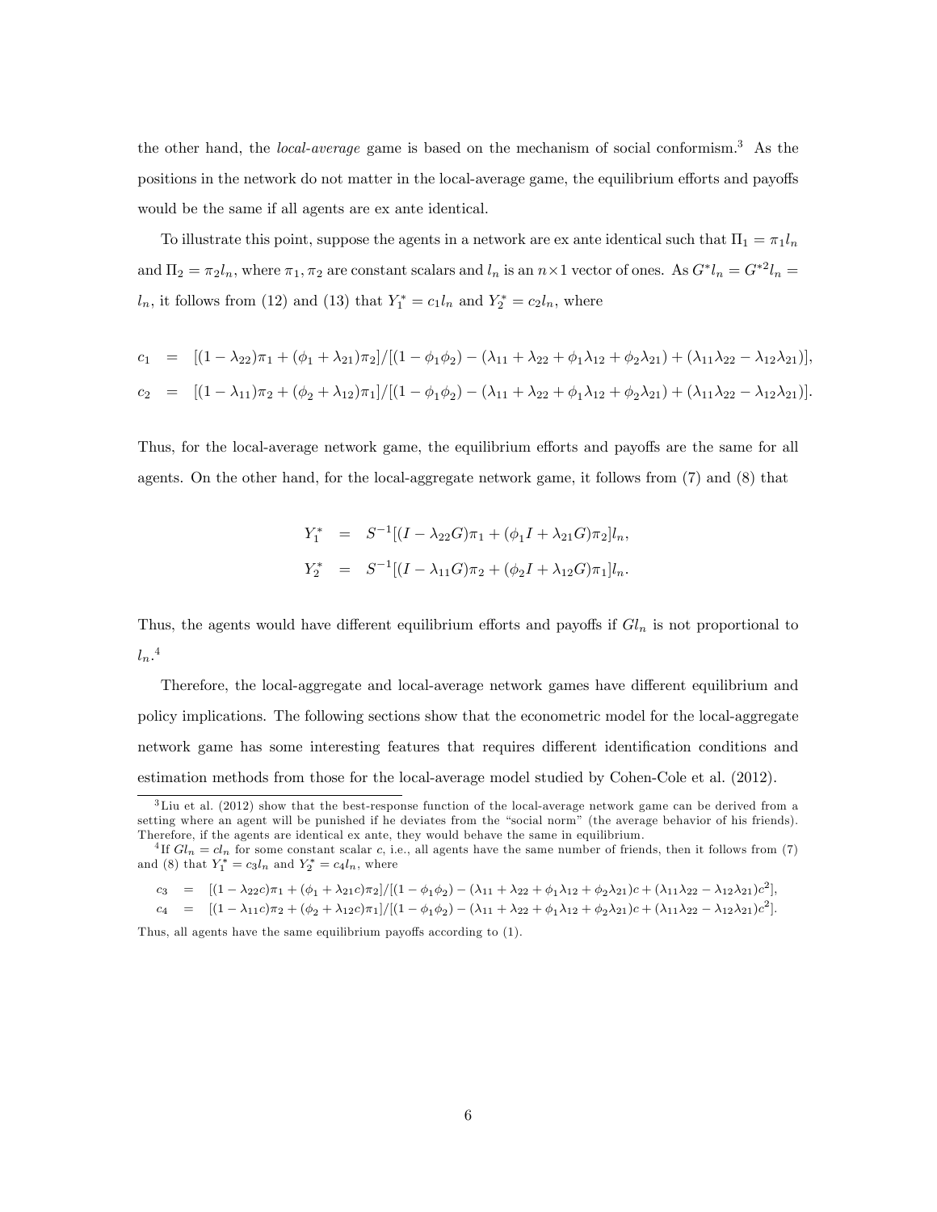the other hand, the *local-average* game is based on the mechanism of social conformism.[3] As the positions in the network do not matter in the local-average game, the equilibrium efforts and payoffs would be the same if all agents are ex ante identical.

To illustrate this point, suppose the agents in a network are ex ante identical such that $\Pi_1 = \pi_1 l_n$ and $\Pi_2 = \pi_2 l_n$, where $\pi_1, \pi_2$ are constant scalars and $l_n$ is an $n \times 1$ vector of ones. As $G^* l_n = G^{*2} l_n = l_n$, it follows from (12) and (13) that $Y_1^* = c_1 l_n$ and $Y_2^* = c_2 l_n$, where

$$
\begin{aligned}
c_1 &= [(1-\lambda_{22})\pi_1 + (\phi_1 + \lambda_{21})\pi_2]/[(1-\phi_1\phi_2) - (\lambda_{11} + \lambda_{22} + \phi_1\lambda_{12} + \phi_2\lambda_{21}) + (\lambda_{11}\lambda_{22} - \lambda_{12}\lambda_{21})], \\
c_2 &= [(1-\lambda_{11})\pi_2 + (\phi_2 + \lambda_{12})\pi_1]/[(1-\phi_1\phi_2) - (\lambda_{11} + \lambda_{22} + \phi_1\lambda_{12} + \phi_2\lambda_{21}) + (\lambda_{11}\lambda_{22} - \lambda_{12}\lambda_{21})].
\end{aligned}
$$

Thus, for the local-average network game, the equilibrium efforts and payoffs are the same for all agents. On the other hand, for the local-aggregate network game, it follows from (7) and (8) that

$$
\begin{aligned}
Y_1^* &= S^{-1}[(I - \lambda_{22}G)\pi_1 + (\phi_1 I + \lambda_{21}G)\pi_2]l_n, \\
Y_2^* &= S^{-1}[(I - \lambda_{11}G)\pi_2 + (\phi_2 I + \lambda_{12}G)\pi_1]l_n.
\end{aligned}
$$

Thus, the agents would have different equilibrium efforts and payoffs if $Gl_n$ is not proportional to $l_n$.[4]

Therefore, the local-aggregate and local-average network games have different equilibrium and policy implications. The following sections show that the econometric model for the local-aggregate network game has some interesting features that requires different identification conditions and estimation methods from those for the local-average model studied by Cohen-Cole et al. (2012).

---

[3] Liu et al. (2012) show that the best-response function of the local-average network game can be derived from a setting where an agent will be punished if he deviates from the "social norm" (the average behavior of his friends). Therefore, if the agents are identical ex ante, they would behave the same in equilibrium.

[4] If $Gl_n = cl_n$ for some constant scalar $c$, i.e., all agents have the same number of friends, then it follows from (7) and (8) that $Y_1^* = c_3 l_n$ and $Y_2^* = c_4 l_n$, where

$$
\begin{aligned}
c_3 &= [(1-\lambda_{22}c)\pi_1 + (\phi_1 + \lambda_{21}c)\pi_2]/[(1-\phi_1\phi_2) - (\lambda_{11} + \lambda_{22} + \phi_1\lambda_{12} + \phi_2\lambda_{21})c + (\lambda_{11}\lambda_{22} - \lambda_{12}\lambda_{21})c^2], \\
c_4 &= [(1-\lambda_{11}c)\pi_2 + (\phi_2 + \lambda_{12}c)\pi_1]/[(1-\phi_1\phi_2) - (\lambda_{11} + \lambda_{22} + \phi_1\lambda_{12} + \phi_2\lambda_{21})c + (\lambda_{11}\lambda_{22} - \lambda_{12}\lambda_{21})c^2].
\end{aligned}
$$

Thus, all agents have the same equilibrium payoffs according to (1).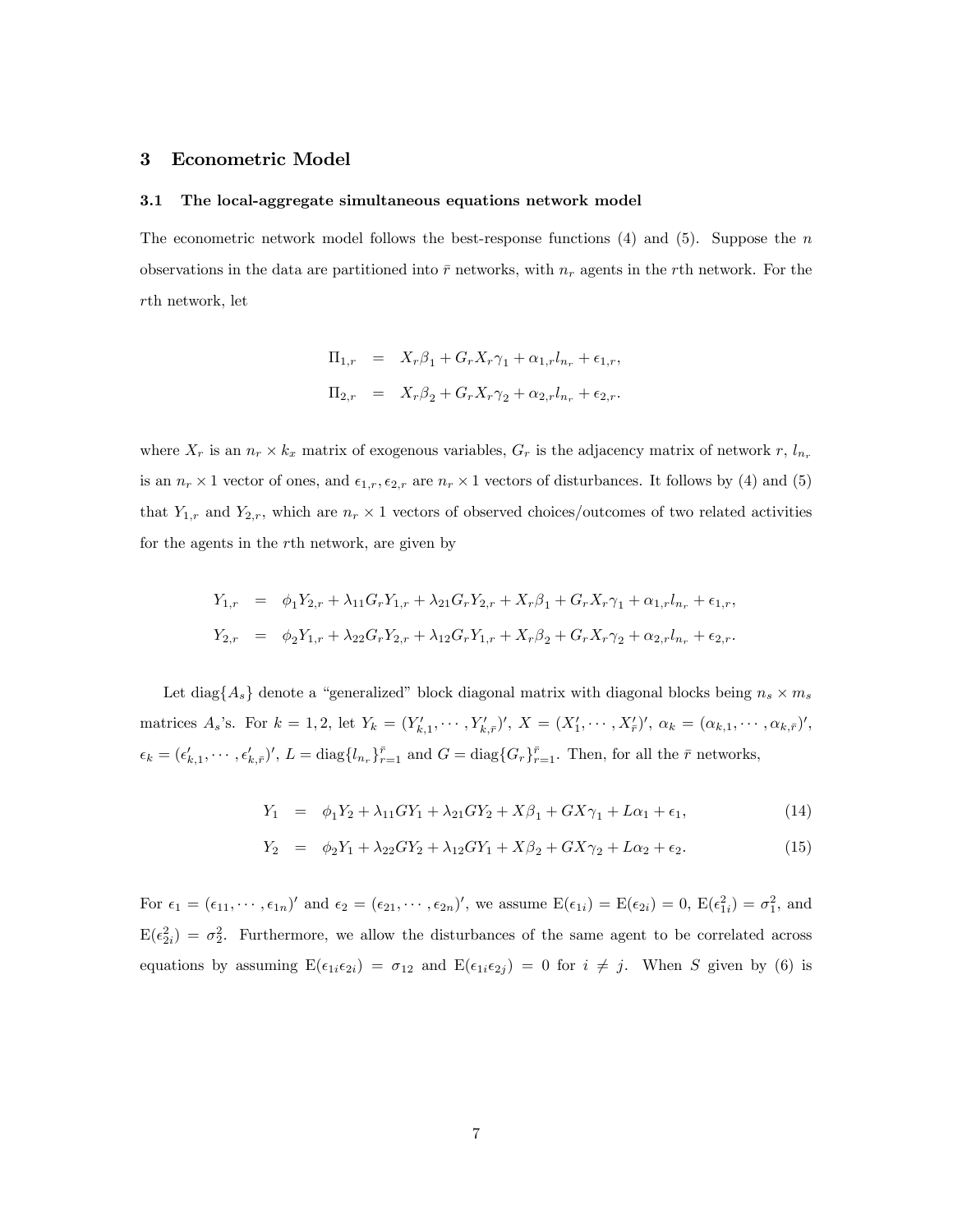## 3 Econometric Model

### 3.1 The local-aggregate simultaneous equations network model

The econometric network model follows the best-response functions (4) and (5). Suppose the $n$ observations in the data are partitioned into $\bar{r}$ networks, with $n_r$ agents in the $r$th network. For the $r$th network, let

$$
\begin{aligned}
\Pi_{1,r} &= X_r\beta_1 + G_r X_r \gamma_1 + \alpha_{1,r} l_{n_r} + \epsilon_{1,r}, \\
\Pi_{2,r} &= X_r\beta_2 + G_r X_r \gamma_2 + \alpha_{2,r} l_{n_r} + \epsilon_{2,r}.
\end{aligned}
$$

where $X_r$ is an $n_r \times k_x$ matrix of exogenous variables, $G_r$ is the adjacency matrix of network $r$, $l_{n_r}$ is an $n_r \times 1$ vector of ones, and $\epsilon_{1,r}, \epsilon_{2,r}$ are $n_r \times 1$ vectors of disturbances. It follows by (4) and (5) that $Y_{1,r}$ and $Y_{2,r}$, which are $n_r \times 1$ vectors of observed choices/outcomes of two related activities for the agents in the $r$th network, are given by

$$
\begin{aligned}
Y_{1,r} &= \phi_1 Y_{2,r} + \lambda_{11} G_r Y_{1,r} + \lambda_{21} G_r Y_{2,r} + X_r\beta_1 + G_r X_r \gamma_1 + \alpha_{1,r} l_{n_r} + \epsilon_{1,r}, \\
Y_{2,r} &= \phi_2 Y_{1,r} + \lambda_{22} G_r Y_{2,r} + \lambda_{12} G_r Y_{1,r} + X_r\beta_2 + G_r X_r \gamma_2 + \alpha_{2,r} l_{n_r} + \epsilon_{2,r}.
\end{aligned}
$$

Let $\text{diag}\{A_s\}$ denote a "generalized" block diagonal matrix with diagonal blocks being $n_s \times m_s$ matrices $A_s$'s. For $k = 1, 2$, let $Y_k = (Y'_{k,1}, \cdots, Y'_{k,\bar{r}})'$, $X = (X'_1, \cdots, X'_{\bar{r}})'$, $\alpha_k = (\alpha_{k,1}, \cdots, \alpha_{k,\bar{r}})'$, $\epsilon_k = (\epsilon'_{k,1}, \cdots, \epsilon'_{k,\bar{r}})'$, $L = \text{diag}\{l_{n_r}\}_{r=1}^{\bar{r}}$ and $G = \text{diag}\{G_r\}_{r=1}^{\bar{r}}$. Then, for all the $\bar{r}$ networks,

$$
Y_1 = \phi_1 Y_2 + \lambda_{11} G Y_1 + \lambda_{21} G Y_2 + X\beta_1 + GX\gamma_1 + L\alpha_1 + \epsilon_1, \tag{14}
$$

$$
Y_2 = \phi_2 Y_1 + \lambda_{22} G Y_2 + \lambda_{12} G Y_1 + X\beta_2 + GX\gamma_2 + L\alpha_2 + \epsilon_2. \tag{15}
$$

For $\epsilon_1 = (\epsilon_{11}, \cdots, \epsilon_{1n})'$ and $\epsilon_2 = (\epsilon_{21}, \cdots, \epsilon_{2n})'$, we assume $\text{E}(\epsilon_{1i}) = \text{E}(\epsilon_{2i}) = 0$, $\text{E}(\epsilon_{1i}^2) = \sigma_1^2$, and $\text{E}(\epsilon_{2i}^2) = \sigma_2^2$. Furthermore, we allow the disturbances of the same agent to be correlated across equations by assuming $\text{E}(\epsilon_{1i}\epsilon_{2i}) = \sigma_{12}$ and $\text{E}(\epsilon_{1i}\epsilon_{2j}) = 0$ for $i \neq j$. When $S$ given by (6) is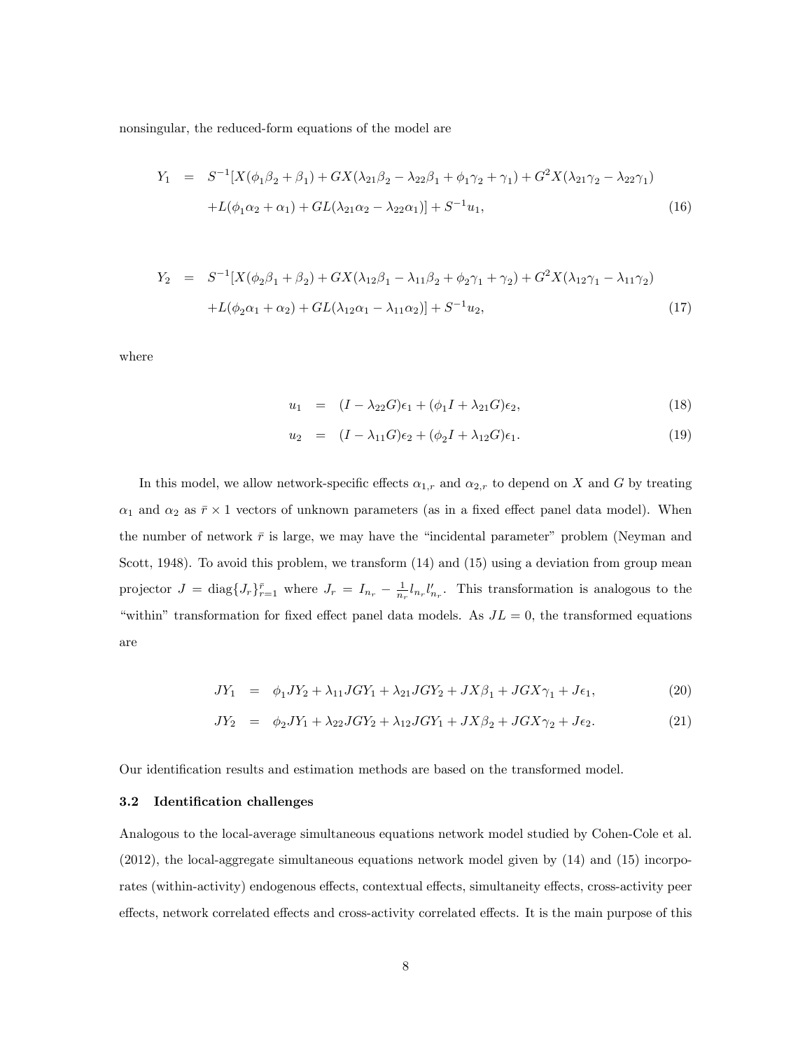nonsingular, the reduced-form equations of the model are

$$
\begin{aligned}
Y_1 &= S^{-1}[X(\phi_1\beta_2+\beta_1)+GX(\lambda_{21}\beta_2-\lambda_{22}\beta_1+\phi_1\gamma_2+\gamma_1)+G^2X(\lambda_{21}\gamma_2-\lambda_{22}\gamma_1) \\
&\quad +L(\phi_1\alpha_2+\alpha_1)+GL(\lambda_{21}\alpha_2-\lambda_{22}\alpha_1)]+S^{-1}u_1, \qquad (16)
\end{aligned}
$$

$$
\begin{aligned}
Y_2 &= S^{-1}[X(\phi_2\beta_1+\beta_2)+GX(\lambda_{12}\beta_1-\lambda_{11}\beta_2+\phi_2\gamma_1+\gamma_2)+G^2X(\lambda_{12}\gamma_1-\lambda_{11}\gamma_2) \\
&\quad +L(\phi_2\alpha_1+\alpha_2)+GL(\lambda_{12}\alpha_1-\lambda_{11}\alpha_2)]+S^{-1}u_2, \qquad (17)
\end{aligned}
$$

where

$$
\begin{aligned}
u_1 &= (I-\lambda_{22}G)\epsilon_1+(\phi_1 I+\lambda_{21}G)\epsilon_2, \qquad (18)\\
u_2 &= (I-\lambda_{11}G)\epsilon_2+(\phi_2 I+\lambda_{12}G)\epsilon_1. \qquad (19)
\end{aligned}
$$

In this model, we allow network-specific effects $\alpha_{1,r}$ and $\alpha_{2,r}$ to depend on $X$ and $G$ by treating $\alpha_1$ and $\alpha_2$ as $\bar{r}\times 1$ vectors of unknown parameters (as in a fixed effect panel data model). When the number of network $\bar{r}$ is large, we may have the "incidental parameter" problem (Neyman and Scott, 1948). To avoid this problem, we transform (14) and (15) using a deviation from group mean projector $J=\mathrm{diag}\{J_r\}_{r=1}^{\bar{r}}$ where $J_r = I_{n_r}-\frac{1}{n_r}l_{n_r}l_{n_r}'$. This transformation is analogous to the "within" transformation for fixed effect panel data models. As $JL=0$, the transformed equations are

$$
\begin{aligned}
JY_1 &= \phi_1 JY_2+\lambda_{11}JGY_1+\lambda_{21}JGY_2+JX\beta_1+JGX\gamma_1+J\epsilon_1, \qquad (20)\\
JY_2 &= \phi_2 JY_1+\lambda_{22}JGY_2+\lambda_{12}JGY_1+JX\beta_2+JGX\gamma_2+J\epsilon_2. \qquad (21)
\end{aligned}
$$

Our identification results and estimation methods are based on the transformed model.

### 3.2 Identification challenges

Analogous to the local-average simultaneous equations network model studied by Cohen-Cole et al. (2012), the local-aggregate simultaneous equations network model given by (14) and (15) incorporates (within-activity) endogenous effects, contextual effects, simultaneity effects, cross-activity peer effects, network correlated effects and cross-activity correlated effects. It is the main purpose of this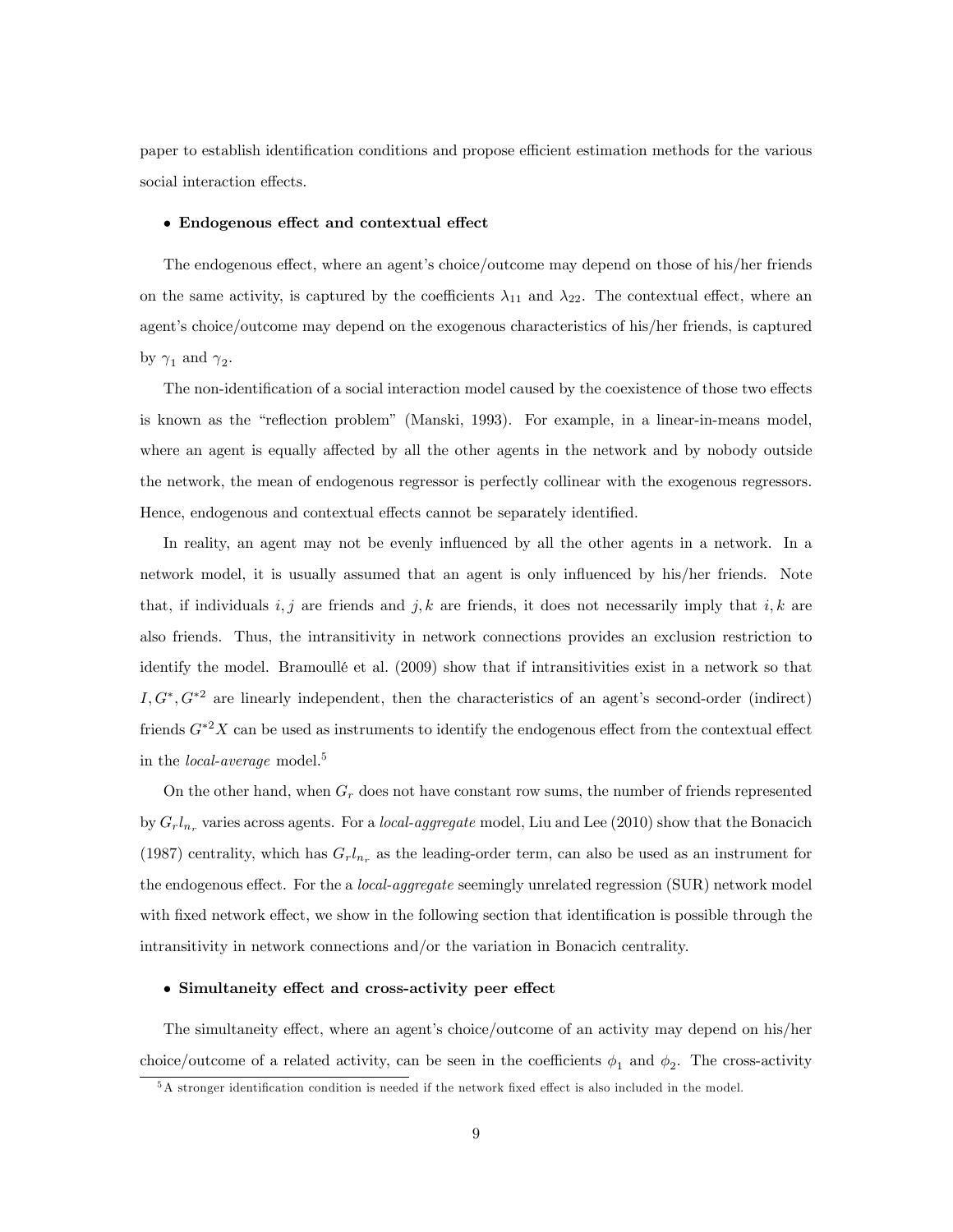paper to establish identification conditions and propose efficient estimation methods for the various social interaction effects.

- **Endogenous effect and contextual effect**

The endogenous effect, where an agent's choice/outcome may depend on those of his/her friends on the same activity, is captured by the coefficients $\lambda_{11}$ and $\lambda_{22}$. The contextual effect, where an agent's choice/outcome may depend on the exogenous characteristics of his/her friends, is captured by $\gamma_1$ and $\gamma_2$.

The non-identification of a social interaction model caused by the coexistence of those two effects is known as the "reflection problem" (Manski, 1993). For example, in a linear-in-means model, where an agent is equally affected by all the other agents in the network and by nobody outside the network, the mean of endogenous regressor is perfectly collinear with the exogenous regressors. Hence, endogenous and contextual effects cannot be separately identified.

In reality, an agent may not be evenly influenced by all the other agents in a network. In a network model, it is usually assumed that an agent is only influenced by his/her friends. Note that, if individuals $i, j$ are friends and $j, k$ are friends, it does not necessarily imply that $i, k$ are also friends. Thus, the intransitivity in network connections provides an exclusion restriction to identify the model. Bramoullé et al. (2009) show that if intransitivities exist in a network so that $I, G^*, G^{*2}$ are linearly independent, then the characteristics of an agent's second-order (indirect) friends $G^{*2}X$ can be used as instruments to identify the endogenous effect from the contextual effect in the *local-average* model.[5]

On the other hand, when $G_r$ does not have constant row sums, the number of friends represented by $G_r l_{n_r}$ varies across agents. For a *local-aggregate* model, Liu and Lee (2010) show that the Bonacich (1987) centrality, which has $G_r l_{n_r}$ as the leading-order term, can also be used as an instrument for the endogenous effect. For the a *local-aggregate* seemingly unrelated regression (SUR) network model with fixed network effect, we show in the following section that identification is possible through the intransitivity in network connections and/or the variation in Bonacich centrality.

- **Simultaneity effect and cross-activity peer effect**

The simultaneity effect, where an agent's choice/outcome of an activity may depend on his/her choice/outcome of a related activity, can be seen in the coefficients $\phi_1$ and $\phi_2$. The cross-activity

[5] A stronger identification condition is needed if the network fixed effect is also included in the model.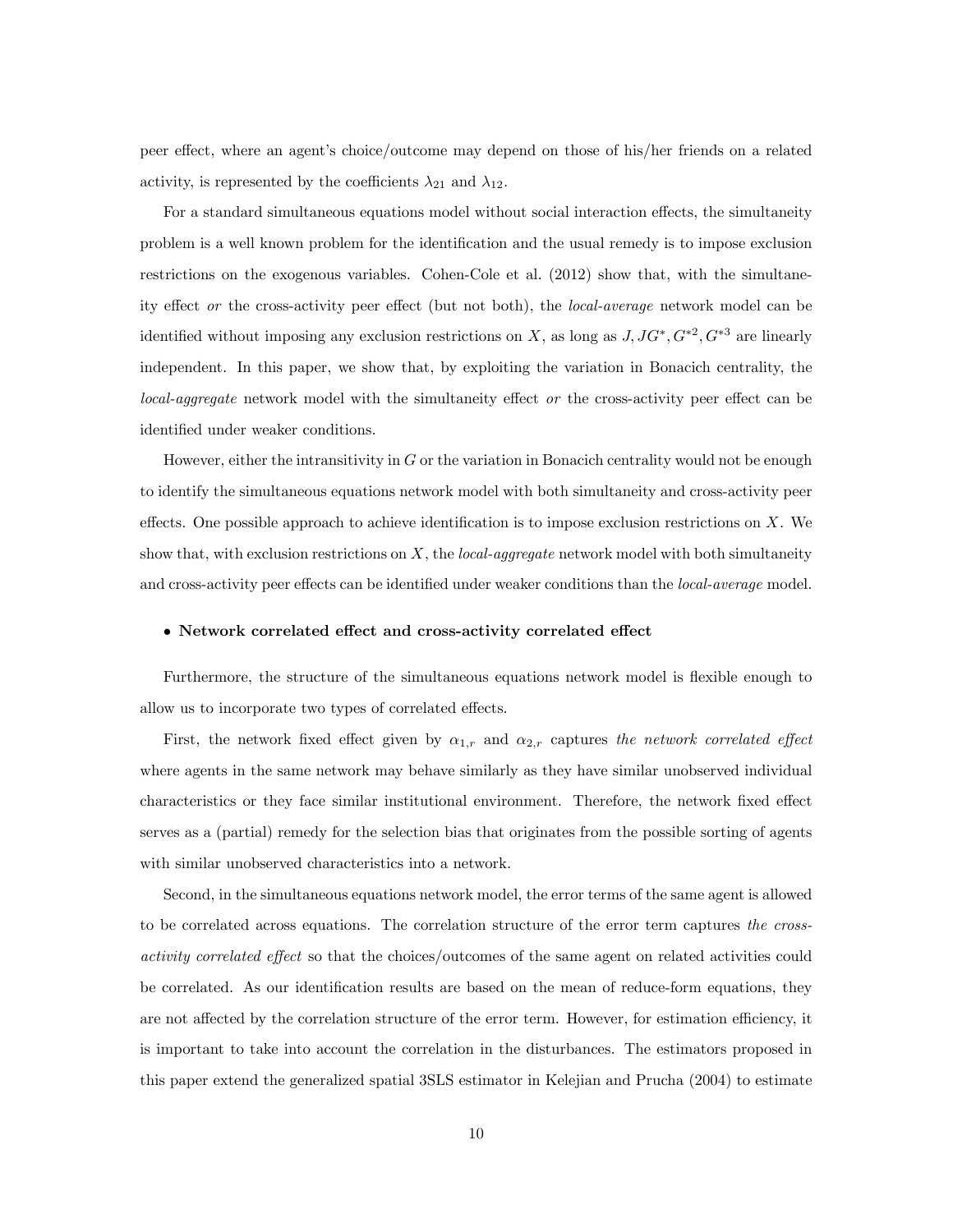peer effect, where an agent's choice/outcome may depend on those of his/her friends on a related activity, is represented by the coefficients $\lambda_{21}$ and $\lambda_{12}$.

For a standard simultaneous equations model without social interaction effects, the simultaneity problem is a well known problem for the identification and the usual remedy is to impose exclusion restrictions on the exogenous variables. Cohen-Cole et al. (2012) show that, with the simultaneity effect *or* the cross-activity peer effect (but not both), the *local-average* network model can be identified without imposing any exclusion restrictions on $X$, as long as $J, JG^{*}, G^{*2}, G^{*3}$ are linearly independent. In this paper, we show that, by exploiting the variation in Bonacich centrality, the *local-aggregate* network model with the simultaneity effect *or* the cross-activity peer effect can be identified under weaker conditions.

However, either the intransitivity in $G$ or the variation in Bonacich centrality would not be enough to identify the simultaneous equations network model with both simultaneity and cross-activity peer effects. One possible approach to achieve identification is to impose exclusion restrictions on $X$. We show that, with exclusion restrictions on $X$, the *local-aggregate* network model with both simultaneity and cross-activity peer effects can be identified under weaker conditions than the *local-average* model.

- **Network correlated effect and cross-activity correlated effect**

Furthermore, the structure of the simultaneous equations network model is flexible enough to allow us to incorporate two types of correlated effects.

First, the network fixed effect given by $\alpha_{1,r}$ and $\alpha_{2,r}$ captures *the network correlated effect* where agents in the same network may behave similarly as they have similar unobserved individual characteristics or they face similar institutional environment. Therefore, the network fixed effect serves as a (partial) remedy for the selection bias that originates from the possible sorting of agents with similar unobserved characteristics into a network.

Second, in the simultaneous equations network model, the error terms of the same agent is allowed to be correlated across equations. The correlation structure of the error term captures *the cross-activity correlated effect* so that the choices/outcomes of the same agent on related activities could be correlated. As our identification results are based on the mean of reduce-form equations, they are not affected by the correlation structure of the error term. However, for estimation efficiency, it is important to take into account the correlation in the disturbances. The estimators proposed in this paper extend the generalized spatial 3SLS estimator in Kelejian and Prucha (2004) to estimate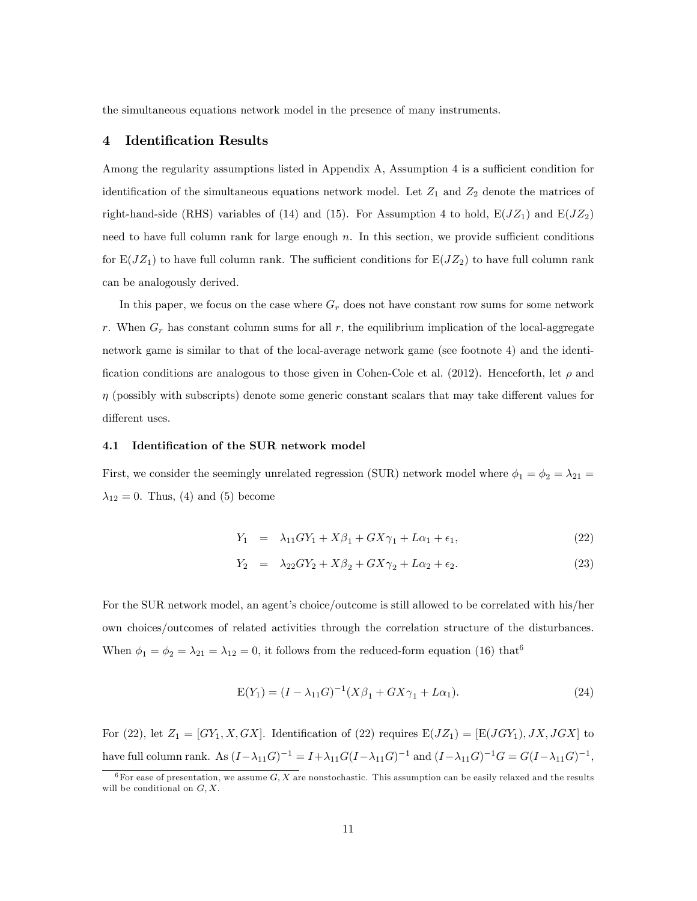the simultaneous equations network model in the presence of many instruments.

## 4 Identification Results

Among the regularity assumptions listed in Appendix A, Assumption 4 is a sufficient condition for identification of the simultaneous equations network model. Let $Z_1$ and $Z_2$ denote the matrices of right-hand-side (RHS) variables of (14) and (15). For Assumption 4 to hold, $\mathrm{E}(JZ_1)$ and $\mathrm{E}(JZ_2)$ need to have full column rank for large enough $n$. In this section, we provide sufficient conditions for $\mathrm{E}(JZ_1)$ to have full column rank. The sufficient conditions for $\mathrm{E}(JZ_2)$ to have full column rank can be analogously derived.

In this paper, we focus on the case where $G_r$ does not have constant row sums for some network $r$. When $G_r$ has constant column sums for all $r$, the equilibrium implication of the local-aggregate network game is similar to that of the local-average network game (see footnote 4) and the identification conditions are analogous to those given in Cohen-Cole et al. (2012). Henceforth, let $\rho$ and $\eta$ (possibly with subscripts) denote some generic constant scalars that may take different values for different uses.

### 4.1 Identification of the SUR network model

First, we consider the seemingly unrelated regression (SUR) network model where $\phi_1 = \phi_2 = \lambda_{21} = \lambda_{12} = 0$. Thus, (4) and (5) become

$$Y_1 = \lambda_{11} G Y_1 + X\beta_1 + GX\gamma_1 + L\alpha_1 + \epsilon_1, \tag{22}$$

$$Y_2 = \lambda_{22} G Y_2 + X\beta_2 + GX\gamma_2 + L\alpha_2 + \epsilon_2. \tag{23}$$

For the SUR network model, an agent's choice/outcome is still allowed to be correlated with his/her own choices/outcomes of related activities through the correlation structure of the disturbances. When $\phi_1 = \phi_2 = \lambda_{21} = \lambda_{12} = 0$, it follows from the reduced-form equation (16) that[6]

$$\mathrm{E}(Y_1) = (I - \lambda_{11} G)^{-1}(X\beta_1 + GX\gamma_1 + L\alpha_1). \tag{24}$$

For (22), let $Z_1 = [GY_1, X, GX]$. Identification of (22) requires $\mathrm{E}(JZ_1) = [\mathrm{E}(JGY_1), JX, JGX]$ to have full column rank. As $(I - \lambda_{11}G)^{-1} = I + \lambda_{11}G(I - \lambda_{11}G)^{-1}$ and $(I - \lambda_{11}G)^{-1}G = G(I - \lambda_{11}G)^{-1}$,

[6] For ease of presentation, we assume $G, X$ are nonstochastic. This assumption can be easily relaxed and the results will be conditional on $G, X$.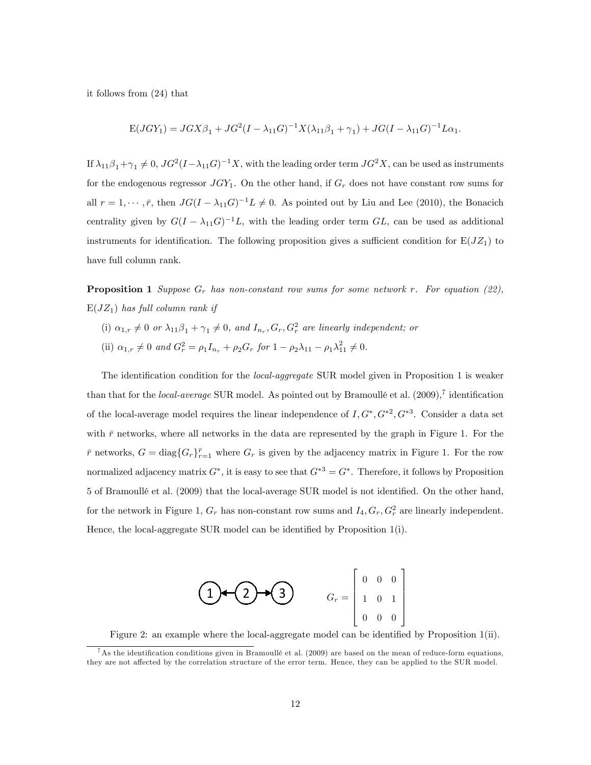it follows from (24) that

$$\mathrm{E}(JGY_1) = JGX\beta_1 + JG^2(I - \lambda_{11}G)^{-1}X(\lambda_{11}\beta_1 + \gamma_1) + JG(I - \lambda_{11}G)^{-1}L\alpha_1.$$

If $\lambda_{11}\beta_1 + \gamma_1 \neq 0$, $JG^2(I - \lambda_{11}G)^{-1}X$, with the leading order term $JG^2X$, can be used as instruments for the endogenous regressor $JGY_1$. On the other hand, if $G_r$ does not have constant row sums for all $r = 1, \cdots, \bar{r}$, then $JG(I - \lambda_{11}G)^{-1}L \neq 0$. As pointed out by Liu and Lee (2010), the Bonacich centrality given by $G(I - \lambda_{11}G)^{-1}L$, with the leading order term $GL$, can be used as additional instruments for identification. The following proposition gives a sufficient condition for $\mathrm{E}(JZ_1)$ to have full column rank.

**Proposition 1** *Suppose $G_r$ has non-constant row sums for some network $r$. For equation (22), $\mathrm{E}(JZ_1)$ has full column rank if*

(i) *$\alpha_{1,r} \neq 0$ or $\lambda_{11}\beta_1 + \gamma_1 \neq 0$, and $I_{n_r}, G_r, G_r^2$ are linearly independent; or*

(ii) *$\alpha_{1,r} \neq 0$ and $G_r^2 = \rho_1 I_{n_r} + \rho_2 G_r$ for $1 - \rho_2\lambda_{11} - \rho_1\lambda_{11}^2 \neq 0$.*

The identification condition for the *local-aggregate* SUR model given in Proposition 1 is weaker than that for the *local-average* SUR model. As pointed out by Bramoullé et al. (2009),[7] identification of the local-average model requires the linear independence of $I, G^*, G^{*2}, G^{*3}$. Consider a data set with $\bar{r}$ networks, where all networks in the data are represented by the graph in Figure 1. For the $\bar{r}$ networks, $G = \mathrm{diag}\{G_r\}_{r=1}^{\bar{r}}$ where $G_r$ is given by the adjacency matrix in Figure 1. For the row normalized adjacency matrix $G^*$, it is easy to see that $G^{*3} = G^*$. Therefore, it follows by Proposition 5 of Bramoullé et al. (2009) that the local-average SUR model is not identified. On the other hand, for the network in Figure 1, $G_r$ has non-constant row sums and $I_4, G_r, G_r^2$ are linearly independent. Hence, the local-aggregate SUR model can be identified by Proposition 1(i).

1 ← 2 → 3

$$G_r = \begin{bmatrix} 0 & 0 & 0 \\ 1 & 0 & 1 \\ 0 & 0 & 0 \end{bmatrix}$$

Figure 2: an example where the local-aggregate model can be identified by Proposition 1(ii).

[7] As the identification conditions given in Bramoullé et al. (2009) are based on the mean of reduce-form equations, they are not affected by the correlation structure of the error term. Hence, they can be applied to the SUR model.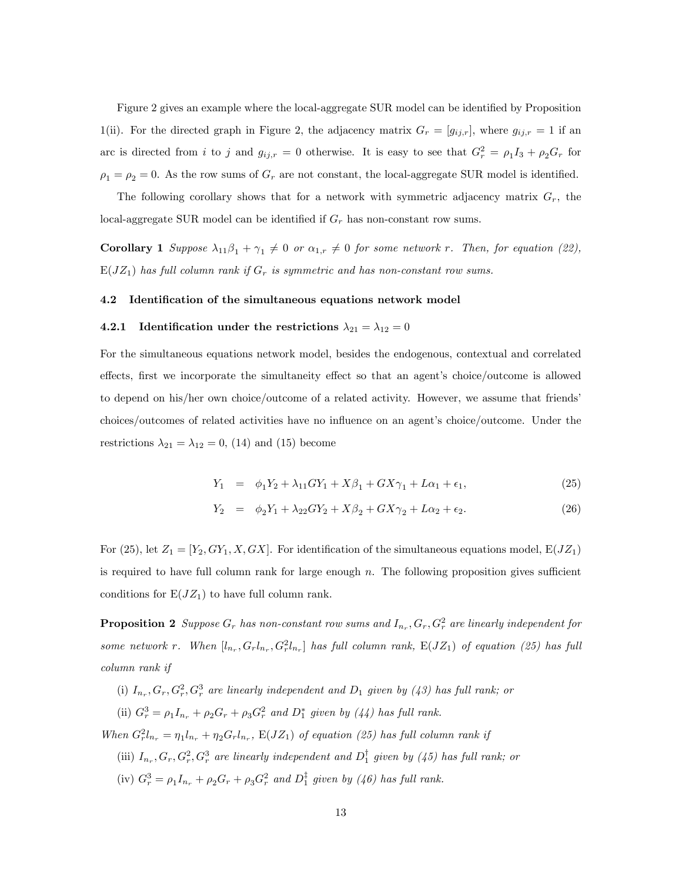Figure 2 gives an example where the local-aggregate SUR model can be identified by Proposition 1(ii). For the directed graph in Figure 2, the adjacency matrix $G_r = [g_{ij,r}]$, where $g_{ij,r} = 1$ if an arc is directed from $i$ to $j$ and $g_{ij,r} = 0$ otherwise. It is easy to see that $G_r^2 = \rho_1 I_3 + \rho_2 G_r$ for $\rho_1 = \rho_2 = 0$. As the row sums of $G_r$ are not constant, the local-aggregate SUR model is identified.

The following corollary shows that for a network with symmetric adjacency matrix $G_r$, the local-aggregate SUR model can be identified if $G_r$ has non-constant row sums.

**Corollary 1** *Suppose $\lambda_{11}\beta_1 + \gamma_1 \neq 0$ or $\alpha_{1,r} \neq 0$ for some network $r$. Then, for equation (22), $\mathrm{E}(JZ_1)$ has full column rank if $G_r$ is symmetric and has non-constant row sums.*

### 4.2 Identification of the simultaneous equations network model

#### 4.2.1 Identification under the restrictions $\lambda_{21} = \lambda_{12} = 0$

For the simultaneous equations network model, besides the endogenous, contextual and correlated effects, first we incorporate the simultaneity effect so that an agent's choice/outcome is allowed to depend on his/her own choice/outcome of a related activity. However, we assume that friends' choices/outcomes of related activities have no influence on an agent's choice/outcome. Under the restrictions $\lambda_{21} = \lambda_{12} = 0$, (14) and (15) become

$$Y_1 = \phi_1 Y_2 + \lambda_{11} G Y_1 + X\beta_1 + GX\gamma_1 + L\alpha_1 + \epsilon_1, \tag{25}$$

$$Y_2 = \phi_2 Y_1 + \lambda_{22} G Y_2 + X\beta_2 + GX\gamma_2 + L\alpha_2 + \epsilon_2. \tag{26}$$

For (25), let $Z_1 = [Y_2, GY_1, X, GX]$. For identification of the simultaneous equations model, $\mathrm{E}(JZ_1)$ is required to have full column rank for large enough $n$. The following proposition gives sufficient conditions for $\mathrm{E}(JZ_1)$ to have full column rank.

**Proposition 2** *Suppose $G_r$ has non-constant row sums and $I_{n_r}, G_r, G_r^2$ are linearly independent for some network $r$. When $[l_{n_r}, G_r l_{n_r}, G_r^2 l_{n_r}]$ has full column rank, $\mathrm{E}(JZ_1)$ of equation (25) has full column rank if*

*(i) $I_{n_r}, G_r, G_r^2, G_r^3$ are linearly independent and $D_1$ given by (43) has full rank; or*

*(ii) $G_r^3 = \rho_1 I_{n_r} + \rho_2 G_r + \rho_3 G_r^2$ and $D_1^*$ given by (44) has full rank.*

*When $G_r^2 l_{n_r} = \eta_1 l_{n_r} + \eta_2 G_r l_{n_r}$, $\mathrm{E}(JZ_1)$ of equation (25) has full column rank if*

*(iii) $I_{n_r}, G_r, G_r^2, G_r^3$ are linearly independent and $D_1^\dagger$ given by (45) has full rank; or*

*(iv) $G_r^3 = \rho_1 I_{n_r} + \rho_2 G_r + \rho_3 G_r^2$ and $D_1^\ddagger$ given by (46) has full rank.*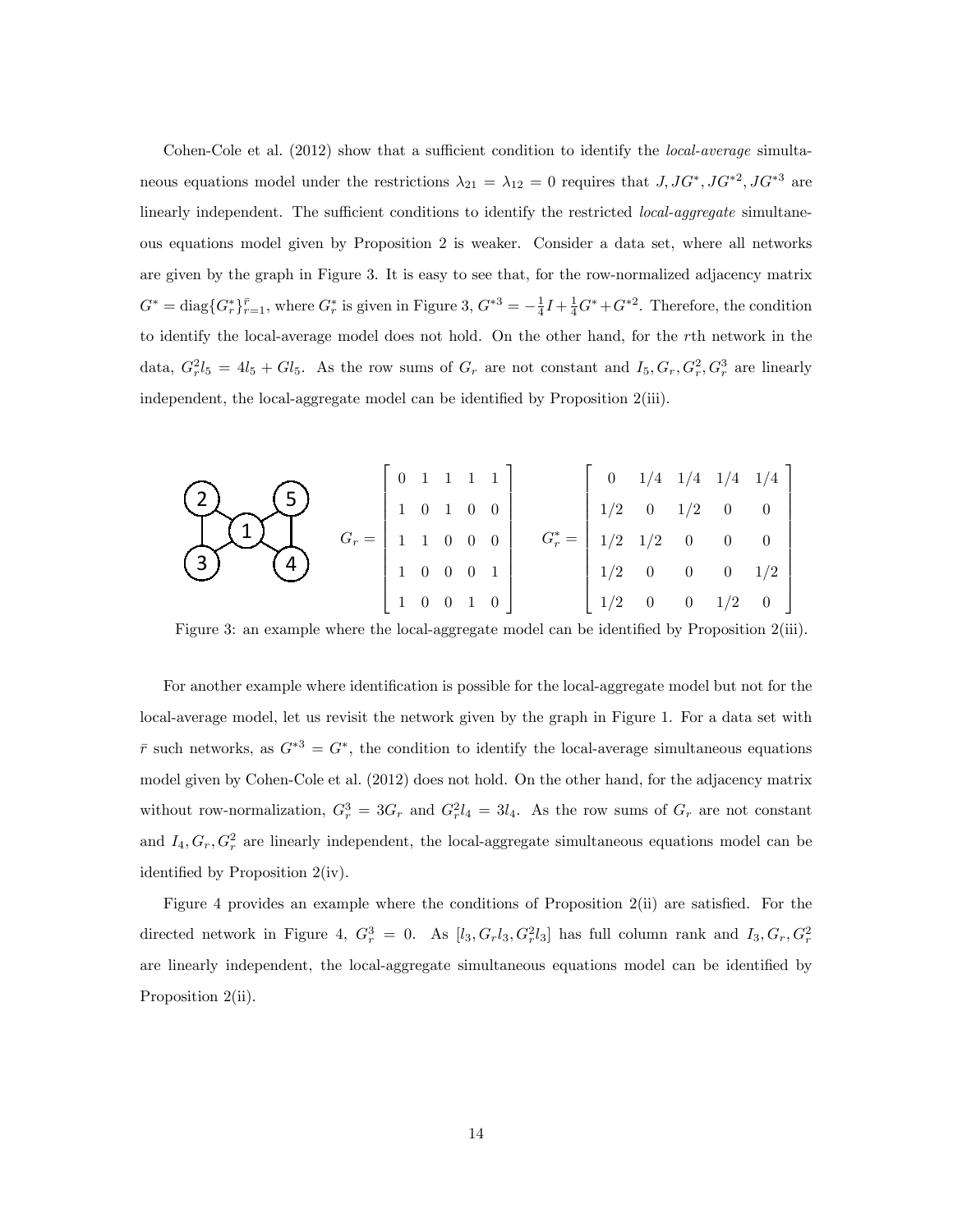Cohen-Cole et al. (2012) show that a sufficient condition to identify the *local-average* simultaneous equations model under the restrictions $\lambda_{21} = \lambda_{12} = 0$ requires that $J, JG^*, JG^{*2}, JG^{*3}$ are linearly independent. The sufficient conditions to identify the restricted *local-aggregate* simultaneous equations model given by Proposition 2 is weaker. Consider a data set, where all networks are given by the graph in Figure 3. It is easy to see that, for the row-normalized adjacency matrix $G^* = \text{diag}\{G_r^*\}_{r=1}^{\bar{r}}$, where $G_r^*$ is given in Figure 3, $G^{*3} = -\frac{1}{4}I + \frac{1}{4}G^* + G^{*2}$. Therefore, the condition to identify the local-average model does not hold. On the other hand, for the $r$th network in the data, $G_r^2 l_5 = 4l_5 + Gl_5$. As the row sums of $G_r$ are not constant and $I_5, G_r, G_r^2, G_r^3$ are linearly independent, the local-aggregate model can be identified by Proposition 2(iii).

$$G_r = \begin{bmatrix} 0 & 1 & 1 & 1 & 1 \\ 1 & 0 & 1 & 0 & 0 \\ 1 & 1 & 0 & 0 & 0 \\ 1 & 0 & 0 & 0 & 1 \\ 1 & 0 & 0 & 1 & 0 \end{bmatrix} \qquad G_r^* = \begin{bmatrix} 0 & 1/4 & 1/4 & 1/4 & 1/4 \\ 1/2 & 0 & 1/2 & 0 & 0 \\ 1/2 & 1/2 & 0 & 0 & 0 \\ 1/2 & 0 & 0 & 0 & 1/2 \\ 1/2 & 0 & 0 & 1/2 & 0 \end{bmatrix}$$

Figure 3: an example where the local-aggregate model can be identified by Proposition 2(iii).

For another example where identification is possible for the local-aggregate model but not for the local-average model, let us revisit the network given by the graph in Figure 1. For a data set with $\bar{r}$ such networks, as $G^{*3} = G^*$, the condition to identify the local-average simultaneous equations model given by Cohen-Cole et al. (2012) does not hold. On the other hand, for the adjacency matrix without row-normalization, $G_r^3 = 3G_r$ and $G_r^2 l_4 = 3l_4$. As the row sums of $G_r$ are not constant and $I_4, G_r, G_r^2$ are linearly independent, the local-aggregate simultaneous equations model can be identified by Proposition 2(iv).

Figure 4 provides an example where the conditions of Proposition 2(ii) are satisfied. For the directed network in Figure 4, $G_r^3 = 0$. As $[l_3, G_r l_3, G_r^2 l_3]$ has full column rank and $I_3, G_r, G_r^2$ are linearly independent, the local-aggregate simultaneous equations model can be identified by Proposition 2(ii).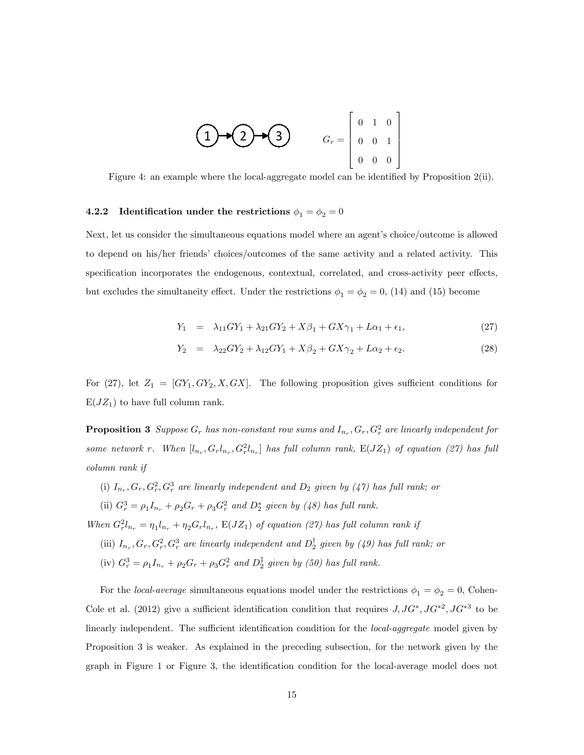$$G_r = \begin{bmatrix} 0 & 1 & 0 \\ 0 & 0 & 1 \\ 0 & 0 & 0 \end{bmatrix}$$

Figure 4: an example where the local-aggregate model can be identified by Proposition 2(ii).

### 4.2.2 Identification under the restrictions $\phi_1 = \phi_2 = 0$

Next, let us consider the simultaneous equations model where an agent's choice/outcome is allowed to depend on his/her friends' choices/outcomes of the same activity and a related activity. This specification incorporates the endogenous, contextual, correlated, and cross-activity peer effects, but excludes the simultaneity effect. Under the restrictions $\phi_1 = \phi_2 = 0$, (14) and (15) become

$$Y_1 = \lambda_{11} GY_1 + \lambda_{21} GY_2 + X\beta_1 + GX\gamma_1 + L\alpha_1 + \epsilon_1, \tag{27}$$

$$Y_2 = \lambda_{22} GY_2 + \lambda_{12} GY_1 + X\beta_2 + GX\gamma_2 + L\alpha_2 + \epsilon_2. \tag{28}$$

For (27), let $Z_1 = [GY_1, GY_2, X, GX]$. The following proposition gives sufficient conditions for $\mathrm{E}(JZ_1)$ to have full column rank.

**Proposition 3** *Suppose $G_r$ has non-constant row sums and $I_{n_r}, G_r, G_r^2$ are linearly independent for some network $r$. When $[l_{n_r}, G_r l_{n_r}, G_r^2 l_{n_r}]$ has full column rank, $\mathrm{E}(JZ_1)$ of equation (27) has full column rank if*

(i) *$I_{n_r}, G_r, G_r^2, G_r^3$ are linearly independent and $D_2$ given by (47) has full rank; or*

(ii) *$G_r^3 = \rho_1 I_{n_r} + \rho_2 G_r + \rho_3 G_r^2$ and $D_2^*$ given by (48) has full rank.*

*When $G_r^2 l_{n_r} = \eta_1 l_{n_r} + \eta_2 G_r l_{n_r}$, $\mathrm{E}(JZ_1)$ of equation (27) has full column rank if*

(iii) *$I_{n_r}, G_r, G_r^2, G_r^3$ are linearly independent and $D_2^\dagger$ given by (49) has full rank; or*

(iv) *$G_r^3 = \rho_1 I_{n_r} + \rho_2 G_r + \rho_3 G_r^2$ and $D_2^\ddagger$ given by (50) has full rank.*

For the *local-average* simultaneous equations model under the restrictions $\phi_1 = \phi_2 = 0$, Cohen-Cole et al. (2012) give a sufficient identification condition that requires $J, JG^*, JG^{*2}, JG^{*3}$ to be linearly independent. The sufficient identification condition for the *local-aggregate* model given by Proposition 3 is weaker. As explained in the preceding subsection, for the network given by the graph in Figure 1 or Figure 3, the identification condition for the local-average model does not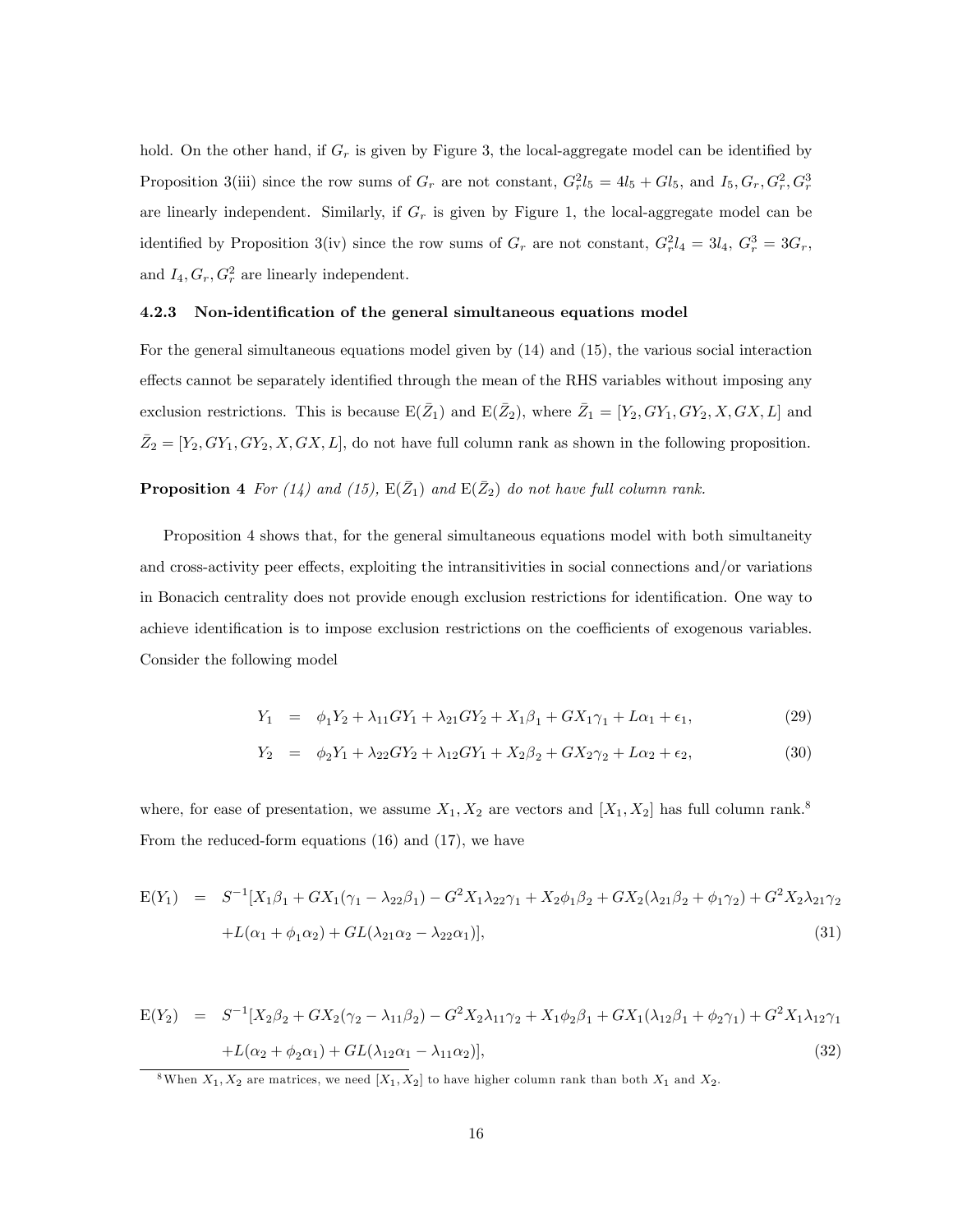hold. On the other hand, if $G_r$ is given by Figure 3, the local-aggregate model can be identified by Proposition 3(iii) since the row sums of $G_r$ are not constant, $G_r^2 l_5 = 4l_5 + Gl_5$, and $I_5, G_r, G_r^2, G_r^3$ are linearly independent. Similarly, if $G_r$ is given by Figure 1, the local-aggregate model can be identified by Proposition 3(iv) since the row sums of $G_r$ are not constant, $G_r^2 l_4 = 3l_4$, $G_r^3 = 3G_r$, and $I_4, G_r, G_r^2$ are linearly independent.

#### 4.2.3 Non-identification of the general simultaneous equations model

For the general simultaneous equations model given by (14) and (15), the various social interaction effects cannot be separately identified through the mean of the RHS variables without imposing any exclusion restrictions. This is because $\mathrm{E}(\bar{Z}_1)$ and $\mathrm{E}(\bar{Z}_2)$, where $\bar{Z}_1 = [Y_2, GY_1, GY_2, X, GX, L]$ and $\bar{Z}_2 = [Y_2, GY_1, GY_2, X, GX, L]$, do not have full column rank as shown in the following proposition.

**Proposition 4** *For (14) and (15), $\mathrm{E}(\bar{Z}_1)$ and $\mathrm{E}(\bar{Z}_2)$ do not have full column rank.*

Proposition 4 shows that, for the general simultaneous equations model with both simultaneity and cross-activity peer effects, exploiting the intransitivities in social connections and/or variations in Bonacich centrality does not provide enough exclusion restrictions for identification. One way to achieve identification is to impose exclusion restrictions on the coefficients of exogenous variables. Consider the following model

$$
\begin{aligned}
Y_1 &= \phi_1 Y_2 + \lambda_{11} GY_1 + \lambda_{21} GY_2 + X_1\beta_1 + GX_1\gamma_1 + L\alpha_1 + \epsilon_1, && (29)\\
Y_2 &= \phi_2 Y_1 + \lambda_{22} GY_2 + \lambda_{12} GY_1 + X_2\beta_2 + GX_2\gamma_2 + L\alpha_2 + \epsilon_2, && (30)
\end{aligned}
$$

where, for ease of presentation, we assume $X_1, X_2$ are vectors and $[X_1, X_2]$ has full column rank.[8] From the reduced-form equations (16) and (17), we have

$$
\begin{aligned}
\mathrm{E}(Y_1) = \; & S^{-1}[X_1\beta_1 + GX_1(\gamma_1 - \lambda_{22}\beta_1) - G^2X_1\lambda_{22}\gamma_1 + X_2\phi_1\beta_2 + GX_2(\lambda_{21}\beta_2 + \phi_1\gamma_2) + G^2X_2\lambda_{21}\gamma_2 \\
& + L(\alpha_1 + \phi_1\alpha_2) + GL(\lambda_{21}\alpha_2 - \lambda_{22}\alpha_1)], \qquad (31)
\end{aligned}
$$

$$
\begin{aligned}
\mathrm{E}(Y_2) = \; & S^{-1}[X_2\beta_2 + GX_2(\gamma_2 - \lambda_{11}\beta_2) - G^2X_2\lambda_{11}\gamma_2 + X_1\phi_2\beta_1 + GX_1(\lambda_{12}\beta_1 + \phi_2\gamma_1) + G^2X_1\lambda_{12}\gamma_1 \\
& + L(\alpha_2 + \phi_2\alpha_1) + GL(\lambda_{12}\alpha_1 - \lambda_{11}\alpha_2)], \qquad (32)
\end{aligned}
$$

[8] When $X_1, X_2$ are matrices, we need $[X_1, X_2]$ to have higher column rank than both $X_1$ and $X_2$.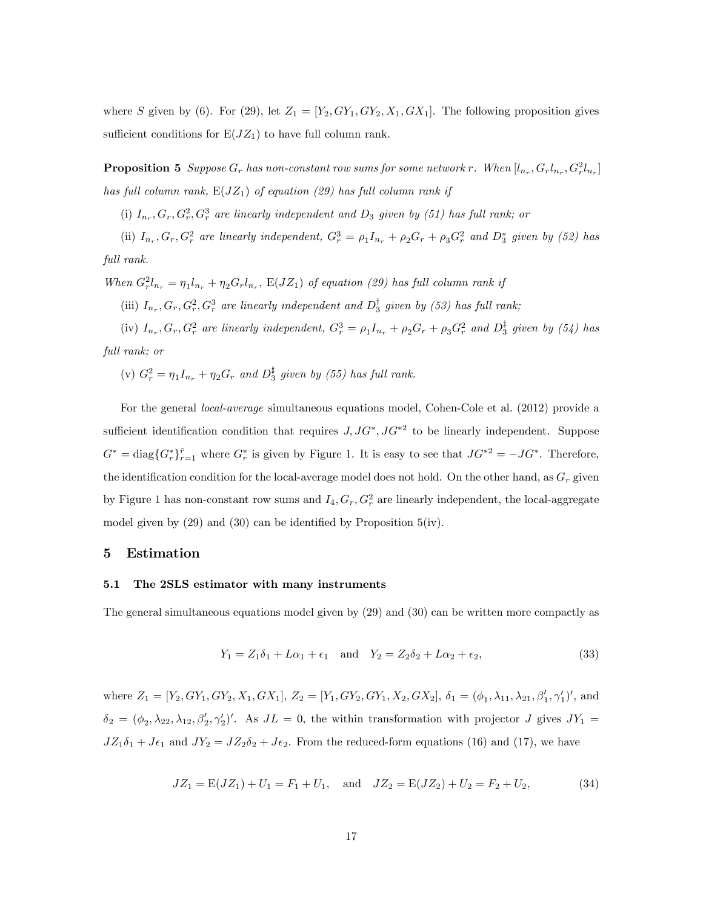where $S$ given by (6). For (29), let $Z_1 = [Y_2, GY_1, GY_2, X_1, GX_1]$. The following proposition gives sufficient conditions for $\mathrm{E}(JZ_1)$ to have full column rank.

**Proposition 5** *Suppose $G_r$ has non-constant row sums for some network $r$. When $[l_{n_r}, G_r l_{n_r}, G_r^2 l_{n_r}]$ has full column rank, $\mathrm{E}(JZ_1)$ of equation (29) has full column rank if*

*(i) $I_{n_r}, G_r, G_r^2, G_r^3$ are linearly independent and $D_3$ given by (51) has full rank; or*

*(ii) $I_{n_r}, G_r, G_r^2$ are linearly independent, $G_r^3 = \rho_1 I_{n_r} + \rho_2 G_r + \rho_3 G_r^2$ and $D_3^*$ given by (52) has full rank.*

*When $G_r^2 l_{n_r} = \eta_1 l_{n_r} + \eta_2 G_r l_{n_r}$, $\mathrm{E}(JZ_1)$ of equation (29) has full column rank if*

*(iii) $I_{n_r}, G_r, G_r^2, G_r^3$ are linearly independent and $D_3^\dagger$ given by (53) has full rank;*

*(iv) $I_{n_r}, G_r, G_r^2$ are linearly independent, $G_r^3 = \rho_1 I_{n_r} + \rho_2 G_r + \rho_3 G_r^2$ and $D_3^\ddagger$ given by (54) has full rank; or*

*(v) $G_r^2 = \eta_1 I_{n_r} + \eta_2 G_r$ and $D_3^\sharp$ given by (55) has full rank.*

For the general *local-average* simultaneous equations model, Cohen-Cole et al. (2012) provide a sufficient identification condition that requires $J, JG^*, JG^{*2}$ to be linearly independent. Suppose $G^* = \mathrm{diag}\{G_r^*\}_{r=1}^{\bar{r}}$ where $G_r^*$ is given by Figure 1. It is easy to see that $JG^{*2} = -JG^*$. Therefore, the identification condition for the local-average model does not hold. On the other hand, as $G_r$ given by Figure 1 has non-constant row sums and $I_4, G_r, G_r^2$ are linearly independent, the local-aggregate model given by (29) and (30) can be identified by Proposition 5(iv).

## 5 Estimation

### 5.1 The 2SLS estimator with many instruments

The general simultaneous equations model given by (29) and (30) can be written more compactly as

$$Y_1 = Z_1\delta_1 + L\alpha_1 + \epsilon_1 \quad \text{and} \quad Y_2 = Z_2\delta_2 + L\alpha_2 + \epsilon_2, \tag{33}$$

where $Z_1 = [Y_2, GY_1, GY_2, X_1, GX_1]$, $Z_2 = [Y_1, GY_2, GY_1, X_2, GX_2]$, $\delta_1 = (\phi_1, \lambda_{11}, \lambda_{21}, \beta_1', \gamma_1')'$, and $\delta_2 = (\phi_2, \lambda_{22}, \lambda_{12}, \beta_2', \gamma_2')'$. As $JL = 0$, the within transformation with projector $J$ gives $JY_1 = JZ_1\delta_1 + J\epsilon_1$ and $JY_2 = JZ_2\delta_2 + J\epsilon_2$. From the reduced-form equations (16) and (17), we have

$$JZ_1 = \mathrm{E}(JZ_1) + U_1 = F_1 + U_1, \quad \text{and} \quad JZ_2 = \mathrm{E}(JZ_2) + U_2 = F_2 + U_2, \tag{34}$$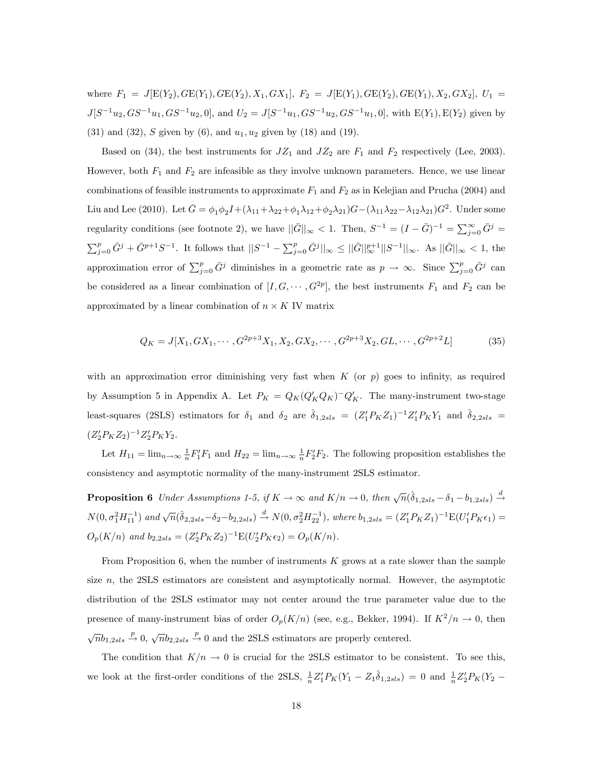where $F_1 = J[\mathrm{E}(Y_2), G\mathrm{E}(Y_1), G\mathrm{E}(Y_2), X_1, GX_1]$, $F_2 = J[\mathrm{E}(Y_1), G\mathrm{E}(Y_2), G\mathrm{E}(Y_1), X_2, GX_2]$, $U_1 = J[S^{-1}u_2, GS^{-1}u_1, GS^{-1}u_2, 0]$, and $U_2 = J[S^{-1}u_1, GS^{-1}u_2, GS^{-1}u_1, 0]$, with $\mathrm{E}(Y_1), \mathrm{E}(Y_2)$ given by (31) and (32), $S$ given by (6), and $u_1, u_2$ given by (18) and (19).

Based on (34), the best instruments for $JZ_1$ and $JZ_2$ are $F_1$ and $F_2$ respectively (Lee, 2003). However, both $F_1$ and $F_2$ are infeasible as they involve unknown parameters. Hence, we use linear combinations of feasible instruments to approximate $F_1$ and $F_2$ as in Kelejian and Prucha (2004) and Liu and Lee (2010). Let $\bar{G} = \phi_1\phi_2 I + (\lambda_{11}+\lambda_{22}+\phi_1\lambda_{12}+\phi_2\lambda_{21})G - (\lambda_{11}\lambda_{22}-\lambda_{12}\lambda_{21})G^2$. Under some regularity conditions (see footnote 2), we have $||\bar{G}||_\infty < 1$. Then, $S^{-1} = (I-\bar{G})^{-1} = \sum_{j=0}^{\infty}\bar{G}^j = \sum_{j=0}^{p}\bar{G}^j + \bar{G}^{p+1}S^{-1}$. It follows that $||S^{-1} - \sum_{j=0}^{p}\bar{G}^j||_\infty \leq ||\bar{G}||_\infty^{p+1}||S^{-1}||_\infty$. As $||\bar{G}||_\infty < 1$, the approximation error of $\sum_{j=0}^{p}\bar{G}^j$ diminishes in a geometric rate as $p \to \infty$. Since $\sum_{j=0}^{p}\bar{G}^j$ can be considered as a linear combination of $[I, G, \cdots, G^{2p}]$, the best instruments $F_1$ and $F_2$ can be approximated by a linear combination of $n \times K$ IV matrix

$$Q_K = J[X_1, GX_1, \cdots, G^{2p+3}X_1, X_2, GX_2, \cdots, G^{2p+3}X_2, GL, \cdots, G^{2p+2}L] \tag{35}$$

with an approximation error diminishing very fast when $K$ (or $p$) goes to infinity, as required by Assumption 5 in Appendix A. Let $P_K = Q_K(Q_K'Q_K)^- Q_K'$. The many-instrument two-stage least-squares (2SLS) estimators for $\delta_1$ and $\delta_2$ are $\hat{\delta}_{1,2sls} = (Z_1'P_KZ_1)^{-1}Z_1'P_KY_1$ and $\hat{\delta}_{2,2sls} = (Z_2'P_KZ_2)^{-1}Z_2'P_KY_2$.

Let $H_{11} = \lim_{n\to\infty}\frac{1}{n}F_1'F_1$ and $H_{22} = \lim_{n\to\infty}\frac{1}{n}F_2'F_2$. The following proposition establishes the consistency and asymptotic normality of the many-instrument 2SLS estimator.

**Proposition 6** *Under Assumptions 1-5, if $K \to \infty$ and $K/n \to 0$, then $\sqrt{n}(\hat{\delta}_{1,2sls} - \delta_1 - b_{1,2sls}) \xrightarrow{d} N(0, \sigma_1^2 H_{11}^{-1})$ and $\sqrt{n}(\hat{\delta}_{2,2sls} - \delta_2 - b_{2,2sls}) \xrightarrow{d} N(0, \sigma_2^2 H_{22}^{-1})$, where $b_{1,2sls} = (Z_1'P_KZ_1)^{-1}\mathrm{E}(U_1'P_K\epsilon_1) = O_p(K/n)$ and $b_{2,2sls} = (Z_2'P_KZ_2)^{-1}\mathrm{E}(U_2'P_K\epsilon_2) = O_p(K/n)$.*

From Proposition 6, when the number of instruments $K$ grows at a rate slower than the sample size $n$, the 2SLS estimators are consistent and asymptotically normal. However, the asymptotic distribution of the 2SLS estimator may not center around the true parameter value due to the presence of many-instrument bias of order $O_p(K/n)$ (see, e.g., Bekker, 1994). If $K^2/n \to 0$, then $\sqrt{n}b_{1,2sls} \xrightarrow{p} 0$, $\sqrt{n}b_{2,2sls} \xrightarrow{p} 0$ and the 2SLS estimators are properly centered.

The condition that $K/n \to 0$ is crucial for the 2SLS estimator to be consistent. To see this, we look at the first-order conditions of the 2SLS, $\frac{1}{n}Z_1'P_K(Y_1 - Z_1\hat{\delta}_{1,2sls}) = 0$ and $\frac{1}{n}Z_2'P_K(Y_2 -$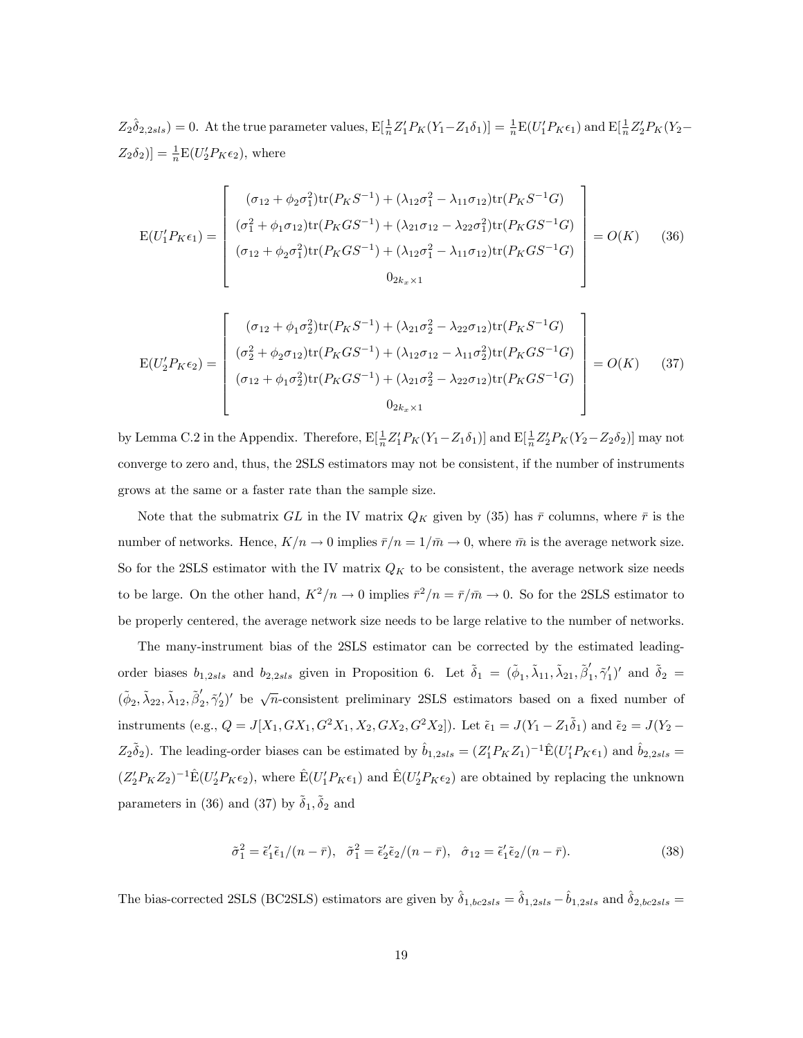$Z_2\hat{\delta}_{2,2sls}) = 0$. At the true parameter values, $\mathrm{E}[\frac{1}{n}Z_1'P_K(Y_1 - Z_1\delta_1)] = \frac{1}{n}\mathrm{E}(U_1'P_K\epsilon_1)$ and $\mathrm{E}[\frac{1}{n}Z_2'P_K(Y_2 - Z_2\delta_2)] = \frac{1}{n}\mathrm{E}(U_2'P_K\epsilon_2)$, where

$$\mathrm{E}(U_1'P_K\epsilon_1) = \begin{bmatrix} (\sigma_{12} + \phi_2\sigma_1^2)\mathrm{tr}(P_K S^{-1}) + (\lambda_{12}\sigma_1^2 - \lambda_{11}\sigma_{12})\mathrm{tr}(P_K S^{-1}G) \\ (\sigma_1^2 + \phi_1\sigma_{12})\mathrm{tr}(P_K G S^{-1}) + (\lambda_{21}\sigma_{12} - \lambda_{22}\sigma_1^2)\mathrm{tr}(P_K G S^{-1}G) \\ (\sigma_{12} + \phi_2\sigma_1^2)\mathrm{tr}(P_K G S^{-1}) + (\lambda_{12}\sigma_1^2 - \lambda_{11}\sigma_{12})\mathrm{tr}(P_K G S^{-1}G) \\ 0_{2k_x \times 1} \end{bmatrix} = O(K) \quad (36)$$

$$\mathrm{E}(U_2'P_K\epsilon_2) = \begin{bmatrix} (\sigma_{12} + \phi_1\sigma_2^2)\mathrm{tr}(P_K S^{-1}) + (\lambda_{21}\sigma_2^2 - \lambda_{22}\sigma_{12})\mathrm{tr}(P_K S^{-1}G) \\ (\sigma_2^2 + \phi_2\sigma_{12})\mathrm{tr}(P_K G S^{-1}) + (\lambda_{12}\sigma_{12} - \lambda_{11}\sigma_2^2)\mathrm{tr}(P_K G S^{-1}G) \\ (\sigma_{12} + \phi_1\sigma_2^2)\mathrm{tr}(P_K G S^{-1}) + (\lambda_{21}\sigma_2^2 - \lambda_{22}\sigma_{12})\mathrm{tr}(P_K G S^{-1}G) \\ 0_{2k_x \times 1} \end{bmatrix} = O(K) \quad (37)$$

by Lemma C.2 in the Appendix. Therefore, $\mathrm{E}[\frac{1}{n}Z_1'P_K(Y_1 - Z_1\delta_1)]$ and $\mathrm{E}[\frac{1}{n}Z_2'P_K(Y_2 - Z_2\delta_2)]$ may not converge to zero and, thus, the 2SLS estimators may not be consistent, if the number of instruments grows at the same or a faster rate than the sample size.

Note that the submatrix $GL$ in the IV matrix $Q_K$ given by (35) has $\bar{r}$ columns, where $\bar{r}$ is the number of networks. Hence, $K/n \to 0$ implies $\bar{r}/n = 1/\bar{m} \to 0$, where $\bar{m}$ is the average network size. So for the 2SLS estimator with the IV matrix $Q_K$ to be consistent, the average network size needs to be large. On the other hand, $K^2/n \to 0$ implies $\bar{r}^2/n = \bar{r}/\bar{m} \to 0$. So for the 2SLS estimator to be properly centered, the average network size needs to be large relative to the number of networks.

The many-instrument bias of the 2SLS estimator can be corrected by the estimated leading-order biases $b_{1,2sls}$ and $b_{2,2sls}$ given in Proposition 6. Let $\tilde{\delta}_1 = (\tilde{\phi}_1, \tilde{\lambda}_{11}, \tilde{\lambda}_{21}, \tilde{\beta}_1', \tilde{\gamma}_1')'$ and $\tilde{\delta}_2 = (\tilde{\phi}_2, \tilde{\lambda}_{22}, \tilde{\lambda}_{12}, \tilde{\beta}_2', \tilde{\gamma}_2')'$ be $\sqrt{n}$-consistent preliminary 2SLS estimators based on a fixed number of instruments (e.g., $Q = J[X_1, GX_1, G^2X_1, X_2, GX_2, G^2X_2]$). Let $\tilde{\epsilon}_1 = J(Y_1 - Z_1\tilde{\delta}_1)$ and $\tilde{\epsilon}_2 = J(Y_2 - Z_2\tilde{\delta}_2)$. The leading-order biases can be estimated by $\hat{b}_{1,2sls} = (Z_1'P_KZ_1)^{-1}\hat{\mathrm{E}}(U_1'P_K\epsilon_1)$ and $\hat{b}_{2,2sls} = (Z_2'P_KZ_2)^{-1}\hat{\mathrm{E}}(U_2'P_K\epsilon_2)$, where $\hat{\mathrm{E}}(U_1'P_K\epsilon_1)$ and $\hat{\mathrm{E}}(U_2'P_K\epsilon_2)$ are obtained by replacing the unknown parameters in (36) and (37) by $\tilde{\delta}_1, \tilde{\delta}_2$ and

$$\tilde{\sigma}_1^2 = \tilde{\epsilon}_1'\tilde{\epsilon}_1/(n - \bar{r}), \quad \tilde{\sigma}_1^2 = \tilde{\epsilon}_2'\tilde{\epsilon}_2/(n - \bar{r}), \quad \hat{\sigma}_{12} = \tilde{\epsilon}_1'\tilde{\epsilon}_2/(n - \bar{r}). \quad (38)$$

The bias-corrected 2SLS (BC2SLS) estimators are given by $\hat{\delta}_{1,bc2sls} = \hat{\delta}_{1,2sls} - \hat{b}_{1,2sls}$ and $\hat{\delta}_{2,bc2sls} =$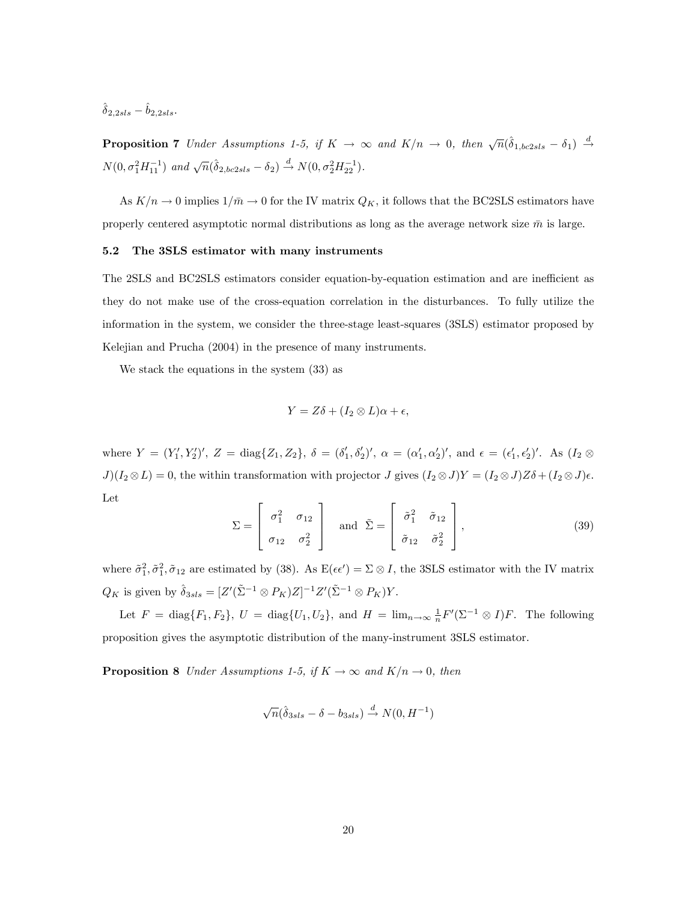$\hat{\delta}_{2,2sls} - \hat{b}_{2,2sls}$.

**Proposition 7** *Under Assumptions 1-5, if $K \to \infty$ and $K/n \to 0$, then $\sqrt{n}(\hat{\delta}_{1,bc2sls} - \delta_1) \xrightarrow{d} N(0, \sigma_1^2 H_{11}^{-1})$ and $\sqrt{n}(\hat{\delta}_{2,bc2sls} - \delta_2) \xrightarrow{d} N(0, \sigma_2^2 H_{22}^{-1})$.*

As $K/n \to 0$ implies $1/\bar{m} \to 0$ for the IV matrix $Q_K$, it follows that the BC2SLS estimators have properly centered asymptotic normal distributions as long as the average network size $\bar{m}$ is large.

### 5.2 The 3SLS estimator with many instruments

The 2SLS and BC2SLS estimators consider equation-by-equation estimation and are inefficient as they do not make use of the cross-equation correlation in the disturbances. To fully utilize the information in the system, we consider the three-stage least-squares (3SLS) estimator proposed by Kelejian and Prucha (2004) in the presence of many instruments.

We stack the equations in the system (33) as

$$Y = Z\delta + (I_2 \otimes L)\alpha + \epsilon,$$

where $Y = (Y_1', Y_2')'$, $Z = \text{diag}\{Z_1, Z_2\}$, $\delta = (\delta_1', \delta_2')'$, $\alpha = (\alpha_1', \alpha_2')'$, and $\epsilon = (\epsilon_1', \epsilon_2')'$. As $(I_2 \otimes J)(I_2 \otimes L) = 0$, the within transformation with projector $J$ gives $(I_2 \otimes J)Y = (I_2 \otimes J)Z\delta + (I_2 \otimes J)\epsilon$. Let

$$\Sigma = \begin{bmatrix} \sigma_1^2 & \sigma_{12} \\ \sigma_{12} & \sigma_2^2 \end{bmatrix} \quad \text{and} \quad \tilde{\Sigma} = \begin{bmatrix} \tilde{\sigma}_1^2 & \tilde{\sigma}_{12} \\ \tilde{\sigma}_{12} & \tilde{\sigma}_2^2 \end{bmatrix}, \tag{39}$$

where $\tilde{\sigma}_1^2, \tilde{\sigma}_1^2, \tilde{\sigma}_{12}$ are estimated by (38). As $\text{E}(\epsilon\epsilon') = \Sigma \otimes I$, the 3SLS estimator with the IV matrix $Q_K$ is given by $\hat{\delta}_{3sls} = [Z'(\tilde{\Sigma}^{-1} \otimes P_K)Z]^{-1} Z'(\tilde{\Sigma}^{-1} \otimes P_K)Y$.

Let $F = \text{diag}\{F_1, F_2\}$, $U = \text{diag}\{U_1, U_2\}$, and $H = \lim_{n\to\infty} \frac{1}{n} F'(\Sigma^{-1} \otimes I)F$. The following proposition gives the asymptotic distribution of the many-instrument 3SLS estimator.

**Proposition 8** *Under Assumptions 1-5, if $K \to \infty$ and $K/n \to 0$, then*

$$\sqrt{n}(\hat{\delta}_{3sls} - \delta - b_{3sls}) \xrightarrow{d} N(0, H^{-1})$$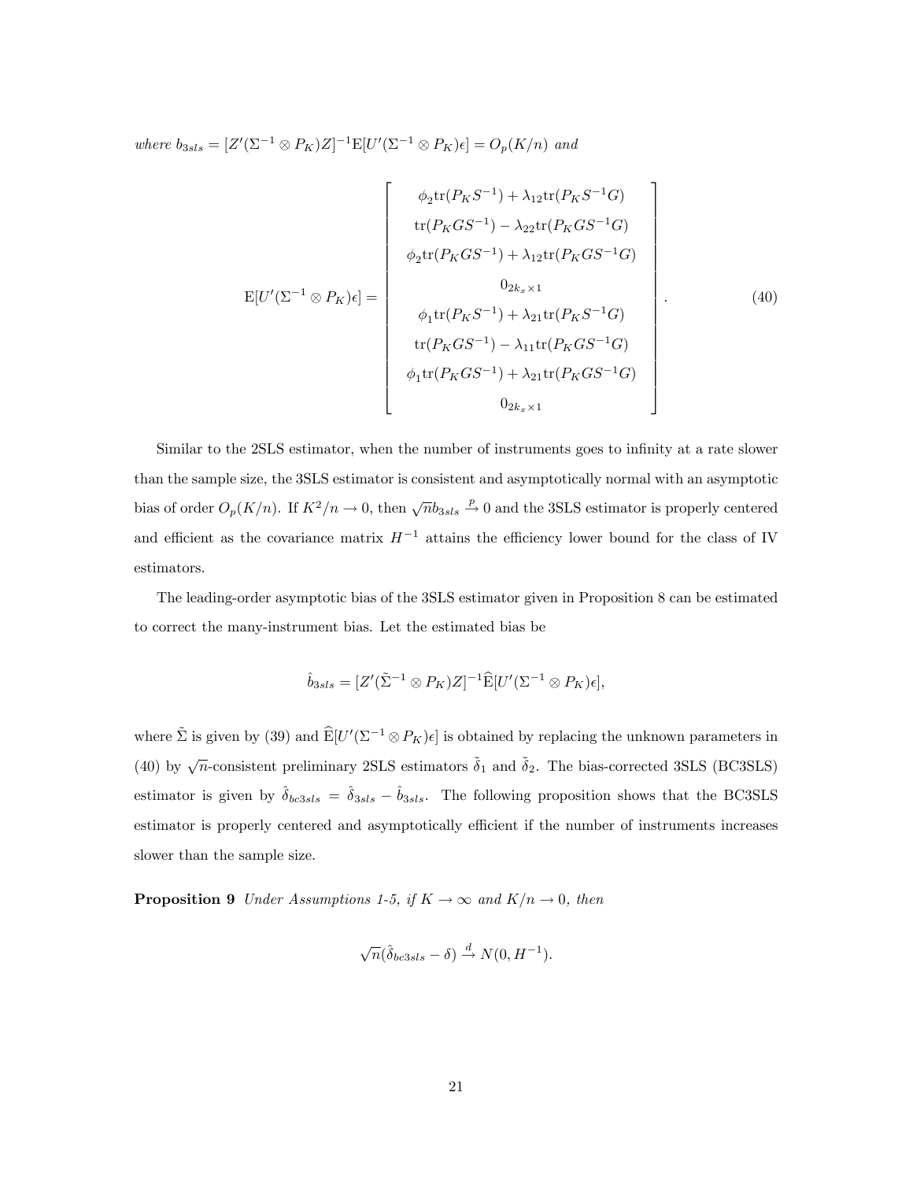*where* $b_{3sls} = [Z'(\Sigma^{-1} \otimes P_K)Z]^{-1}\mathrm{E}[U'(\Sigma^{-1} \otimes P_K)\epsilon] = O_p(K/n)$ *and*

$$
\mathrm{E}[U'(\Sigma^{-1} \otimes P_K)\epsilon] = \begin{bmatrix}
\phi_2 \mathrm{tr}(P_K S^{-1}) + \lambda_{12}\mathrm{tr}(P_K S^{-1} G) \\
\mathrm{tr}(P_K G S^{-1}) - \lambda_{22}\mathrm{tr}(P_K G S^{-1} G) \\
\phi_2 \mathrm{tr}(P_K G S^{-1}) + \lambda_{12}\mathrm{tr}(P_K G S^{-1} G) \\
0_{2k_x \times 1} \\
\phi_1 \mathrm{tr}(P_K S^{-1}) + \lambda_{21}\mathrm{tr}(P_K S^{-1} G) \\
\mathrm{tr}(P_K G S^{-1}) - \lambda_{11}\mathrm{tr}(P_K G S^{-1} G) \\
\phi_1 \mathrm{tr}(P_K G S^{-1}) + \lambda_{21}\mathrm{tr}(P_K G S^{-1} G) \\
0_{2k_x \times 1}
\end{bmatrix}. \tag{40}
$$

Similar to the 2SLS estimator, when the number of instruments goes to infinity at a rate slower than the sample size, the 3SLS estimator is consistent and asymptotically normal with an asymptotic bias of order $O_p(K/n)$. If $K^2/n \to 0$, then $\sqrt{n} b_{3sls} \xrightarrow{p} 0$ and the 3SLS estimator is properly centered and efficient as the covariance matrix $H^{-1}$ attains the efficiency lower bound for the class of IV estimators.

The leading-order asymptotic bias of the 3SLS estimator given in Proposition 8 can be estimated to correct the many-instrument bias. Let the estimated bias be

$$
\hat{b}_{3sls} = [Z'(\tilde{\Sigma}^{-1} \otimes P_K)Z]^{-1}\widehat{\mathrm{E}}[U'(\Sigma^{-1} \otimes P_K)\epsilon],
$$

where $\tilde{\Sigma}$ is given by (39) and $\widehat{\mathrm{E}}[U'(\Sigma^{-1} \otimes P_K)\epsilon]$ is obtained by replacing the unknown parameters in (40) by $\sqrt{n}$-consistent preliminary 2SLS estimators $\tilde{\delta}_1$ and $\tilde{\delta}_2$. The bias-corrected 3SLS (BC3SLS) estimator is given by $\hat{\delta}_{bc3sls} = \hat{\delta}_{3sls} - \hat{b}_{3sls}$. The following proposition shows that the BC3SLS estimator is properly centered and asymptotically efficient if the number of instruments increases slower than the sample size.

**Proposition 9** *Under Assumptions 1-5, if* $K \to \infty$ *and* $K/n \to 0$*, then*

$$
\sqrt{n}(\hat{\delta}_{bc3sls} - \delta) \xrightarrow{d} N(0, H^{-1}).
$$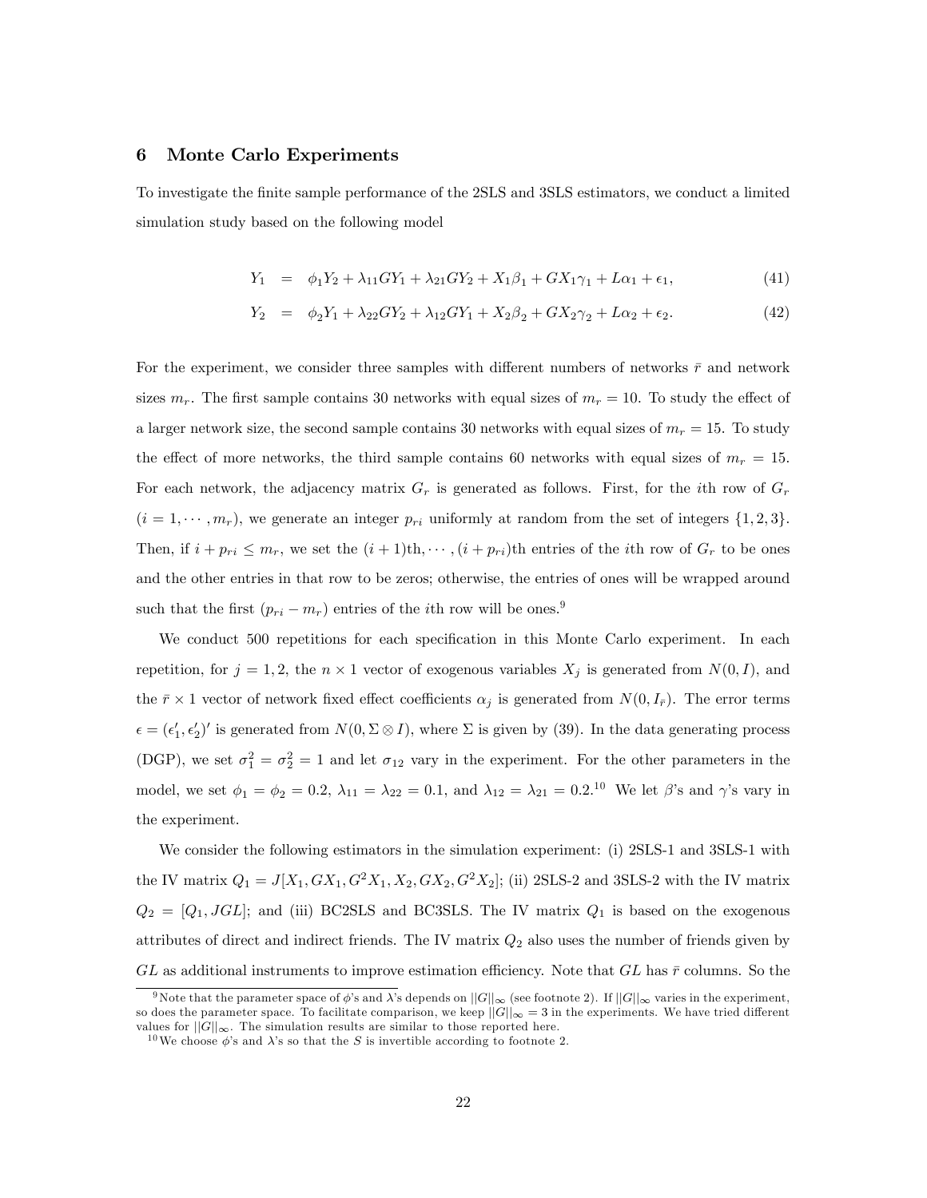## 6 Monte Carlo Experiments

To investigate the finite sample performance of the 2SLS and 3SLS estimators, we conduct a limited simulation study based on the following model

$$
\begin{aligned}
Y_1 &= \phi_1 Y_2 + \lambda_{11} G Y_1 + \lambda_{21} G Y_2 + X_1 \beta_1 + G X_1 \gamma_1 + L \alpha_1 + \epsilon_1, \qquad (41) \\
Y_2 &= \phi_2 Y_1 + \lambda_{22} G Y_2 + \lambda_{12} G Y_1 + X_2 \beta_2 + G X_2 \gamma_2 + L \alpha_2 + \epsilon_2. \qquad (42)
\end{aligned}
$$

For the experiment, we consider three samples with different numbers of networks $\bar{r}$ and network sizes $m_r$. The first sample contains 30 networks with equal sizes of $m_r = 10$. To study the effect of a larger network size, the second sample contains 30 networks with equal sizes of $m_r = 15$. To study the effect of more networks, the third sample contains 60 networks with equal sizes of $m_r = 15$. For each network, the adjacency matrix $G_r$ is generated as follows. First, for the $i$th row of $G_r$ ($i = 1, \cdots, m_r$), we generate an integer $p_{ri}$ uniformly at random from the set of integers $\{1, 2, 3\}$. Then, if $i + p_{ri} \leq m_r$, we set the $(i+1)$th, $\cdots$, $(i + p_{ri})$th entries of the $i$th row of $G_r$ to be ones and the other entries in that row to be zeros; otherwise, the entries of ones will be wrapped around such that the first $(p_{ri} - m_r)$ entries of the $i$th row will be ones.[9]

We conduct 500 repetitions for each specification in this Monte Carlo experiment. In each repetition, for $j = 1, 2$, the $n \times 1$ vector of exogenous variables $X_j$ is generated from $N(0, I)$, and the $\bar{r} \times 1$ vector of network fixed effect coefficients $\alpha_j$ is generated from $N(0, I_{\bar{r}})$. The error terms $\epsilon = (\epsilon_1', \epsilon_2')'$ is generated from $N(0, \Sigma \otimes I)$, where $\Sigma$ is given by (39). In the data generating process (DGP), we set $\sigma_1^2 = \sigma_2^2 = 1$ and let $\sigma_{12}$ vary in the experiment. For the other parameters in the model, we set $\phi_1 = \phi_2 = 0.2$, $\lambda_{11} = \lambda_{22} = 0.1$, and $\lambda_{12} = \lambda_{21} = 0.2$.[10] We let $\beta$'s and $\gamma$'s vary in the experiment.

We consider the following estimators in the simulation experiment: (i) 2SLS-1 and 3SLS-1 with the IV matrix $Q_1 = J[X_1, GX_1, G^2X_1, X_2, GX_2, G^2X_2]$; (ii) 2SLS-2 and 3SLS-2 with the IV matrix $Q_2 = [Q_1, JGL]$; and (iii) BC2SLS and BC3SLS. The IV matrix $Q_1$ is based on the exogenous attributes of direct and indirect friends. The IV matrix $Q_2$ also uses the number of friends given by $GL$ as additional instruments to improve estimation efficiency. Note that $GL$ has $\bar{r}$ columns. So the

---

[9] Note that the parameter space of $\phi$'s and $\lambda$'s depends on $||G||_\infty$ (see footnote 2). If $||G||_\infty$ varies in the experiment, so does the parameter space. To facilitate comparison, we keep $||G||_\infty = 3$ in the experiments. We have tried different values for $||G||_\infty$. The simulation results are similar to those reported here.

[10] We choose $\phi$'s and $\lambda$'s so that the $S$ is invertible according to footnote 2.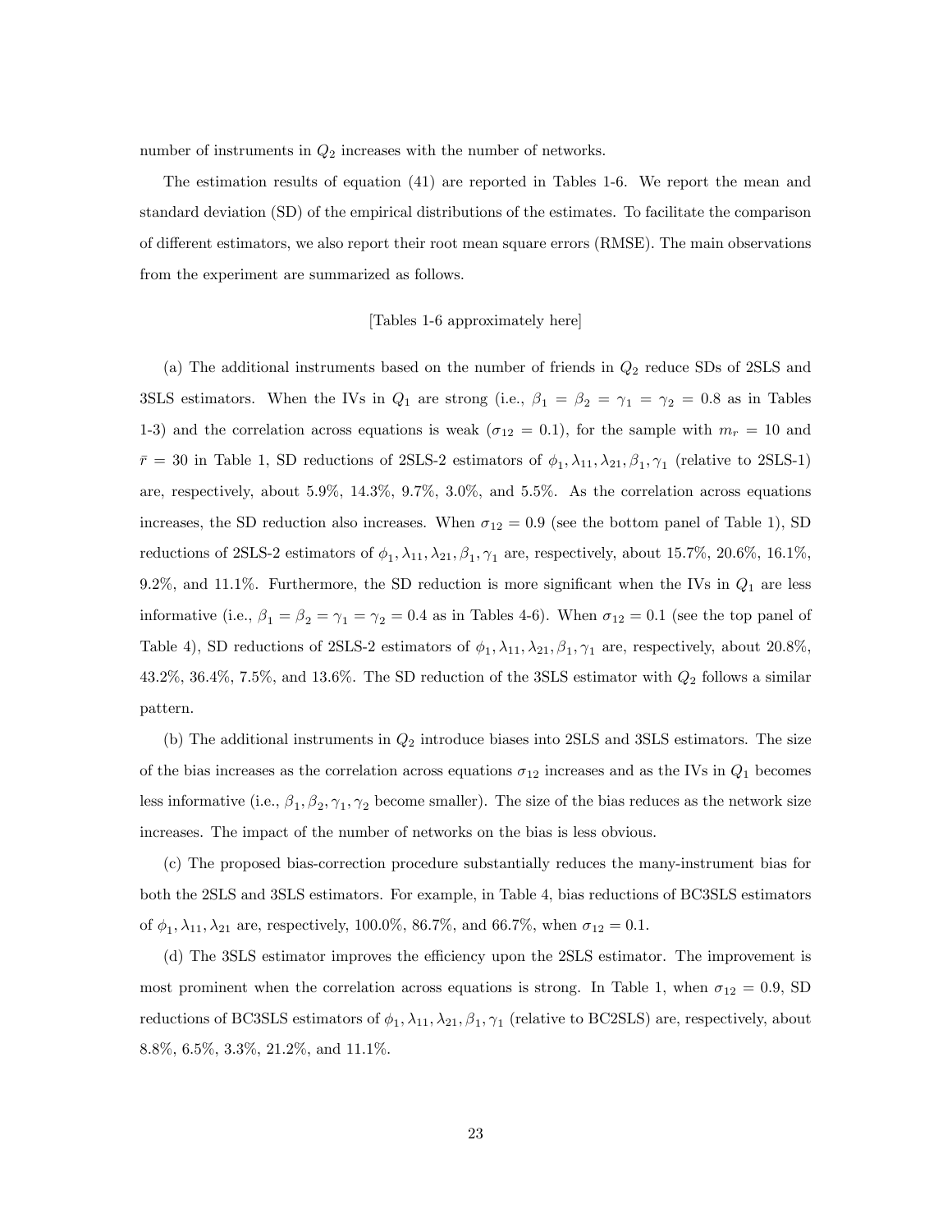number of instruments in $Q_2$ increases with the number of networks.

The estimation results of equation (41) are reported in Tables 1-6. We report the mean and standard deviation (SD) of the empirical distributions of the estimates. To facilitate the comparison of different estimators, we also report their root mean square errors (RMSE). The main observations from the experiment are summarized as follows.

[Tables 1-6 approximately here]

(a) The additional instruments based on the number of friends in $Q_2$ reduce SDs of 2SLS and 3SLS estimators. When the IVs in $Q_1$ are strong (i.e., $\beta_1 = \beta_2 = \gamma_1 = \gamma_2 = 0.8$ as in Tables 1-3) and the correlation across equations is weak ($\sigma_{12} = 0.1$), for the sample with $m_r = 10$ and $\bar{r} = 30$ in Table 1, SD reductions of 2SLS-2 estimators of $\phi_1, \lambda_{11}, \lambda_{21}, \beta_1, \gamma_1$ (relative to 2SLS-1) are, respectively, about 5.9%, 14.3%, 9.7%, 3.0%, and 5.5%. As the correlation across equations increases, the SD reduction also increases. When $\sigma_{12} = 0.9$ (see the bottom panel of Table 1), SD reductions of 2SLS-2 estimators of $\phi_1, \lambda_{11}, \lambda_{21}, \beta_1, \gamma_1$ are, respectively, about 15.7%, 20.6%, 16.1%, 9.2%, and 11.1%. Furthermore, the SD reduction is more significant when the IVs in $Q_1$ are less informative (i.e., $\beta_1 = \beta_2 = \gamma_1 = \gamma_2 = 0.4$ as in Tables 4-6). When $\sigma_{12} = 0.1$ (see the top panel of Table 4), SD reductions of 2SLS-2 estimators of $\phi_1, \lambda_{11}, \lambda_{21}, \beta_1, \gamma_1$ are, respectively, about 20.8%, 43.2%, 36.4%, 7.5%, and 13.6%. The SD reduction of the 3SLS estimator with $Q_2$ follows a similar pattern.

(b) The additional instruments in $Q_2$ introduce biases into 2SLS and 3SLS estimators. The size of the bias increases as the correlation across equations $\sigma_{12}$ increases and as the IVs in $Q_1$ becomes less informative (i.e., $\beta_1, \beta_2, \gamma_1, \gamma_2$ become smaller). The size of the bias reduces as the network size increases. The impact of the number of networks on the bias is less obvious.

(c) The proposed bias-correction procedure substantially reduces the many-instrument bias for both the 2SLS and 3SLS estimators. For example, in Table 4, bias reductions of BC3SLS estimators of $\phi_1, \lambda_{11}, \lambda_{21}$ are, respectively, 100.0%, 86.7%, and 66.7%, when $\sigma_{12} = 0.1$.

(d) The 3SLS estimator improves the efficiency upon the 2SLS estimator. The improvement is most prominent when the correlation across equations is strong. In Table 1, when $\sigma_{12} = 0.9$, SD reductions of BC3SLS estimators of $\phi_1, \lambda_{11}, \lambda_{21}, \beta_1, \gamma_1$ (relative to BC2SLS) are, respectively, about 8.8%, 6.5%, 3.3%, 21.2%, and 11.1%.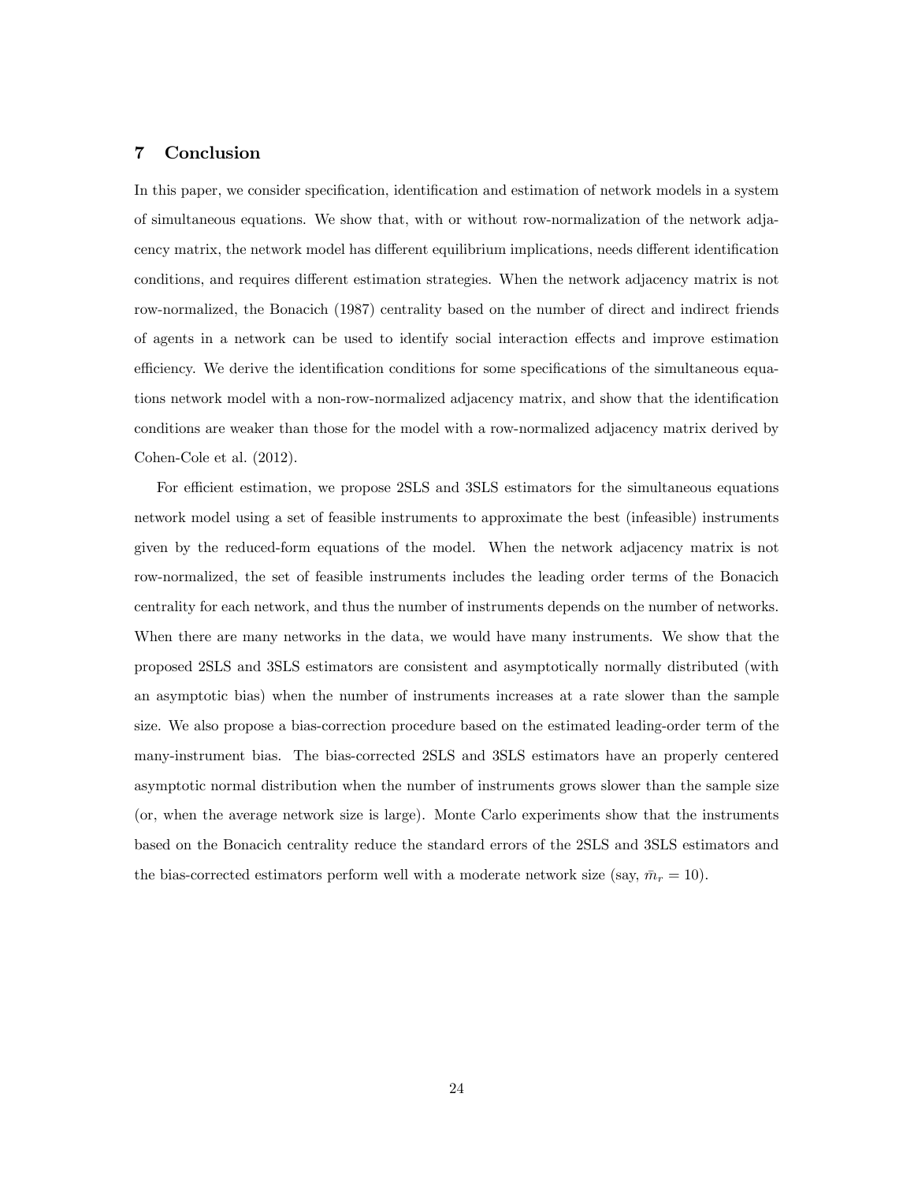## 7 Conclusion

In this paper, we consider specification, identification and estimation of network models in a system of simultaneous equations. We show that, with or without row-normalization of the network adjacency matrix, the network model has different equilibrium implications, needs different identification conditions, and requires different estimation strategies. When the network adjacency matrix is not row-normalized, the Bonacich (1987) centrality based on the number of direct and indirect friends of agents in a network can be used to identify social interaction effects and improve estimation efficiency. We derive the identification conditions for some specifications of the simultaneous equations network model with a non-row-normalized adjacency matrix, and show that the identification conditions are weaker than those for the model with a row-normalized adjacency matrix derived by Cohen-Cole et al. (2012).

For efficient estimation, we propose 2SLS and 3SLS estimators for the simultaneous equations network model using a set of feasible instruments to approximate the best (infeasible) instruments given by the reduced-form equations of the model. When the network adjacency matrix is not row-normalized, the set of feasible instruments includes the leading order terms of the Bonacich centrality for each network, and thus the number of instruments depends on the number of networks. When there are many networks in the data, we would have many instruments. We show that the proposed 2SLS and 3SLS estimators are consistent and asymptotically normally distributed (with an asymptotic bias) when the number of instruments increases at a rate slower than the sample size. We also propose a bias-correction procedure based on the estimated leading-order term of the many-instrument bias. The bias-corrected 2SLS and 3SLS estimators have an properly centered asymptotic normal distribution when the number of instruments grows slower than the sample size (or, when the average network size is large). Monte Carlo experiments show that the instruments based on the Bonacich centrality reduce the standard errors of the 2SLS and 3SLS estimators and the bias-corrected estimators perform well with a moderate network size (say, $\bar{m}_r = 10$).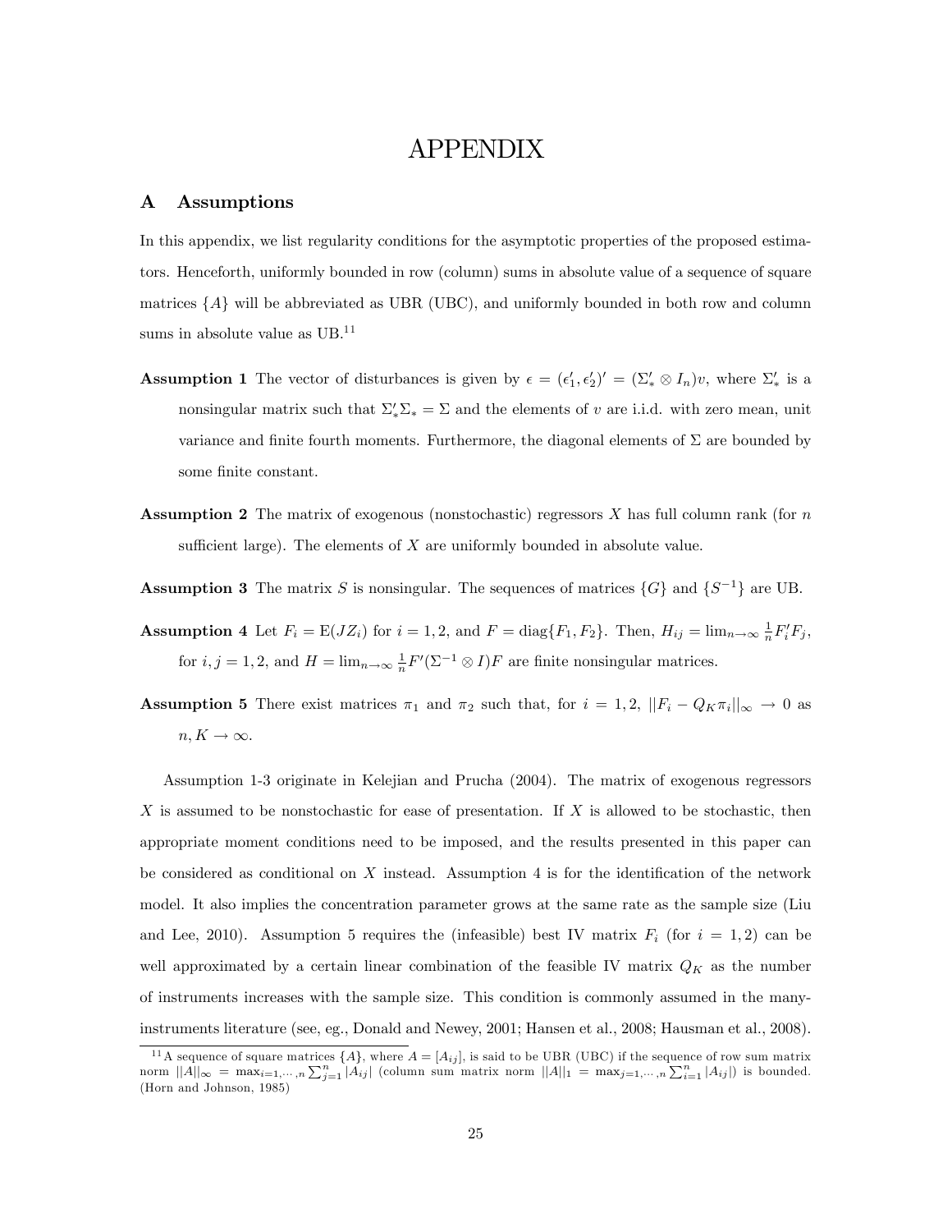# APPENDIX

## A Assumptions

In this appendix, we list regularity conditions for the asymptotic properties of the proposed estimators. Henceforth, uniformly bounded in row (column) sums in absolute value of a sequence of square matrices $\{A\}$ will be abbreviated as UBR (UBC), and uniformly bounded in both row and column sums in absolute value as UB.[11]

**Assumption 1** The vector of disturbances is given by $\epsilon = (\epsilon_1', \epsilon_2')' = (\Sigma_*' \otimes I_n)v$, where $\Sigma_*'$ is a nonsingular matrix such that $\Sigma_*'\Sigma_* = \Sigma$ and the elements of $v$ are i.i.d. with zero mean, unit variance and finite fourth moments. Furthermore, the diagonal elements of $\Sigma$ are bounded by some finite constant.

**Assumption 2** The matrix of exogenous (nonstochastic) regressors $X$ has full column rank (for $n$ sufficient large). The elements of $X$ are uniformly bounded in absolute value.

**Assumption 3** The matrix $S$ is nonsingular. The sequences of matrices $\{G\}$ and $\{S^{-1}\}$ are UB.

**Assumption 4** Let $F_i = \mathrm{E}(JZ_i)$ for $i = 1, 2$, and $F = \mathrm{diag}\{F_1, F_2\}$. Then, $H_{ij} = \lim_{n\to\infty} \frac{1}{n} F_i' F_j$, for $i, j = 1, 2$, and $H = \lim_{n\to\infty} \frac{1}{n} F'(\Sigma^{-1} \otimes I)F$ are finite nonsingular matrices.

**Assumption 5** There exist matrices $\pi_1$ and $\pi_2$ such that, for $i = 1, 2$, $||F_i - Q_K \pi_i||_\infty \to 0$ as $n, K \to \infty$.

Assumption 1-3 originate in Kelejian and Prucha (2004). The matrix of exogenous regressors $X$ is assumed to be nonstochastic for ease of presentation. If $X$ is allowed to be stochastic, then appropriate moment conditions need to be imposed, and the results presented in this paper can be considered as conditional on $X$ instead. Assumption 4 is for the identification of the network model. It also implies the concentration parameter grows at the same rate as the sample size (Liu and Lee, 2010). Assumption 5 requires the (infeasible) best IV matrix $F_i$ (for $i = 1, 2$) can be well approximated by a certain linear combination of the feasible IV matrix $Q_K$ as the number of instruments increases with the sample size. This condition is commonly assumed in the many-instruments literature (see, eg., Donald and Newey, 2001; Hansen et al., 2008; Hausman et al., 2008).

[11] A sequence of square matrices $\{A\}$, where $A = [A_{ij}]$, is said to be UBR (UBC) if the sequence of row sum matrix norm $||A||_\infty = \max_{i=1,\cdots,n} \sum_{j=1}^n |A_{ij}|$ (column sum matrix norm $||A||_1 = \max_{j=1,\cdots,n} \sum_{i=1}^n |A_{ij}|$) is bounded. (Horn and Johnson, 1985)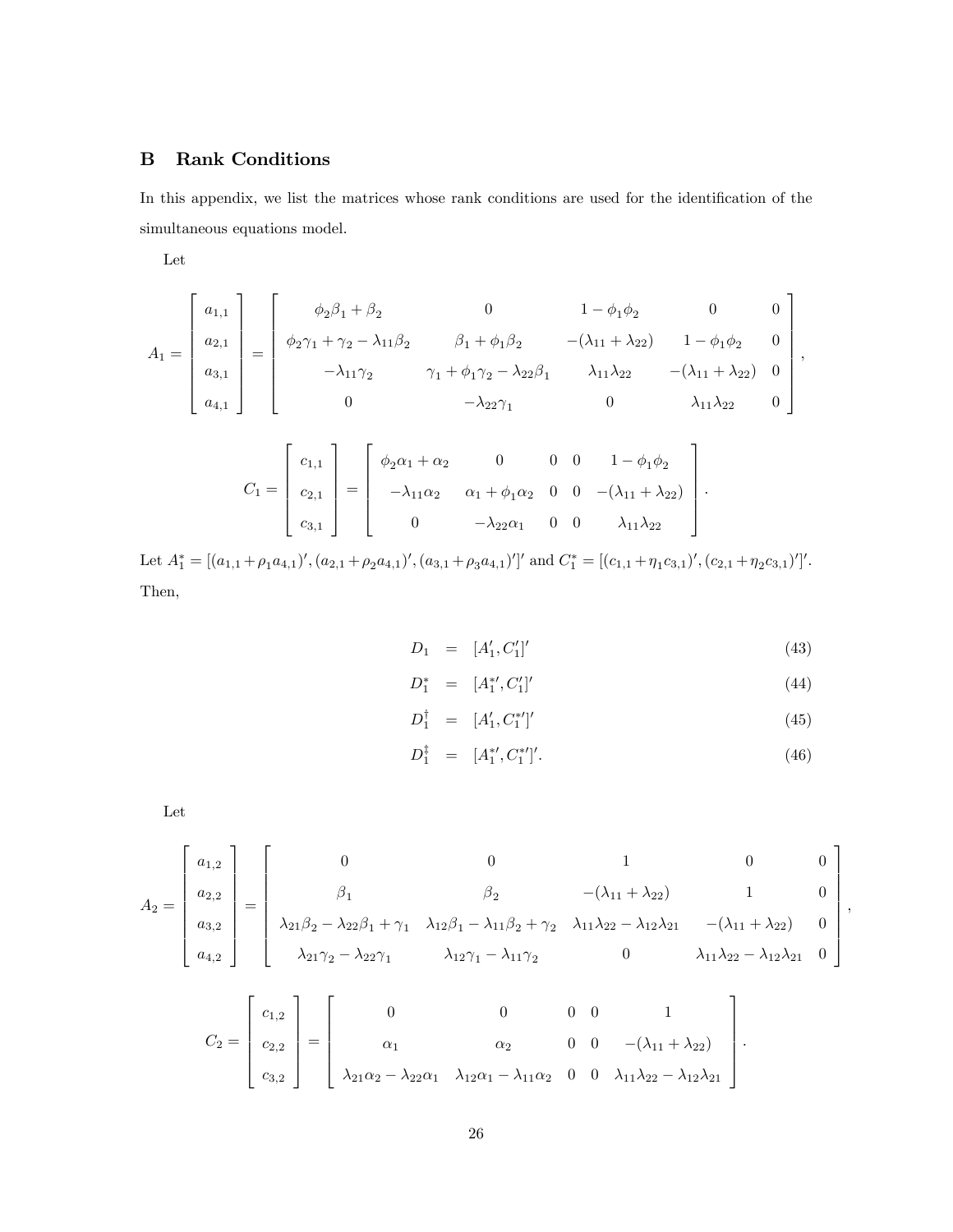## B Rank Conditions

In this appendix, we list the matrices whose rank conditions are used for the identification of the simultaneous equations model.

Let

$$
A_1 = \begin{bmatrix} a_{1,1} \\ a_{2,1} \\ a_{3,1} \\ a_{4,1} \end{bmatrix} = \begin{bmatrix} \phi_2\beta_1 + \beta_2 & 0 & 1-\phi_1\phi_2 & 0 & 0 \\ \phi_2\gamma_1 + \gamma_2 - \lambda_{11}\beta_2 & \beta_1 + \phi_1\beta_2 & -(\lambda_{11}+\lambda_{22}) & 1-\phi_1\phi_2 & 0 \\ -\lambda_{11}\gamma_2 & \gamma_1 + \phi_1\gamma_2 - \lambda_{22}\beta_1 & \lambda_{11}\lambda_{22} & -(\lambda_{11}+\lambda_{22}) & 0 \\ 0 & -\lambda_{22}\gamma_1 & 0 & \lambda_{11}\lambda_{22} & 0 \end{bmatrix},
$$

$$
C_1 = \begin{bmatrix} c_{1,1} \\ c_{2,1} \\ c_{3,1} \end{bmatrix} = \begin{bmatrix} \phi_2\alpha_1 + \alpha_2 & 0 & 0 & 0 & 1-\phi_1\phi_2 \\ -\lambda_{11}\alpha_2 & \alpha_1 + \phi_1\alpha_2 & 0 & 0 & -(\lambda_{11}+\lambda_{22}) \\ 0 & -\lambda_{22}\alpha_1 & 0 & 0 & \lambda_{11}\lambda_{22} \end{bmatrix}.
$$

Let $A_1^* = [(a_{1,1}+\rho_1 a_{4,1})', (a_{2,1}+\rho_2 a_{4,1})', (a_{3,1}+\rho_3 a_{4,1})']'$ and $C_1^* = [(c_{1,1}+\eta_1 c_{3,1})', (c_{2,1}+\eta_2 c_{3,1})']'$. Then,

$$
D_1 = [A_1', C_1']' \tag{43}
$$

$$
D_1^* = [A_1^{*\prime}, C_1']' \tag{44}
$$

$$
D_1^\dagger = [A_1', C_1^{*\prime}]' \tag{45}
$$

$$
D_1^\ddagger = [A_1^{*\prime}, C_1^{*\prime}]'. \tag{46}
$$

Let

$$
A_2 = \begin{bmatrix} a_{1,2} \\ a_{2,2} \\ a_{3,2} \\ a_{4,2} \end{bmatrix} = \begin{bmatrix} 0 & 0 & 1 & 0 & 0 \\ \beta_1 & \beta_2 & -(\lambda_{11}+\lambda_{22}) & 1 & 0 \\ \lambda_{21}\beta_2 - \lambda_{22}\beta_1 + \gamma_1 & \lambda_{12}\beta_1 - \lambda_{11}\beta_2 + \gamma_2 & \lambda_{11}\lambda_{22} - \lambda_{12}\lambda_{21} & -(\lambda_{11}+\lambda_{22}) & 0 \\ \lambda_{21}\gamma_2 - \lambda_{22}\gamma_1 & \lambda_{12}\gamma_1 - \lambda_{11}\gamma_2 & 0 & \lambda_{11}\lambda_{22} - \lambda_{12}\lambda_{21} & 0 \end{bmatrix},
$$

$$
C_2 = \begin{bmatrix} c_{1,2} \\ c_{2,2} \\ c_{3,2} \end{bmatrix} = \begin{bmatrix} 0 & 0 & 0 & 0 & 1 \\ \alpha_1 & \alpha_2 & 0 & 0 & -(\lambda_{11}+\lambda_{22}) \\ \lambda_{21}\alpha_2 - \lambda_{22}\alpha_1 & \lambda_{12}\alpha_1 - \lambda_{11}\alpha_2 & 0 & 0 & \lambda_{11}\lambda_{22} - \lambda_{12}\lambda_{21} \end{bmatrix}.
$$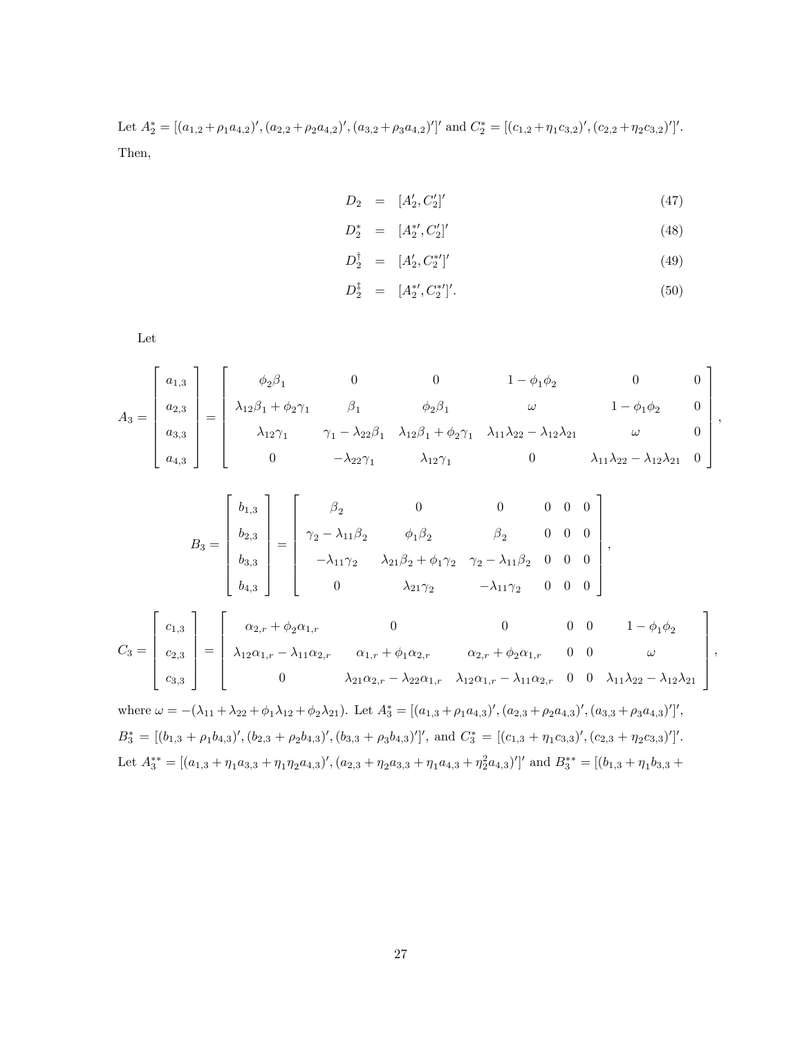Let $A_2^* = [(a_{1,2}+\rho_1 a_{4,2})', (a_{2,2}+\rho_2 a_{4,2})', (a_{3,2}+\rho_3 a_{4,2})']'$ and $C_2^* = [(c_{1,2}+\eta_1 c_{3,2})', (c_{2,2}+\eta_2 c_{3,2})']'$. Then,

$$
\begin{aligned}
D_2 &= [A_2', C_2']' && (47) \\
D_2^* &= [A_2^{*\prime}, C_2']' && (48) \\
D_2^\dagger &= [A_2', C_2^{*\prime}]' && (49) \\
D_2^\ddagger &= [A_2^{*\prime}, C_2^{*\prime}]'. && (50)
\end{aligned}
$$

Let

$$
A_3 = \begin{bmatrix} a_{1,3} \\ a_{2,3} \\ a_{3,3} \\ a_{4,3} \end{bmatrix} = \begin{bmatrix} \phi_2\beta_1 & 0 & 0 & 1-\phi_1\phi_2 & 0 & 0 \\ \lambda_{12}\beta_1+\phi_2\gamma_1 & \beta_1 & \phi_2\beta_1 & \omega & 1-\phi_1\phi_2 & 0 \\ \lambda_{12}\gamma_1 & \gamma_1-\lambda_{22}\beta_1 & \lambda_{12}\beta_1+\phi_2\gamma_1 & \lambda_{11}\lambda_{22}-\lambda_{12}\lambda_{21} & \omega & 0 \\ 0 & -\lambda_{22}\gamma_1 & \lambda_{12}\gamma_1 & 0 & \lambda_{11}\lambda_{22}-\lambda_{12}\lambda_{21} & 0 \end{bmatrix},
$$

$$
B_3 = \begin{bmatrix} b_{1,3} \\ b_{2,3} \\ b_{3,3} \\ b_{4,3} \end{bmatrix} = \begin{bmatrix} \beta_2 & 0 & 0 & 0 & 0 & 0 \\ \gamma_2-\lambda_{11}\beta_2 & \phi_1\beta_2 & \beta_2 & 0 & 0 & 0 \\ -\lambda_{11}\gamma_2 & \lambda_{21}\beta_2+\phi_1\gamma_2 & \gamma_2-\lambda_{11}\beta_2 & 0 & 0 & 0 \\ 0 & \lambda_{21}\gamma_2 & -\lambda_{11}\gamma_2 & 0 & 0 & 0 \end{bmatrix},
$$

$$
C_3 = \begin{bmatrix} c_{1,3} \\ c_{2,3} \\ c_{3,3} \end{bmatrix} = \begin{bmatrix} \alpha_{2,r}+\phi_2\alpha_{1,r} & 0 & 0 & 0 & 0 & 1-\phi_1\phi_2 \\ \lambda_{12}\alpha_{1,r}-\lambda_{11}\alpha_{2,r} & \alpha_{1,r}+\phi_1\alpha_{2,r} & \alpha_{2,r}+\phi_2\alpha_{1,r} & 0 & 0 & \omega \\ 0 & \lambda_{21}\alpha_{2,r}-\lambda_{22}\alpha_{1,r} & \lambda_{12}\alpha_{1,r}-\lambda_{11}\alpha_{2,r} & 0 & 0 & \lambda_{11}\lambda_{22}-\lambda_{12}\lambda_{21} \end{bmatrix},
$$

where $\omega = -(\lambda_{11}+\lambda_{22}+\phi_1\lambda_{12}+\phi_2\lambda_{21})$. Let $A_3^* = [(a_{1,3}+\rho_1 a_{4,3})', (a_{2,3}+\rho_2 a_{4,3})', (a_{3,3}+\rho_3 a_{4,3})']'$, $B_3^* = [(b_{1,3}+\rho_1 b_{4,3})', (b_{2,3}+\rho_2 b_{4,3})', (b_{3,3}+\rho_3 b_{4,3})']'$, and $C_3^* = [(c_{1,3}+\eta_1 c_{3,3})', (c_{2,3}+\eta_2 c_{3,3})']'$. Let $A_3^{**} = [(a_{1,3}+\eta_1 a_{3,3}+\eta_1\eta_2 a_{4,3})', (a_{2,3}+\eta_2 a_{3,3}+\eta_1 a_{4,3}+\eta_2^2 a_{4,3})']'$ and $B_3^{**} = [(b_{1,3}+\eta_1 b_{3,3}+$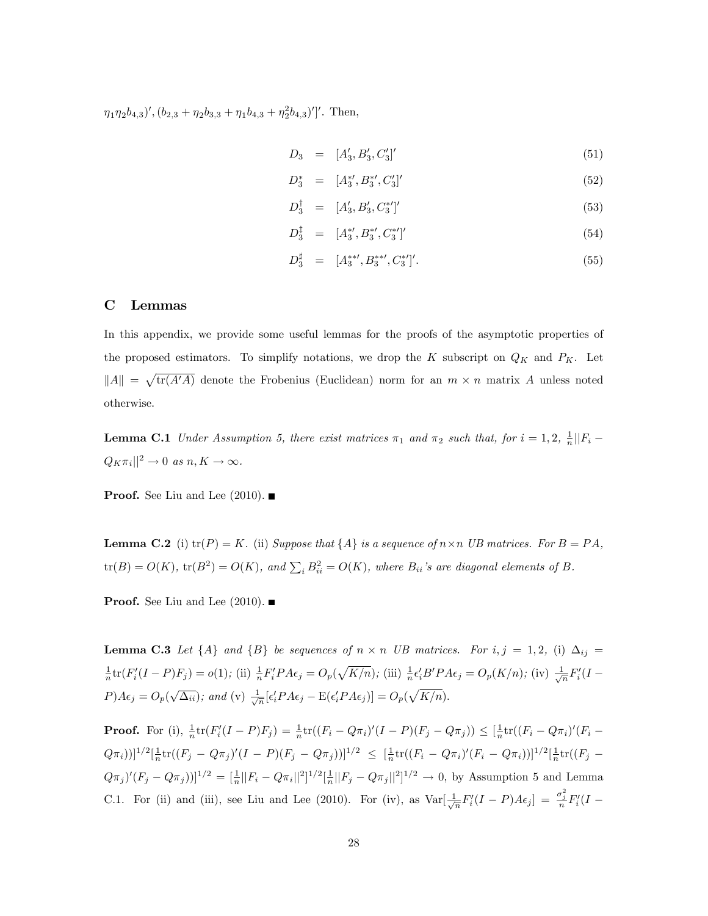$\eta_1\eta_2 b_{4,3})', (b_{2,3} + \eta_2 b_{3,3} + \eta_1 b_{4,3} + \eta_2^2 b_{4,3})']'$. Then,

$$
\begin{aligned}
D_3 &= [A_3', B_3', C_3']' &(51)\\
D_3^* &= [A_3^{*\prime}, B_3^{*\prime}, C_3']' &(52)\\
D_3^\dagger &= [A_3', B_3', C_3^{*\prime}]' &(53)\\
D_3^\ddagger &= [A_3^{*\prime}, B_3^{*\prime}, C_3^{*\prime}]' &(54)\\
D_3^\sharp &= [A_3^{**\prime}, B_3^{**\prime}, C_3^{*\prime}]'. &(55)
\end{aligned}
$$

## C Lemmas

In this appendix, we provide some useful lemmas for the proofs of the asymptotic properties of the proposed estimators. To simplify notations, we drop the $K$ subscript on $Q_K$ and $P_K$. Let $\|A\| = \sqrt{\mathrm{tr}(A'A)}$ denote the Frobenius (Euclidean) norm for an $m \times n$ matrix $A$ unless noted otherwise.

**Lemma C.1** *Under Assumption 5, there exist matrices $\pi_1$ and $\pi_2$ such that, for $i = 1, 2$, $\frac{1}{n}||F_i - Q_K\pi_i||^2 \to 0$ as $n, K \to \infty$.*

**Proof.** See Liu and Lee (2010). ■

**Lemma C.2** (i) $\mathrm{tr}(P) = K$. (ii) *Suppose that $\{A\}$ is a sequence of $n \times n$ UB matrices. For $B = PA$, $\mathrm{tr}(B) = O(K)$, $\mathrm{tr}(B^2) = O(K)$, and $\sum_i B_{ii}^2 = O(K)$, where $B_{ii}$'s are diagonal elements of $B$.*

**Proof.** See Liu and Lee (2010). ■

**Lemma C.3** *Let $\{A\}$ and $\{B\}$ be sequences of $n \times n$ UB matrices. For $i, j = 1, 2$,* (i) $\Delta_{ij} = \frac{1}{n}\mathrm{tr}(F_i'(I-P)F_j) = o(1)$; (ii) $\frac{1}{n}F_i'PA\epsilon_j = O_p(\sqrt{K/n})$; (iii) $\frac{1}{n}\epsilon_i'B'PA\epsilon_j = O_p(K/n)$; (iv) $\frac{1}{\sqrt{n}}F_i'(I-P)A\epsilon_j = O_p(\sqrt{\Delta_{ii}})$; *and* (v) $\frac{1}{\sqrt{n}}[\epsilon_i'PA\epsilon_j - \mathrm{E}(\epsilon_i'PA\epsilon_j)] = O_p(\sqrt{K/n})$.

**Proof.** For (i), $\frac{1}{n}\mathrm{tr}(F_i'(I-P)F_j) = \frac{1}{n}\mathrm{tr}((F_i - Q\pi_i)'(I-P)(F_j - Q\pi_j)) \leq [\frac{1}{n}\mathrm{tr}((F_i - Q\pi_i)'(F_i - Q\pi_i))]^{1/2}[\frac{1}{n}\mathrm{tr}((F_j - Q\pi_j)'(I-P)(F_j - Q\pi_j))]^{1/2} \leq [\frac{1}{n}\mathrm{tr}((F_i - Q\pi_i)'(F_i - Q\pi_i))]^{1/2}[\frac{1}{n}\mathrm{tr}((F_j - Q\pi_j)'(F_j - Q\pi_j))]^{1/2} = [\frac{1}{n}||F_i - Q\pi_i||^2]^{1/2}[\frac{1}{n}||F_j - Q\pi_j||^2]^{1/2} \to 0$, by Assumption 5 and Lemma C.1. For (ii) and (iii), see Liu and Lee (2010). For (iv), as $\mathrm{Var}[\frac{1}{\sqrt{n}}F_i'(I-P)A\epsilon_j] = \frac{\sigma_j^2}{n}F_i'(I-$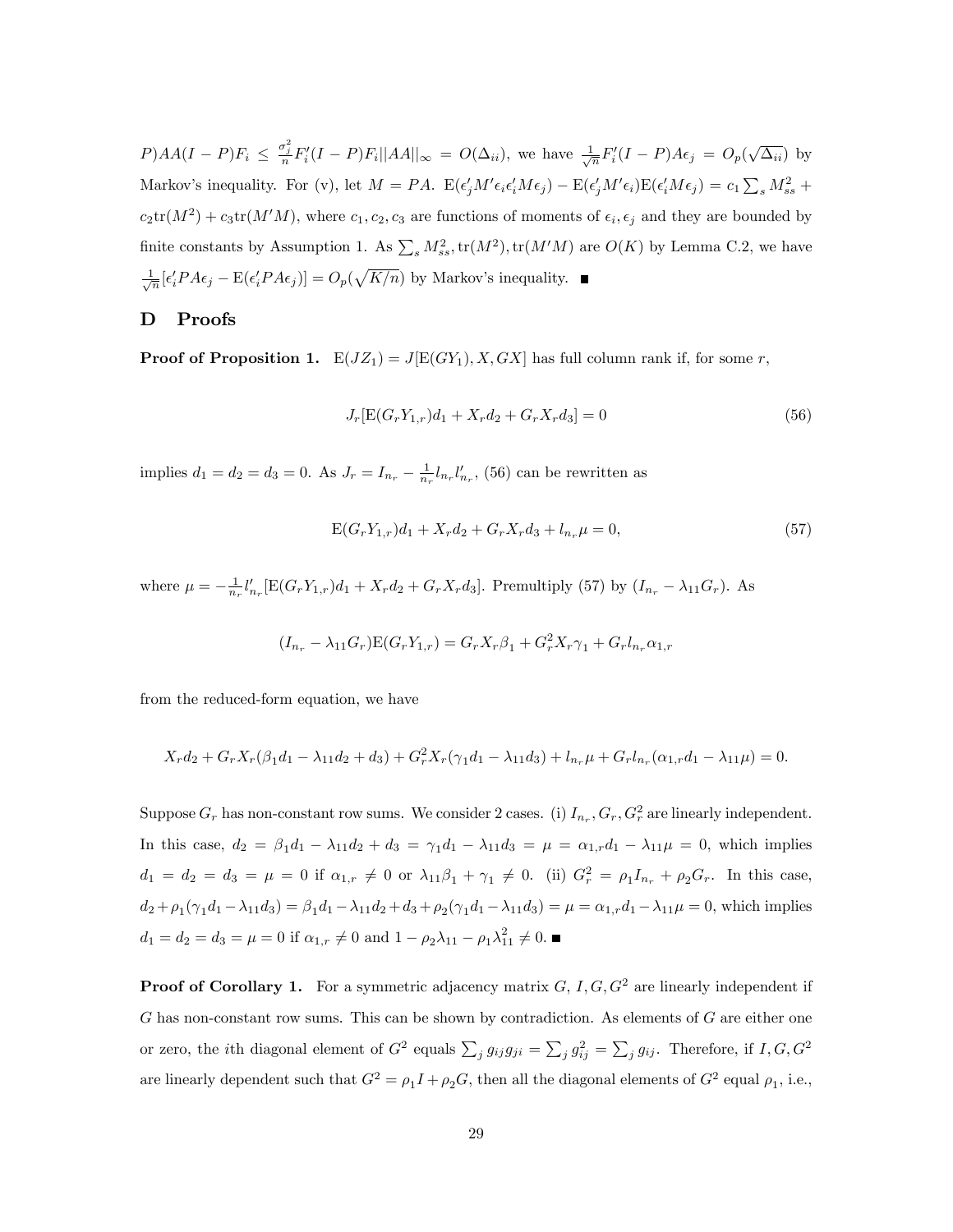$P)AA(I-P)F_i \leq \frac{\sigma_j^2}{n} F_i'(I-P)F_i ||AA||_\infty = O(\Delta_{ii})$, we have $\frac{1}{\sqrt{n}} F_i'(I-P)A\epsilon_j = O_p(\sqrt{\Delta_{ii}})$ by Markov's inequality. For (v), let $M = PA$. $\mathrm{E}(\epsilon_j' M' \epsilon_i \epsilon_i' M \epsilon_j) - \mathrm{E}(\epsilon_j' M' \epsilon_i)\mathrm{E}(\epsilon_i' M \epsilon_j) = c_1 \sum_s M_{ss}^2 + c_2 \mathrm{tr}(M^2) + c_3 \mathrm{tr}(M'M)$, where $c_1, c_2, c_3$ are functions of moments of $\epsilon_i, \epsilon_j$ and they are bounded by finite constants by Assumption 1. As $\sum_s M_{ss}^2, \mathrm{tr}(M^2), \mathrm{tr}(M'M)$ are $O(K)$ by Lemma C.2, we have $\frac{1}{\sqrt{n}}[\epsilon_i' PA\epsilon_j - \mathrm{E}(\epsilon_i' PA \epsilon_j)] = O_p(\sqrt{K/n})$ by Markov's inequality. ■

# D Proofs

**Proof of Proposition 1.** $\mathrm{E}(JZ_1) = J[\mathrm{E}(GY_1), X, GX]$ has full column rank if, for some $r$,

$$J_r[\mathrm{E}(G_r Y_{1,r})d_1 + X_r d_2 + G_r X_r d_3] = 0 \tag{56}$$

implies $d_1 = d_2 = d_3 = 0$. As $J_r = I_{n_r} - \frac{1}{n_r} l_{n_r} l_{n_r}'$, (56) can be rewritten as

$$\mathrm{E}(G_r Y_{1,r})d_1 + X_r d_2 + G_r X_r d_3 + l_{n_r}\mu = 0, \tag{57}$$

where $\mu = -\frac{1}{n_r} l_{n_r}'[\mathrm{E}(G_r Y_{1,r})d_1 + X_r d_2 + G_r X_r d_3]$. Premultiply (57) by $(I_{n_r} - \lambda_{11} G_r)$. As

$$(I_{n_r} - \lambda_{11} G_r)\mathrm{E}(G_r Y_{1,r}) = G_r X_r \beta_1 + G_r^2 X_r \gamma_1 + G_r l_{n_r} \alpha_{1,r}$$

from the reduced-form equation, we have

$$X_r d_2 + G_r X_r(\beta_1 d_1 - \lambda_{11} d_2 + d_3) + G_r^2 X_r(\gamma_1 d_1 - \lambda_{11} d_3) + l_{n_r}\mu + G_r l_{n_r}(\alpha_{1,r} d_1 - \lambda_{11}\mu) = 0.$$

Suppose $G_r$ has non-constant row sums. We consider 2 cases. (i) $I_{n_r}, G_r, G_r^2$ are linearly independent. In this case, $d_2 = \beta_1 d_1 - \lambda_{11} d_2 + d_3 = \gamma_1 d_1 - \lambda_{11} d_3 = \mu = \alpha_{1,r} d_1 - \lambda_{11}\mu = 0$, which implies $d_1 = d_2 = d_3 = \mu = 0$ if $\alpha_{1,r} \neq 0$ or $\lambda_{11}\beta_1 + \gamma_1 \neq 0$. (ii) $G_r^2 = \rho_1 I_{n_r} + \rho_2 G_r$. In this case, $d_2 + \rho_1(\gamma_1 d_1 - \lambda_{11} d_3) = \beta_1 d_1 - \lambda_{11} d_2 + d_3 + \rho_2(\gamma_1 d_1 - \lambda_{11} d_3) = \mu = \alpha_{1,r} d_1 - \lambda_{11}\mu = 0$, which implies $d_1 = d_2 = d_3 = \mu = 0$ if $\alpha_{1,r} \neq 0$ and $1 - \rho_2 \lambda_{11} - \rho_1 \lambda_{11}^2 \neq 0$. ■

**Proof of Corollary 1.** For a symmetric adjacency matrix $G$, $I, G, G^2$ are linearly independent if $G$ has non-constant row sums. This can be shown by contradiction. As elements of $G$ are either one or zero, the $i$th diagonal element of $G^2$ equals $\sum_j g_{ij} g_{ji} = \sum_j g_{ij}^2 = \sum_j g_{ij}$. Therefore, if $I, G, G^2$ are linearly dependent such that $G^2 = \rho_1 I + \rho_2 G$, then all the diagonal elements of $G^2$ equal $\rho_1$, i.e.,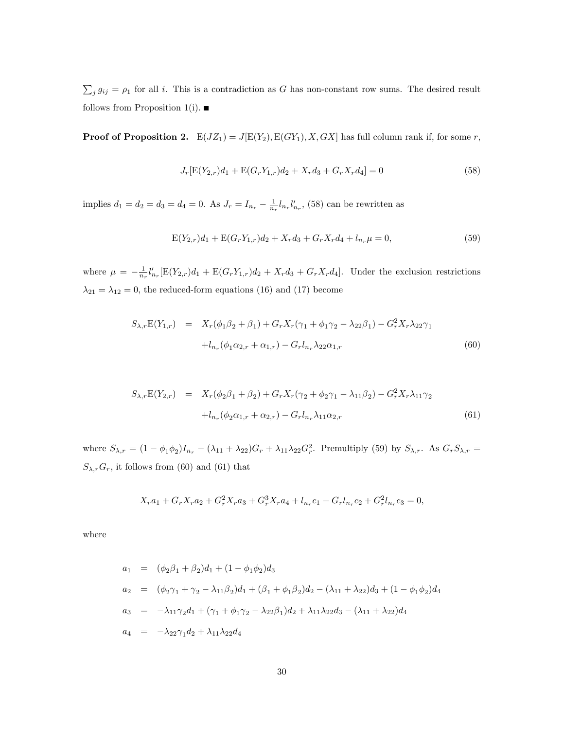$\sum_j g_{ij} = \rho_1$ for all $i$. This is a contradiction as $G$ has non-constant row sums. The desired result follows from Proposition 1(i). ■

**Proof of Proposition 2.** $\mathrm{E}(JZ_1) = J[\mathrm{E}(Y_2), \mathrm{E}(GY_1), X, GX]$ has full column rank if, for some $r$,

$$J_r[\mathrm{E}(Y_{2,r})d_1 + \mathrm{E}(G_r Y_{1,r})d_2 + X_r d_3 + G_r X_r d_4] = 0 \tag{58}$$

implies $d_1 = d_2 = d_3 = d_4 = 0$. As $J_r = I_{n_r} - \frac{1}{n_r} l_{n_r} l'_{n_r}$, (58) can be rewritten as

$$\mathrm{E}(Y_{2,r})d_1 + \mathrm{E}(G_r Y_{1,r})d_2 + X_r d_3 + G_r X_r d_4 + l_{n_r}\mu = 0, \tag{59}$$

where $\mu = -\frac{1}{n_r} l'_{n_r}[\mathrm{E}(Y_{2,r})d_1 + \mathrm{E}(G_r Y_{1,r})d_2 + X_r d_3 + G_r X_r d_4]$. Under the exclusion restrictions $\lambda_{21} = \lambda_{12} = 0$, the reduced-form equations (16) and (17) become

$$\begin{aligned} S_{\lambda,r}\mathrm{E}(Y_{1,r}) &= X_r(\phi_1\beta_2 + \beta_1) + G_r X_r(\gamma_1 + \phi_1\gamma_2 - \lambda_{22}\beta_1) - G_r^2 X_r \lambda_{22}\gamma_1 \\ &\quad + l_{n_r}(\phi_1\alpha_{2,r} + \alpha_{1,r}) - G_r l_{n_r}\lambda_{22}\alpha_{1,r} \end{aligned} \tag{60}$$

$$\begin{aligned} S_{\lambda,r}\mathrm{E}(Y_{2,r}) &= X_r(\phi_2\beta_1 + \beta_2) + G_r X_r(\gamma_2 + \phi_2\gamma_1 - \lambda_{11}\beta_2) - G_r^2 X_r \lambda_{11}\gamma_2 \\ &\quad + l_{n_r}(\phi_2\alpha_{1,r} + \alpha_{2,r}) - G_r l_{n_r}\lambda_{11}\alpha_{2,r} \end{aligned} \tag{61}$$

where $S_{\lambda,r} = (1 - \phi_1\phi_2)I_{n_r} - (\lambda_{11} + \lambda_{22})G_r + \lambda_{11}\lambda_{22}G_r^2$. Premultiply (59) by $S_{\lambda,r}$. As $G_r S_{\lambda,r} = S_{\lambda,r} G_r$, it follows from (60) and (61) that

$$X_r a_1 + G_r X_r a_2 + G_r^2 X_r a_3 + G_r^3 X_r a_4 + l_{n_r} c_1 + G_r l_{n_r} c_2 + G_r^2 l_{n_r} c_3 = 0,$$

where

$$\begin{aligned} a_1 &= (\phi_2\beta_1 + \beta_2)d_1 + (1 - \phi_1\phi_2)d_3 \\ a_2 &= (\phi_2\gamma_1 + \gamma_2 - \lambda_{11}\beta_2)d_1 + (\beta_1 + \phi_1\beta_2)d_2 - (\lambda_{11} + \lambda_{22})d_3 + (1 - \phi_1\phi_2)d_4 \\ a_3 &= -\lambda_{11}\gamma_2 d_1 + (\gamma_1 + \phi_1\gamma_2 - \lambda_{22}\beta_1)d_2 + \lambda_{11}\lambda_{22}d_3 - (\lambda_{11} + \lambda_{22})d_4 \\ a_4 &= -\lambda_{22}\gamma_1 d_2 + \lambda_{11}\lambda_{22}d_4 \end{aligned}$$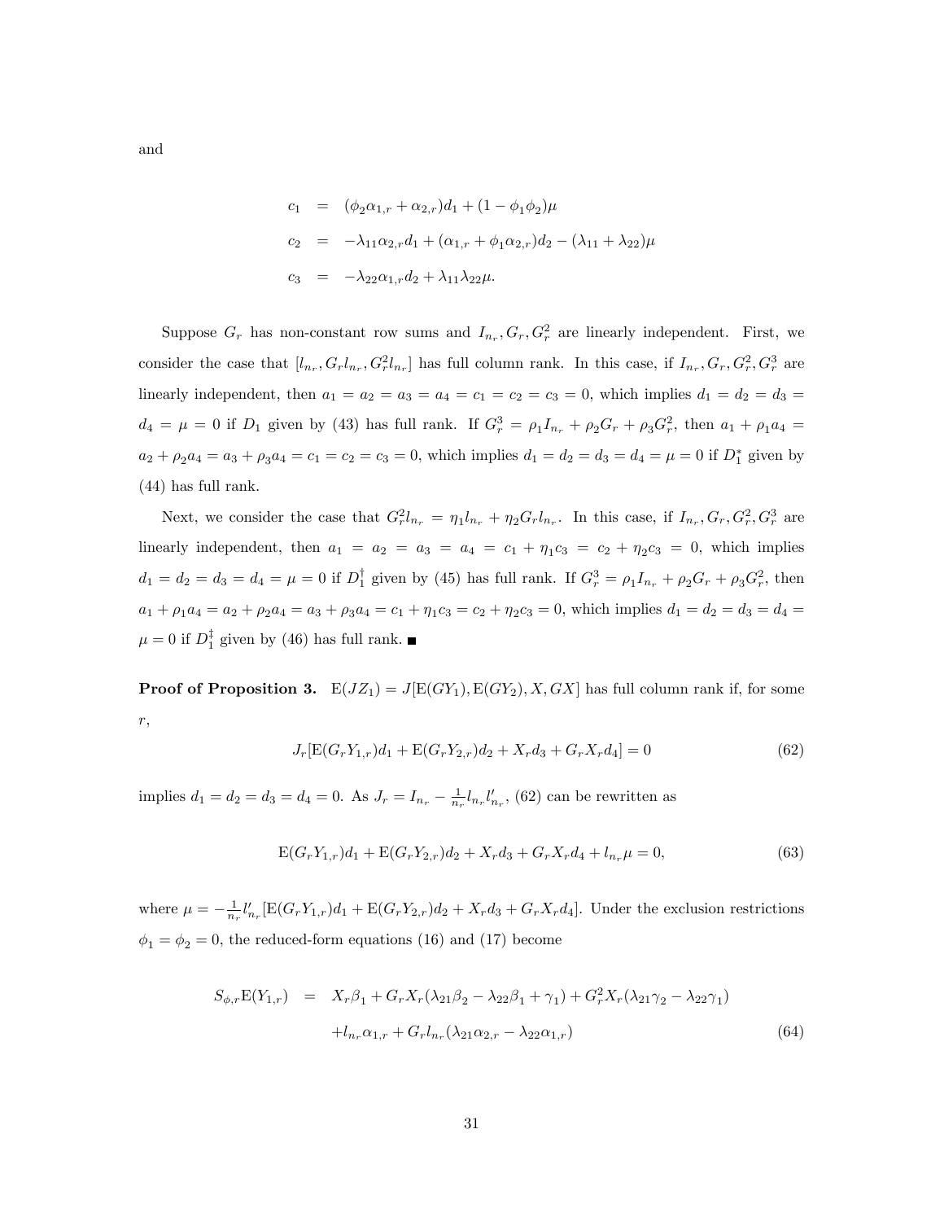and

$$
\begin{aligned}
c_1 &= (\phi_2\alpha_{1,r} + \alpha_{2,r})d_1 + (1 - \phi_1\phi_2)\mu \\
c_2 &= -\lambda_{11}\alpha_{2,r}d_1 + (\alpha_{1,r} + \phi_1\alpha_{2,r})d_2 - (\lambda_{11} + \lambda_{22})\mu \\
c_3 &= -\lambda_{22}\alpha_{1,r}d_2 + \lambda_{11}\lambda_{22}\mu.
\end{aligned}
$$

Suppose $G_r$ has non-constant row sums and $I_{n_r}, G_r, G_r^2$ are linearly independent. First, we consider the case that $[l_{n_r}, G_r l_{n_r}, G_r^2 l_{n_r}]$ has full column rank. In this case, if $I_{n_r}, G_r, G_r^2, G_r^3$ are linearly independent, then $a_1 = a_2 = a_3 = a_4 = c_1 = c_2 = c_3 = 0$, which implies $d_1 = d_2 = d_3 = d_4 = \mu = 0$ if $D_1$ given by (43) has full rank. If $G_r^3 = \rho_1 I_{n_r} + \rho_2 G_r + \rho_3 G_r^2$, then $a_1 + \rho_1 a_4 = a_2 + \rho_2 a_4 = a_3 + \rho_3 a_4 = c_1 = c_2 = c_3 = 0$, which implies $d_1 = d_2 = d_3 = d_4 = \mu = 0$ if $D_1^*$ given by (44) has full rank.

Next, we consider the case that $G_r^2 l_{n_r} = \eta_1 l_{n_r} + \eta_2 G_r l_{n_r}$. In this case, if $I_{n_r}, G_r, G_r^2, G_r^3$ are linearly independent, then $a_1 = a_2 = a_3 = a_4 = c_1 + \eta_1 c_3 = c_2 + \eta_2 c_3 = 0$, which implies $d_1 = d_2 = d_3 = d_4 = \mu = 0$ if $D_1^\dagger$ given by (45) has full rank. If $G_r^3 = \rho_1 I_{n_r} + \rho_2 G_r + \rho_3 G_r^2$, then $a_1 + \rho_1 a_4 = a_2 + \rho_2 a_4 = a_3 + \rho_3 a_4 = c_1 + \eta_1 c_3 = c_2 + \eta_2 c_3 = 0$, which implies $d_1 = d_2 = d_3 = d_4 = \mu = 0$ if $D_1^\ddagger$ given by (46) has full rank. ■

**Proof of Proposition 3.** $\mathrm{E}(JZ_1) = J[\mathrm{E}(GY_1), \mathrm{E}(GY_2), X, GX]$ has full column rank if, for some $r$,

$$
J_r[\mathrm{E}(G_r Y_{1,r})d_1 + \mathrm{E}(G_r Y_{2,r})d_2 + X_r d_3 + G_r X_r d_4] = 0 \tag{62}
$$

implies $d_1 = d_2 = d_3 = d_4 = 0$. As $J_r = I_{n_r} - \frac{1}{n_r} l_{n_r} l'_{n_r}$, (62) can be rewritten as

$$
\mathrm{E}(G_r Y_{1,r})d_1 + \mathrm{E}(G_r Y_{2,r})d_2 + X_r d_3 + G_r X_r d_4 + l_{n_r}\mu = 0, \tag{63}
$$

where $\mu = -\frac{1}{n_r} l'_{n_r}[\mathrm{E}(G_r Y_{1,r})d_1 + \mathrm{E}(G_r Y_{2,r})d_2 + X_r d_3 + G_r X_r d_4]$. Under the exclusion restrictions $\phi_1 = \phi_2 = 0$, the reduced-form equations (16) and (17) become

$$
\begin{aligned}
S_{\phi,r}\mathrm{E}(Y_{1,r}) &= X_r\beta_1 + G_r X_r(\lambda_{21}\beta_2 - \lambda_{22}\beta_1 + \gamma_1) + G_r^2 X_r(\lambda_{21}\gamma_2 - \lambda_{22}\gamma_1) \\
&\quad + l_{n_r}\alpha_{1,r} + G_r l_{n_r}(\lambda_{21}\alpha_{2,r} - \lambda_{22}\alpha_{1,r})
\end{aligned} \tag{64}
$$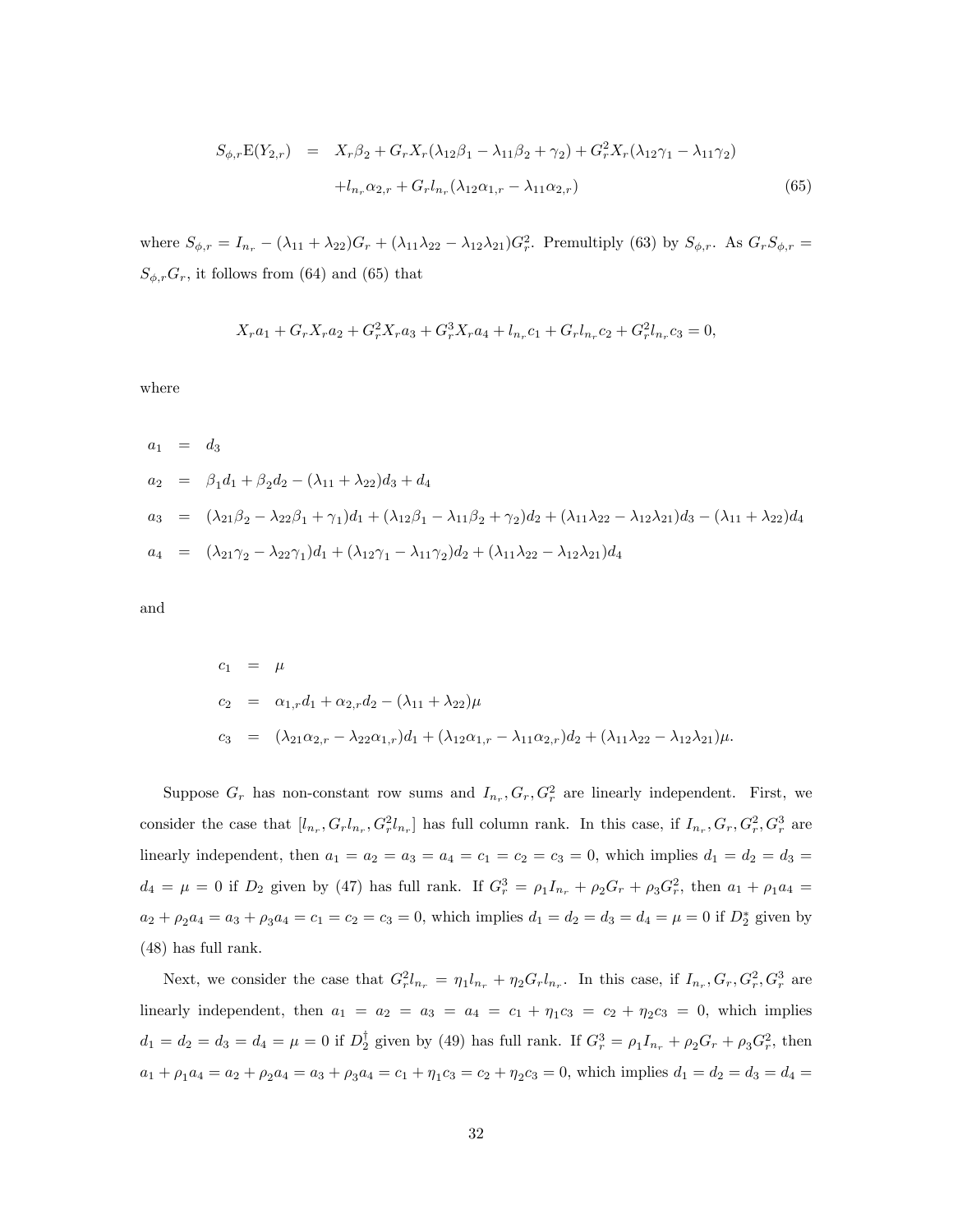$$
\begin{aligned}
S_{\phi,r}\mathrm{E}(Y_{2,r}) &= X_r\beta_2 + G_rX_r(\lambda_{12}\beta_1 - \lambda_{11}\beta_2 + \gamma_2) + G_r^2X_r(\lambda_{12}\gamma_1 - \lambda_{11}\gamma_2) \\
&\quad + l_{n_r}\alpha_{2,r} + G_rl_{n_r}(\lambda_{12}\alpha_{1,r} - \lambda_{11}\alpha_{2,r}) \qquad (65)
\end{aligned}
$$

where $S_{\phi,r} = I_{n_r} - (\lambda_{11}+\lambda_{22})G_r + (\lambda_{11}\lambda_{22} - \lambda_{12}\lambda_{21})G_r^2$. Premultiply (63) by $S_{\phi,r}$. As $G_rS_{\phi,r} = S_{\phi,r}G_r$, it follows from (64) and (65) that

$$
X_ra_1 + G_rX_ra_2 + G_r^2X_ra_3 + G_r^3X_ra_4 + l_{n_r}c_1 + G_rl_{n_r}c_2 + G_r^2l_{n_r}c_3 = 0,
$$

where

$$
\begin{aligned}
a_1 &= d_3 \\
a_2 &= \beta_1d_1 + \beta_2d_2 - (\lambda_{11}+\lambda_{22})d_3 + d_4 \\
a_3 &= (\lambda_{21}\beta_2 - \lambda_{22}\beta_1 + \gamma_1)d_1 + (\lambda_{12}\beta_1 - \lambda_{11}\beta_2 + \gamma_2)d_2 + (\lambda_{11}\lambda_{22} - \lambda_{12}\lambda_{21})d_3 - (\lambda_{11}+\lambda_{22})d_4 \\
a_4 &= (\lambda_{21}\gamma_2 - \lambda_{22}\gamma_1)d_1 + (\lambda_{12}\gamma_1 - \lambda_{11}\gamma_2)d_2 + (\lambda_{11}\lambda_{22} - \lambda_{12}\lambda_{21})d_4
\end{aligned}
$$

and

$$
\begin{aligned}
c_1 &= \mu \\
c_2 &= \alpha_{1,r}d_1 + \alpha_{2,r}d_2 - (\lambda_{11}+\lambda_{22})\mu \\
c_3 &= (\lambda_{21}\alpha_{2,r} - \lambda_{22}\alpha_{1,r})d_1 + (\lambda_{12}\alpha_{1,r} - \lambda_{11}\alpha_{2,r})d_2 + (\lambda_{11}\lambda_{22} - \lambda_{12}\lambda_{21})\mu.
\end{aligned}
$$

Suppose $G_r$ has non-constant row sums and $I_{n_r}, G_r, G_r^2$ are linearly independent. First, we consider the case that $[l_{n_r}, G_rl_{n_r}, G_r^2l_{n_r}]$ has full column rank. In this case, if $I_{n_r}, G_r, G_r^2, G_r^3$ are linearly independent, then $a_1 = a_2 = a_3 = a_4 = c_1 = c_2 = c_3 = 0$, which implies $d_1 = d_2 = d_3 = d_4 = \mu = 0$ if $D_2$ given by (47) has full rank. If $G_r^3 = \rho_1I_{n_r} + \rho_2G_r + \rho_3G_r^2$, then $a_1 + \rho_1a_4 = a_2 + \rho_2a_4 = a_3 + \rho_3a_4 = c_1 = c_2 = c_3 = 0$, which implies $d_1 = d_2 = d_3 = d_4 = \mu = 0$ if $D_2^*$ given by (48) has full rank.

Next, we consider the case that $G_r^2l_{n_r} = \eta_1l_{n_r} + \eta_2G_rl_{n_r}$. In this case, if $I_{n_r}, G_r, G_r^2, G_r^3$ are linearly independent, then $a_1 = a_2 = a_3 = a_4 = c_1 + \eta_1c_3 = c_2 + \eta_2c_3 = 0$, which implies $d_1 = d_2 = d_3 = d_4 = \mu = 0$ if $D_2^\dagger$ given by (49) has full rank. If $G_r^3 = \rho_1I_{n_r} + \rho_2G_r + \rho_3G_r^2$, then $a_1 + \rho_1a_4 = a_2 + \rho_2a_4 = a_3 + \rho_3a_4 = c_1 + \eta_1c_3 = c_2 + \eta_2c_3 = 0$, which implies $d_1 = d_2 = d_3 = d_4 =$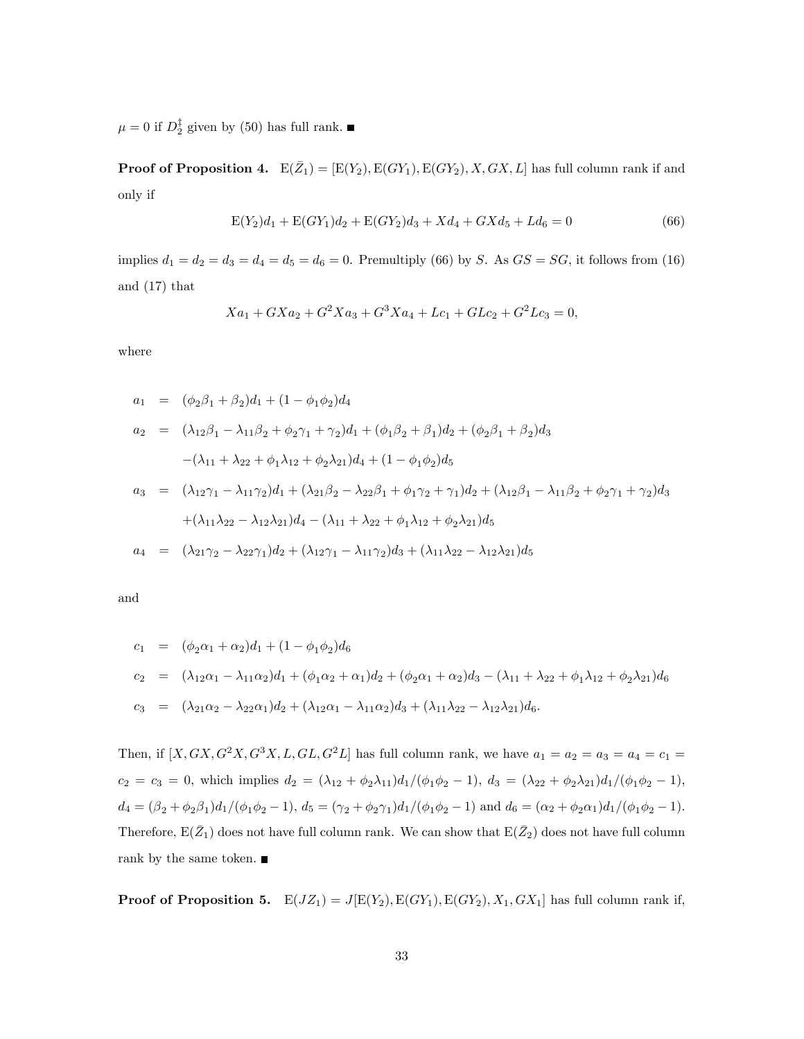$\mu = 0$ if $D_2^{\ddagger}$ given by (50) has full rank. ■

**Proof of Proposition 4.** $\mathrm{E}(\bar{Z}_1) = [\mathrm{E}(Y_2), \mathrm{E}(GY_1), \mathrm{E}(GY_2), X, GX, L]$ has full column rank if and only if

$$\mathrm{E}(Y_2)d_1 + \mathrm{E}(GY_1)d_2 + \mathrm{E}(GY_2)d_3 + Xd_4 + GXd_5 + Ld_6 = 0 \tag{66}$$

implies $d_1 = d_2 = d_3 = d_4 = d_5 = d_6 = 0$. Premultiply (66) by $S$. As $GS = SG$, it follows from (16) and (17) that

$$Xa_1 + GXa_2 + G^2Xa_3 + G^3Xa_4 + Lc_1 + GLc_2 + G^2Lc_3 = 0,$$

where

$$\begin{aligned}
a_1 &= (\phi_2\beta_1 + \beta_2)d_1 + (1 - \phi_1\phi_2)d_4 \\
a_2 &= (\lambda_{12}\beta_1 - \lambda_{11}\beta_2 + \phi_2\gamma_1 + \gamma_2)d_1 + (\phi_1\beta_2 + \beta_1)d_2 + (\phi_2\beta_1 + \beta_2)d_3 \\
&\quad -(\lambda_{11} + \lambda_{22} + \phi_1\lambda_{12} + \phi_2\lambda_{21})d_4 + (1 - \phi_1\phi_2)d_5 \\
a_3 &= (\lambda_{12}\gamma_1 - \lambda_{11}\gamma_2)d_1 + (\lambda_{21}\beta_2 - \lambda_{22}\beta_1 + \phi_1\gamma_2 + \gamma_1)d_2 + (\lambda_{12}\beta_1 - \lambda_{11}\beta_2 + \phi_2\gamma_1 + \gamma_2)d_3 \\
&\quad +(\lambda_{11}\lambda_{22} - \lambda_{12}\lambda_{21})d_4 - (\lambda_{11} + \lambda_{22} + \phi_1\lambda_{12} + \phi_2\lambda_{21})d_5 \\
a_4 &= (\lambda_{21}\gamma_2 - \lambda_{22}\gamma_1)d_2 + (\lambda_{12}\gamma_1 - \lambda_{11}\gamma_2)d_3 + (\lambda_{11}\lambda_{22} - \lambda_{12}\lambda_{21})d_5
\end{aligned}$$

and

$$\begin{aligned}
c_1 &= (\phi_2\alpha_1 + \alpha_2)d_1 + (1 - \phi_1\phi_2)d_6 \\
c_2 &= (\lambda_{12}\alpha_1 - \lambda_{11}\alpha_2)d_1 + (\phi_1\alpha_2 + \alpha_1)d_2 + (\phi_2\alpha_1 + \alpha_2)d_3 - (\lambda_{11} + \lambda_{22} + \phi_1\lambda_{12} + \phi_2\lambda_{21})d_6 \\
c_3 &= (\lambda_{21}\alpha_2 - \lambda_{22}\alpha_1)d_2 + (\lambda_{12}\alpha_1 - \lambda_{11}\alpha_2)d_3 + (\lambda_{11}\lambda_{22} - \lambda_{12}\lambda_{21})d_6.
\end{aligned}$$

Then, if $[X, GX, G^2X, G^3X, L, GL, G^2L]$ has full column rank, we have $a_1 = a_2 = a_3 = a_4 = c_1 = c_2 = c_3 = 0$, which implies $d_2 = (\lambda_{12} + \phi_2\lambda_{11})d_1/(\phi_1\phi_2 - 1)$, $d_3 = (\lambda_{22} + \phi_2\lambda_{21})d_1/(\phi_1\phi_2 - 1)$, $d_4 = (\beta_2 + \phi_2\beta_1)d_1/(\phi_1\phi_2 - 1)$, $d_5 = (\gamma_2 + \phi_2\gamma_1)d_1/(\phi_1\phi_2 - 1)$ and $d_6 = (\alpha_2 + \phi_2\alpha_1)d_1/(\phi_1\phi_2 - 1)$. Therefore, $\mathrm{E}(\bar{Z}_1)$ does not have full column rank. We can show that $\mathrm{E}(\bar{Z}_2)$ does not have full column rank by the same token. ■

**Proof of Proposition 5.** $\mathrm{E}(JZ_1) = J[\mathrm{E}(Y_2), \mathrm{E}(GY_1), \mathrm{E}(GY_2), X_1, GX_1]$ has full column rank if,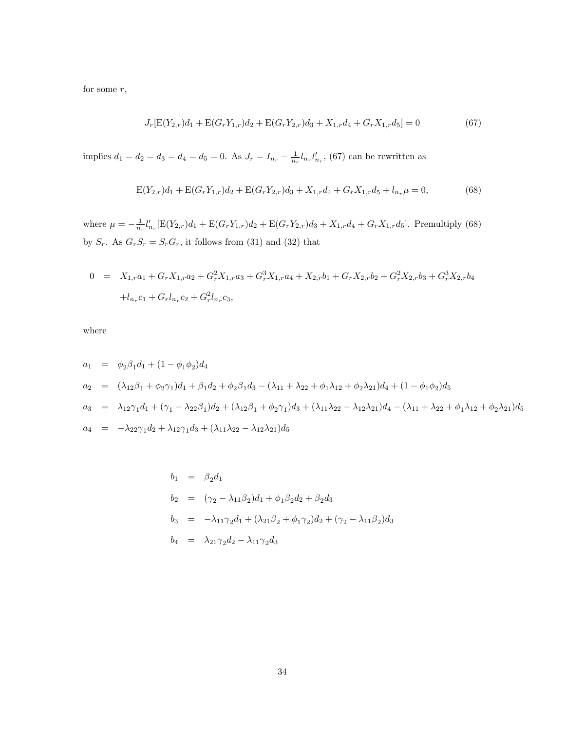for some $r$,

$$J_r[\mathrm{E}(Y_{2,r})d_1 + \mathrm{E}(G_r Y_{1,r})d_2 + \mathrm{E}(G_r Y_{2,r})d_3 + X_{1,r}d_4 + G_r X_{1,r}d_5] = 0 \tag{67}$$

implies $d_1 = d_2 = d_3 = d_4 = d_5 = 0$. As $J_r = I_{n_r} - \frac{1}{n_r} l_{n_r} l'_{n_r}$, (67) can be rewritten as

$$\mathrm{E}(Y_{2,r})d_1 + \mathrm{E}(G_r Y_{1,r})d_2 + \mathrm{E}(G_r Y_{2,r})d_3 + X_{1,r}d_4 + G_r X_{1,r}d_5 + l_{n_r}\mu = 0, \tag{68}$$

where $\mu = -\frac{1}{n_r} l'_{n_r}[\mathrm{E}(Y_{2,r})d_1 + \mathrm{E}(G_r Y_{1,r})d_2 + \mathrm{E}(G_r Y_{2,r})d_3 + X_{1,r}d_4 + G_r X_{1,r}d_5]$. Premultiply (68) by $S_r$. As $G_r S_r = S_r G_r$, it follows from (31) and (32) that

$$\begin{aligned}
0 &= X_{1,r}a_1 + G_r X_{1,r}a_2 + G_r^2 X_{1,r}a_3 + G_r^3 X_{1,r}a_4 + X_{2,r}b_1 + G_r X_{2,r}b_2 + G_r^2 X_{2,r}b_3 + G_r^3 X_{2,r}b_4 \\
&\quad + l_{n_r}c_1 + G_r l_{n_r}c_2 + G_r^2 l_{n_r}c_3,
\end{aligned}$$

where

$$\begin{aligned}
a_1 &= \phi_2\beta_1 d_1 + (1 - \phi_1\phi_2)d_4 \\
a_2 &= (\lambda_{12}\beta_1 + \phi_2\gamma_1)d_1 + \beta_1 d_2 + \phi_2\beta_1 d_3 - (\lambda_{11} + \lambda_{22} + \phi_1\lambda_{12} + \phi_2\lambda_{21})d_4 + (1 - \phi_1\phi_2)d_5 \\
a_3 &= \lambda_{12}\gamma_1 d_1 + (\gamma_1 - \lambda_{22}\beta_1)d_2 + (\lambda_{12}\beta_1 + \phi_2\gamma_1)d_3 + (\lambda_{11}\lambda_{22} - \lambda_{12}\lambda_{21})d_4 - (\lambda_{11} + \lambda_{22} + \phi_1\lambda_{12} + \phi_2\lambda_{21})d_5 \\
a_4 &= -\lambda_{22}\gamma_1 d_2 + \lambda_{12}\gamma_1 d_3 + (\lambda_{11}\lambda_{22} - \lambda_{12}\lambda_{21})d_5
\end{aligned}$$

$$\begin{aligned}
b_1 &= \beta_2 d_1 \\
b_2 &= (\gamma_2 - \lambda_{11}\beta_2)d_1 + \phi_1\beta_2 d_2 + \beta_2 d_3 \\
b_3 &= -\lambda_{11}\gamma_2 d_1 + (\lambda_{21}\beta_2 + \phi_1\gamma_2)d_2 + (\gamma_2 - \lambda_{11}\beta_2)d_3 \\
b_4 &= \lambda_{21}\gamma_2 d_2 - \lambda_{11}\gamma_2 d_3
\end{aligned}$$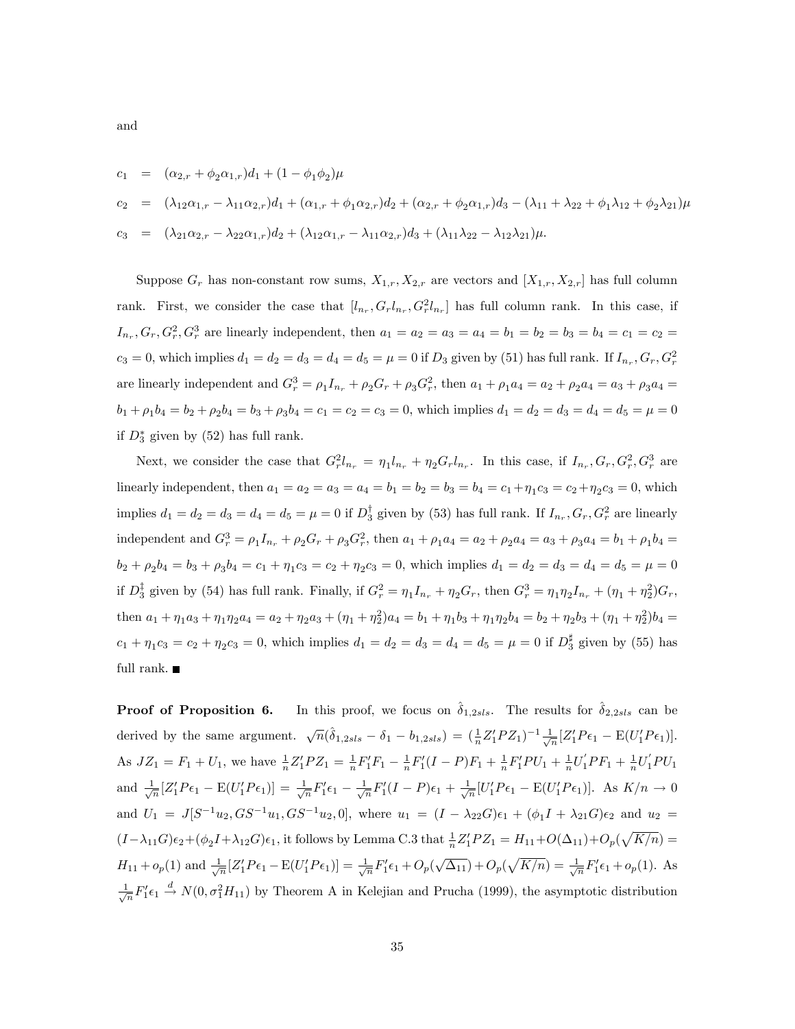and

$$
\begin{aligned}
c_1 &= (\alpha_{2,r} + \phi_2 \alpha_{1,r}) d_1 + (1 - \phi_1 \phi_2) \mu \\
c_2 &= (\lambda_{12} \alpha_{1,r} - \lambda_{11} \alpha_{2,r}) d_1 + (\alpha_{1,r} + \phi_1 \alpha_{2,r}) d_2 + (\alpha_{2,r} + \phi_2 \alpha_{1,r}) d_3 - (\lambda_{11} + \lambda_{22} + \phi_1 \lambda_{12} + \phi_2 \lambda_{21}) \mu \\
c_3 &= (\lambda_{21} \alpha_{2,r} - \lambda_{22} \alpha_{1,r}) d_2 + (\lambda_{12} \alpha_{1,r} - \lambda_{11} \alpha_{2,r}) d_3 + (\lambda_{11} \lambda_{22} - \lambda_{12} \lambda_{21}) \mu.
\end{aligned}
$$

Suppose $G_r$ has non-constant row sums, $X_{1,r}, X_{2,r}$ are vectors and $[X_{1,r}, X_{2,r}]$ has full column rank. First, we consider the case that $[l_{n_r}, G_r l_{n_r}, G_r^2 l_{n_r}]$ has full column rank. In this case, if $I_{n_r}, G_r, G_r^2, G_r^3$ are linearly independent, then $a_1 = a_2 = a_3 = a_4 = b_1 = b_2 = b_3 = b_4 = c_1 = c_2 = c_3 = 0$, which implies $d_1 = d_2 = d_3 = d_4 = d_5 = \mu = 0$ if $D_3$ given by (51) has full rank. If $I_{n_r}, G_r, G_r^2$ are linearly independent and $G_r^3 = \rho_1 I_{n_r} + \rho_2 G_r + \rho_3 G_r^2$, then $a_1 + \rho_1 a_4 = a_2 + \rho_2 a_4 = a_3 + \rho_3 a_4 = b_1 + \rho_1 b_4 = b_2 + \rho_2 b_4 = b_3 + \rho_3 b_4 = c_1 = c_2 = c_3 = 0$, which implies $d_1 = d_2 = d_3 = d_4 = d_5 = \mu = 0$ if $D_3^*$ given by (52) has full rank.

Next, we consider the case that $G_r^2 l_{n_r} = \eta_1 l_{n_r} + \eta_2 G_r l_{n_r}$. In this case, if $I_{n_r}, G_r, G_r^2, G_r^3$ are linearly independent, then $a_1 = a_2 = a_3 = a_4 = b_1 = b_2 = b_3 = b_4 = c_1 + \eta_1 c_3 = c_2 + \eta_2 c_3 = 0$, which implies $d_1 = d_2 = d_3 = d_4 = d_5 = \mu = 0$ if $D_3^\dagger$ given by (53) has full rank. If $I_{n_r}, G_r, G_r^2$ are linearly independent and $G_r^3 = \rho_1 I_{n_r} + \rho_2 G_r + \rho_3 G_r^2$, then $a_1 + \rho_1 a_4 = a_2 + \rho_2 a_4 = a_3 + \rho_3 a_4 = b_1 + \rho_1 b_4 = b_2 + \rho_2 b_4 = b_3 + \rho_3 b_4 = c_1 + \eta_1 c_3 = c_2 + \eta_2 c_3 = 0$, which implies $d_1 = d_2 = d_3 = d_4 = d_5 = \mu = 0$ if $D_3^\ddagger$ given by (54) has full rank. Finally, if $G_r^2 = \eta_1 I_{n_r} + \eta_2 G_r$, then $G_r^3 = \eta_1 \eta_2 I_{n_r} + (\eta_1 + \eta_2^2) G_r$, then $a_1 + \eta_1 a_3 + \eta_1 \eta_2 a_4 = a_2 + \eta_2 a_3 + (\eta_1 + \eta_2^2) a_4 = b_1 + \eta_1 b_3 + \eta_1 \eta_2 b_4 = b_2 + \eta_2 b_3 + (\eta_1 + \eta_2^2) b_4 = c_1 + \eta_1 c_3 = c_2 + \eta_2 c_3 = 0$, which implies $d_1 = d_2 = d_3 = d_4 = d_5 = \mu = 0$ if $D_3^\sharp$ given by (55) has full rank. ■

**Proof of Proposition 6.** In this proof, we focus on $\hat{\delta}_{1,2sls}$. The results for $\hat{\delta}_{2,2sls}$ can be derived by the same argument. $\sqrt{n}(\hat{\delta}_{1,2sls} - \delta_1 - b_{1,2sls}) = (\frac{1}{n} Z_1' P Z_1)^{-1} \frac{1}{\sqrt{n}} [Z_1' P \epsilon_1 - \mathrm{E}(U_1' P \epsilon_1)]$. As $J Z_1 = F_1 + U_1$, we have $\frac{1}{n} Z_1' P Z_1 = \frac{1}{n} F_1' F_1 - \frac{1}{n} F_1' (I - P) F_1 + \frac{1}{n} F_1' P U_1 + \frac{1}{n} U_1' P F_1 + \frac{1}{n} U_1' P U_1$ and $\frac{1}{\sqrt{n}} [Z_1' P \epsilon_1 - \mathrm{E}(U_1' P \epsilon_1)] = \frac{1}{\sqrt{n}} F_1' \epsilon_1 - \frac{1}{\sqrt{n}} F_1' (I - P) \epsilon_1 + \frac{1}{\sqrt{n}} [U_1' P \epsilon_1 - \mathrm{E}(U_1' P \epsilon_1)]$. As $K/n \to 0$ and $U_1 = J[S^{-1} u_2, G S^{-1} u_1, G S^{-1} u_2, 0]$, where $u_1 = (I - \lambda_{22} G) \epsilon_1 + (\phi_1 I + \lambda_{21} G) \epsilon_2$ and $u_2 = (I - \lambda_{11} G) \epsilon_2 + (\phi_2 I + \lambda_{12} G) \epsilon_1$, it follows by Lemma C.3 that $\frac{1}{n} Z_1' P Z_1 = H_{11} + O(\Delta_{11}) + O_p(\sqrt{K/n}) = H_{11} + o_p(1)$ and $\frac{1}{\sqrt{n}} [Z_1' P \epsilon_1 - \mathrm{E}(U_1' P \epsilon_1)] = \frac{1}{\sqrt{n}} F_1' \epsilon_1 + O_p(\sqrt{\Delta_{11}}) + O_p(\sqrt{K/n}) = \frac{1}{\sqrt{n}} F_1' \epsilon_1 + o_p(1)$. As $\frac{1}{\sqrt{n}} F_1' \epsilon_1 \xrightarrow{d} N(0, \sigma_1^2 H_{11})$ by Theorem A in Kelejian and Prucha (1999), the asymptotic distribution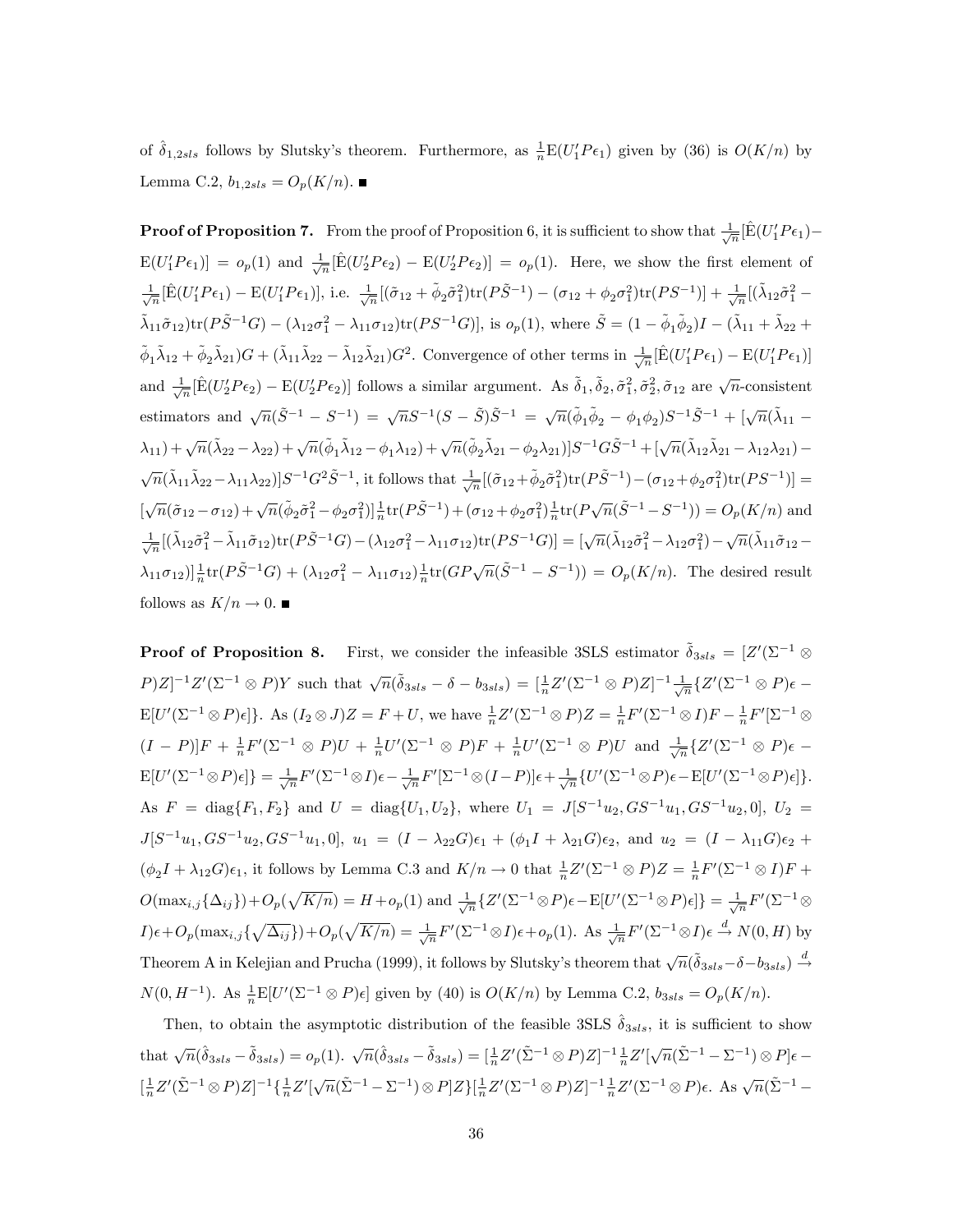of $\hat{\delta}_{1,2sls}$ follows by Slutsky's theorem. Furthermore, as $\frac{1}{n}\mathrm{E}(U_1'P\epsilon_1)$ given by (36) is $O(K/n)$ by Lemma C.2, $b_{1,2sls} = O_p(K/n)$. ■

**Proof of Proposition 7.** From the proof of Proposition 6, it is sufficient to show that $\frac{1}{\sqrt{n}}[\hat{\mathrm{E}}(U_1'P\epsilon_1) - \mathrm{E}(U_1'P\epsilon_1)] = o_p(1)$ and $\frac{1}{\sqrt{n}}[\hat{\mathrm{E}}(U_2'P\epsilon_2) - \mathrm{E}(U_2'P\epsilon_2)] = o_p(1)$. Here, we show the first element of $\frac{1}{\sqrt{n}}[\hat{\mathrm{E}}(U_1'P\epsilon_1) - \mathrm{E}(U_1'P\epsilon_1)]$, i.e. $\frac{1}{\sqrt{n}}[(\tilde{\sigma}_{12} + \tilde{\phi}_2\tilde{\sigma}_1^2)\mathrm{tr}(P\tilde{S}^{-1}) - (\sigma_{12} + \phi_2\sigma_1^2)\mathrm{tr}(PS^{-1})] + \frac{1}{\sqrt{n}}[(\tilde{\lambda}_{12}\tilde{\sigma}_1^2 - \tilde{\lambda}_{11}\tilde{\sigma}_{12})\mathrm{tr}(P\tilde{S}^{-1}G) - (\lambda_{12}\sigma_1^2 - \lambda_{11}\sigma_{12})\mathrm{tr}(PS^{-1}G)]$, is $o_p(1)$, where $\tilde{S} = (1 - \tilde{\phi}_1\tilde{\phi}_2)I - (\tilde{\lambda}_{11} + \tilde{\lambda}_{22} + \tilde{\phi}_1\tilde{\lambda}_{12} + \tilde{\phi}_2\tilde{\lambda}_{21})G + (\tilde{\lambda}_{11}\tilde{\lambda}_{22} - \tilde{\lambda}_{12}\tilde{\lambda}_{21})G^2$. Convergence of other terms in $\frac{1}{\sqrt{n}}[\hat{\mathrm{E}}(U_1'P\epsilon_1) - \mathrm{E}(U_1'P\epsilon_1)]$ and $\frac{1}{\sqrt{n}}[\hat{\mathrm{E}}(U_2'P\epsilon_2) - \mathrm{E}(U_2'P\epsilon_2)]$ follows a similar argument. As $\tilde{\delta}_1, \tilde{\delta}_2, \tilde{\sigma}_1^2, \tilde{\sigma}_2^2, \tilde{\sigma}_{12}$ are $\sqrt{n}$-consistent estimators and $\sqrt{n}(\tilde{S}^{-1} - S^{-1}) = \sqrt{n}S^{-1}(S - \tilde{S})\tilde{S}^{-1} = \sqrt{n}(\tilde{\phi}_1\tilde{\phi}_2 - \phi_1\phi_2)S^{-1}\tilde{S}^{-1} + [\sqrt{n}(\tilde{\lambda}_{11} - \lambda_{11}) + \sqrt{n}(\tilde{\lambda}_{22} - \lambda_{22}) + \sqrt{n}(\tilde{\phi}_1\tilde{\lambda}_{12} - \phi_1\lambda_{12}) + \sqrt{n}(\tilde{\phi}_2\tilde{\lambda}_{21} - \phi_2\lambda_{21})]S^{-1}G\tilde{S}^{-1} + [\sqrt{n}(\tilde{\lambda}_{12}\tilde{\lambda}_{21} - \lambda_{12}\lambda_{21}) - \sqrt{n}(\tilde{\lambda}_{11}\tilde{\lambda}_{22} - \lambda_{11}\lambda_{22})]S^{-1}G^2\tilde{S}^{-1}$, it follows that $\frac{1}{\sqrt{n}}[(\tilde{\sigma}_{12} + \tilde{\phi}_2\tilde{\sigma}_1^2)\mathrm{tr}(P\tilde{S}^{-1}) - (\sigma_{12} + \phi_2\sigma_1^2)\mathrm{tr}(PS^{-1})] = [\sqrt{n}(\tilde{\sigma}_{12} - \sigma_{12}) + \sqrt{n}(\tilde{\phi}_2\tilde{\sigma}_1^2 - \phi_2\sigma_1^2)]\frac{1}{n}\mathrm{tr}(P\tilde{S}^{-1}) + (\sigma_{12} + \phi_2\sigma_1^2)\frac{1}{n}\mathrm{tr}(P\sqrt{n}(\tilde{S}^{-1} - S^{-1})) = O_p(K/n)$ and $\frac{1}{\sqrt{n}}[(\tilde{\lambda}_{12}\tilde{\sigma}_1^2 - \tilde{\lambda}_{11}\tilde{\sigma}_{12})\mathrm{tr}(P\tilde{S}^{-1}G) - (\lambda_{12}\sigma_1^2 - \lambda_{11}\sigma_{12})\mathrm{tr}(PS^{-1}G)] = [\sqrt{n}(\tilde{\lambda}_{12}\tilde{\sigma}_1^2 - \lambda_{12}\sigma_1^2) - \sqrt{n}(\tilde{\lambda}_{11}\tilde{\sigma}_{12} - \lambda_{11}\sigma_{12})]\frac{1}{n}\mathrm{tr}(P\tilde{S}^{-1}G) + (\lambda_{12}\sigma_1^2 - \lambda_{11}\sigma_{12})\frac{1}{n}\mathrm{tr}(GP\sqrt{n}(\tilde{S}^{-1} - S^{-1})) = O_p(K/n)$. The desired result follows as $K/n \to 0$. ■

**Proof of Proposition 8.** First, we consider the infeasible 3SLS estimator $\tilde{\delta}_{3sls} = [Z'(\Sigma^{-1} \otimes P)Z]^{-1}Z'(\Sigma^{-1} \otimes P)Y$ such that $\sqrt{n}(\tilde{\delta}_{3sls} - \delta - b_{3sls}) = [\frac{1}{n}Z'(\Sigma^{-1} \otimes P)Z]^{-1}\frac{1}{\sqrt{n}}\{Z'(\Sigma^{-1} \otimes P)\epsilon - \mathrm{E}[U'(\Sigma^{-1} \otimes P)\epsilon]\}$. As $(I_2 \otimes J)Z = F + U$, we have $\frac{1}{n}Z'(\Sigma^{-1} \otimes P)Z = \frac{1}{n}F'(\Sigma^{-1} \otimes I)F - \frac{1}{n}F'[\Sigma^{-1} \otimes (I - P)]F + \frac{1}{n}F'(\Sigma^{-1} \otimes P)U + \frac{1}{n}U'(\Sigma^{-1} \otimes P)F + \frac{1}{n}U'(\Sigma^{-1} \otimes P)U$ and $\frac{1}{\sqrt{n}}\{Z'(\Sigma^{-1} \otimes P)\epsilon - \mathrm{E}[U'(\Sigma^{-1} \otimes P)\epsilon]\} = \frac{1}{\sqrt{n}}F'(\Sigma^{-1} \otimes I)\epsilon - \frac{1}{\sqrt{n}}F'[\Sigma^{-1} \otimes (I-P)]\epsilon + \frac{1}{\sqrt{n}}\{U'(\Sigma^{-1} \otimes P)\epsilon - \mathrm{E}[U'(\Sigma^{-1} \otimes P)\epsilon]\}$. As $F = \mathrm{diag}\{F_1, F_2\}$ and $U = \mathrm{diag}\{U_1, U_2\}$, where $U_1 = J[S^{-1}u_2, GS^{-1}u_1, GS^{-1}u_2, 0]$, $U_2 = J[S^{-1}u_1, GS^{-1}u_2, GS^{-1}u_1, 0]$, $u_1 = (I - \lambda_{22}G)\epsilon_1 + (\phi_1 I + \lambda_{21}G)\epsilon_2$, and $u_2 = (I - \lambda_{11}G)\epsilon_2 + (\phi_2 I + \lambda_{12}G)\epsilon_1$, it follows by Lemma C.3 and $K/n \to 0$ that $\frac{1}{n}Z'(\Sigma^{-1} \otimes P)Z = \frac{1}{n}F'(\Sigma^{-1} \otimes I)F + O(\max_{i,j}\{\Delta_{ij}\}) + O_p(\sqrt{K/n}) = H + o_p(1)$ and $\frac{1}{\sqrt{n}}\{Z'(\Sigma^{-1} \otimes P)\epsilon - \mathrm{E}[U'(\Sigma^{-1} \otimes P)\epsilon]\} = \frac{1}{\sqrt{n}}F'(\Sigma^{-1} \otimes I)\epsilon + O_p(\max_{i,j}\{\sqrt{\Delta_{ij}}\}) + O_p(\sqrt{K/n}) = \frac{1}{\sqrt{n}}F'(\Sigma^{-1} \otimes I)\epsilon + o_p(1)$. As $\frac{1}{\sqrt{n}}F'(\Sigma^{-1} \otimes I)\epsilon \xrightarrow{d} N(0, H)$ by Theorem A in Kelejian and Prucha (1999), it follows by Slutsky's theorem that $\sqrt{n}(\tilde{\delta}_{3sls} - \delta - b_{3sls}) \xrightarrow{d} N(0, H^{-1})$. As $\frac{1}{n}\mathrm{E}[U'(\Sigma^{-1} \otimes P)\epsilon]$ given by (40) is $O(K/n)$ by Lemma C.2, $b_{3sls} = O_p(K/n)$.

Then, to obtain the asymptotic distribution of the feasible 3SLS $\hat{\delta}_{3sls}$, it is sufficient to show that $\sqrt{n}(\hat{\delta}_{3sls} - \tilde{\delta}_{3sls}) = o_p(1)$. $\sqrt{n}(\hat{\delta}_{3sls} - \tilde{\delta}_{3sls}) = [\frac{1}{n}Z'(\tilde{\Sigma}^{-1} \otimes P)Z]^{-1}\frac{1}{n}Z'[\sqrt{n}(\tilde{\Sigma}^{-1} - \Sigma^{-1}) \otimes P]\epsilon - [\frac{1}{n}Z'(\tilde{\Sigma}^{-1} \otimes P)Z]^{-1}\{\frac{1}{n}Z'[\sqrt{n}(\tilde{\Sigma}^{-1} - \Sigma^{-1}) \otimes P]Z\}[\frac{1}{n}Z'(\Sigma^{-1} \otimes P)Z]^{-1}\frac{1}{n}Z'(\Sigma^{-1} \otimes P)\epsilon$. As $\sqrt{n}(\tilde{\Sigma}^{-1} -$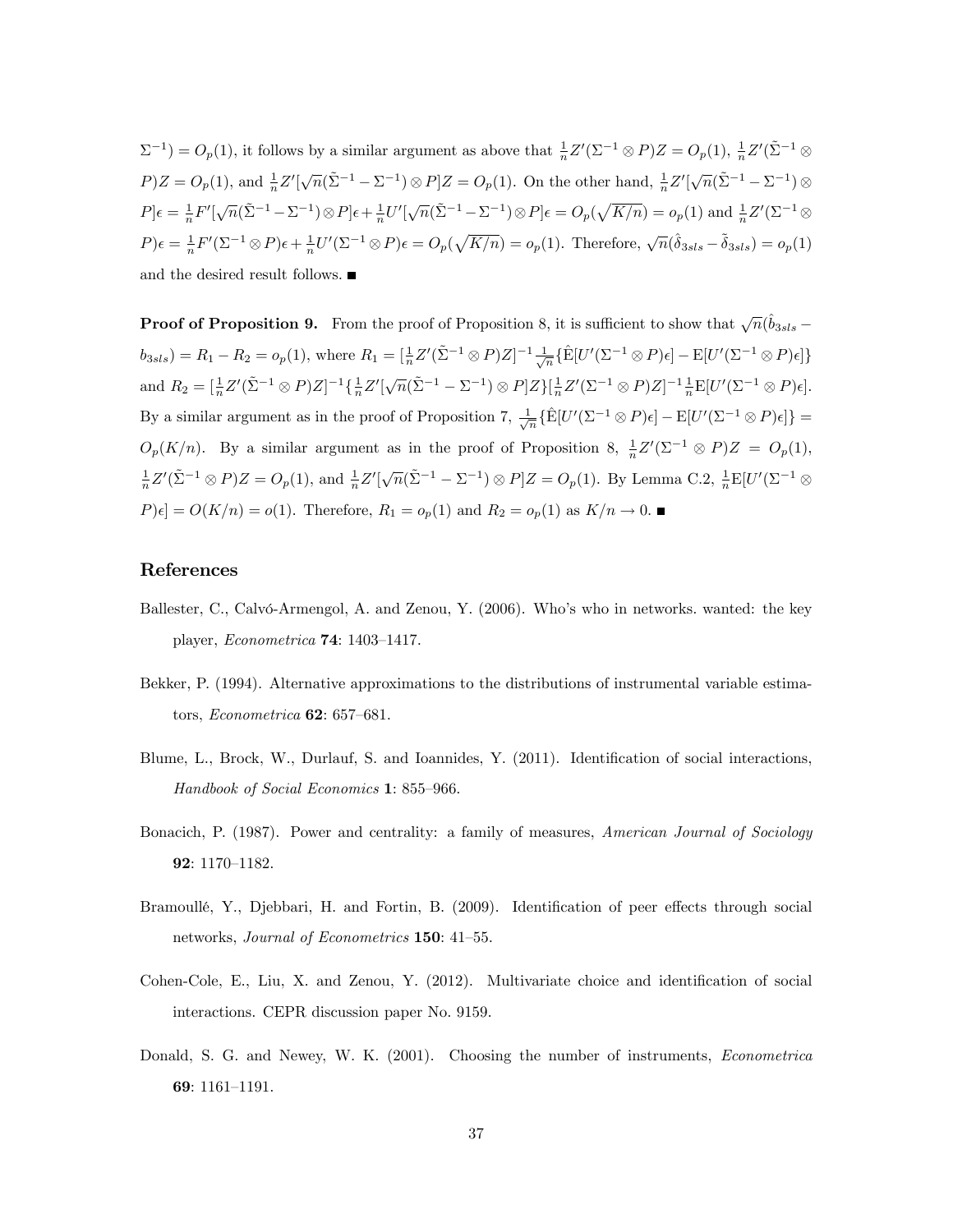$\Sigma^{-1}) = O_p(1)$, it follows by a similar argument as above that $\frac{1}{n}Z'(\Sigma^{-1} \otimes P)Z = O_p(1)$, $\frac{1}{n}Z'(\tilde{\Sigma}^{-1} \otimes P)Z = O_p(1)$, and $\frac{1}{n}Z'[\sqrt{n}(\tilde{\Sigma}^{-1} - \Sigma^{-1}) \otimes P]Z = O_p(1)$. On the other hand, $\frac{1}{n}Z'[\sqrt{n}(\tilde{\Sigma}^{-1} - \Sigma^{-1}) \otimes P]\epsilon = \frac{1}{n}F'[\sqrt{n}(\tilde{\Sigma}^{-1} - \Sigma^{-1}) \otimes P]\epsilon + \frac{1}{n}U'[\sqrt{n}(\tilde{\Sigma}^{-1} - \Sigma^{-1}) \otimes P]\epsilon = O_p(\sqrt{K/n}) = o_p(1)$ and $\frac{1}{n}Z'(\Sigma^{-1} \otimes P)\epsilon = \frac{1}{n}F'(\Sigma^{-1} \otimes P)\epsilon + \frac{1}{n}U'(\Sigma^{-1} \otimes P)\epsilon = O_p(\sqrt{K/n}) = o_p(1)$. Therefore, $\sqrt{n}(\hat{\delta}_{3sls} - \tilde{\delta}_{3sls}) = o_p(1)$ and the desired result follows. ∎

**Proof of Proposition 9.** From the proof of Proposition 8, it is sufficient to show that $\sqrt{n}(\hat{b}_{3sls} - b_{3sls}) = R_1 - R_2 = o_p(1)$, where $R_1 = [\frac{1}{n}Z'(\tilde{\Sigma}^{-1} \otimes P)Z]^{-1}\frac{1}{\sqrt{n}}\{\hat{\mathrm{E}}[U'(\Sigma^{-1} \otimes P)\epsilon] - \mathrm{E}[U'(\Sigma^{-1} \otimes P)\epsilon]\}$ and $R_2 = [\frac{1}{n}Z'(\tilde{\Sigma}^{-1} \otimes P)Z]^{-1}\{\frac{1}{n}Z'[\sqrt{n}(\tilde{\Sigma}^{-1} - \Sigma^{-1}) \otimes P]Z\}[\frac{1}{n}Z'(\Sigma^{-1} \otimes P)Z]^{-1}\frac{1}{n}\mathrm{E}[U'(\Sigma^{-1} \otimes P)\epsilon]$. By a similar argument as in the proof of Proposition 7, $\frac{1}{\sqrt{n}}\{\hat{\mathrm{E}}[U'(\Sigma^{-1} \otimes P)\epsilon] - \mathrm{E}[U'(\Sigma^{-1} \otimes P)\epsilon]\} = O_p(K/n)$. By a similar argument as in the proof of Proposition 8, $\frac{1}{n}Z'(\Sigma^{-1} \otimes P)Z = O_p(1)$, $\frac{1}{n}Z'(\tilde{\Sigma}^{-1} \otimes P)Z = O_p(1)$, and $\frac{1}{n}Z'[\sqrt{n}(\tilde{\Sigma}^{-1} - \Sigma^{-1}) \otimes P]Z = O_p(1)$. By Lemma C.2, $\frac{1}{n}\mathrm{E}[U'(\Sigma^{-1} \otimes P)\epsilon] = O(K/n) = o(1)$. Therefore, $R_1 = o_p(1)$ and $R_2 = o_p(1)$ as $K/n \to 0$. ∎

## References

Ballester, C., Calvó-Armengol, A. and Zenou, Y. (2006). Who's who in networks. wanted: the key player, *Econometrica* **74**: 1403–1417.

Bekker, P. (1994). Alternative approximations to the distributions of instrumental variable estimators, *Econometrica* **62**: 657–681.

Blume, L., Brock, W., Durlauf, S. and Ioannides, Y. (2011). Identification of social interactions, *Handbook of Social Economics* **1**: 855–966.

Bonacich, P. (1987). Power and centrality: a family of measures, *American Journal of Sociology* **92**: 1170–1182.

Bramoullé, Y., Djebbari, H. and Fortin, B. (2009). Identification of peer effects through social networks, *Journal of Econometrics* **150**: 41–55.

Cohen-Cole, E., Liu, X. and Zenou, Y. (2012). Multivariate choice and identification of social interactions. CEPR discussion paper No. 9159.

Donald, S. G. and Newey, W. K. (2001). Choosing the number of instruments, *Econometrica* **69**: 1161–1191.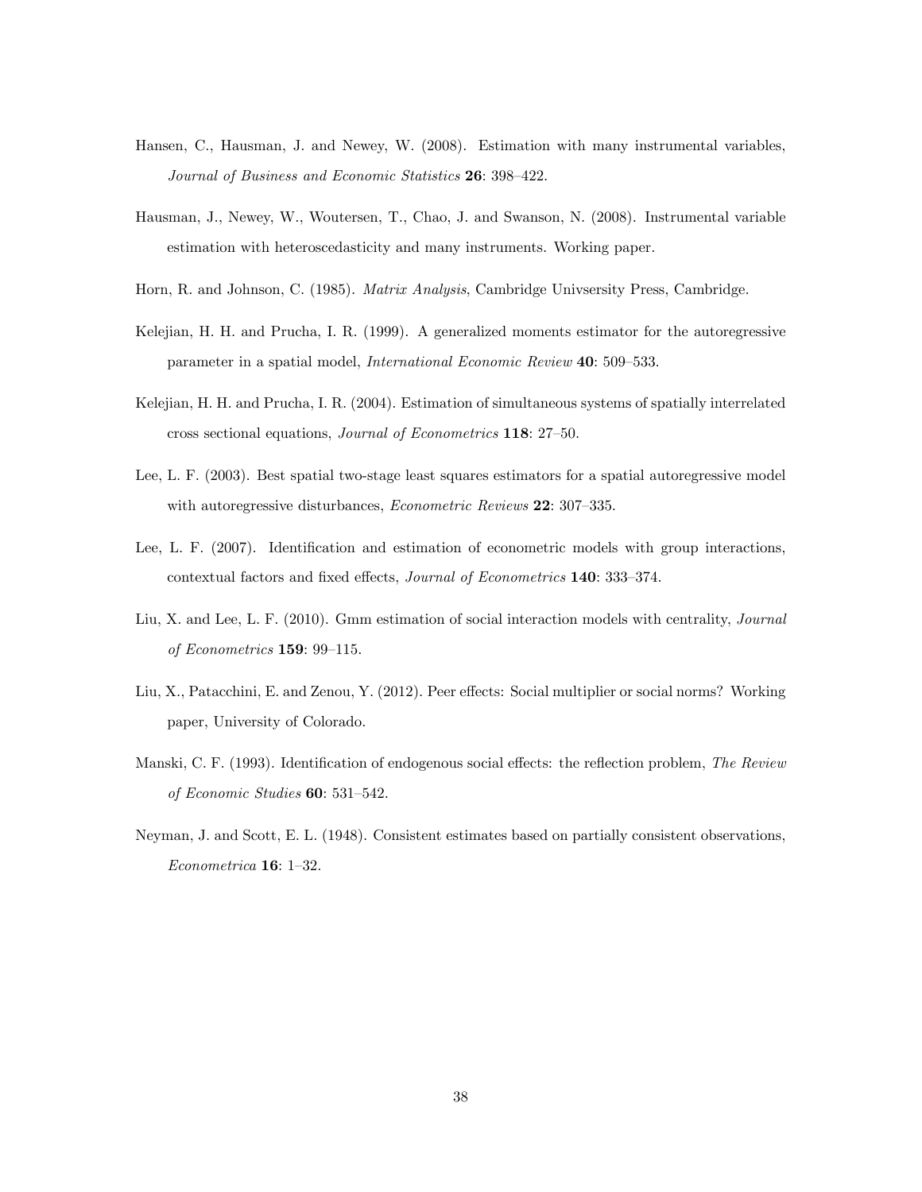Hansen, C., Hausman, J. and Newey, W. (2008). Estimation with many instrumental variables, *Journal of Business and Economic Statistics* **26**: 398–422.

Hausman, J., Newey, W., Woutersen, T., Chao, J. and Swanson, N. (2008). Instrumental variable estimation with heteroscedasticity and many instruments. Working paper.

Horn, R. and Johnson, C. (1985). *Matrix Analysis*, Cambridge Univsersity Press, Cambridge.

Kelejian, H. H. and Prucha, I. R. (1999). A generalized moments estimator for the autoregressive parameter in a spatial model, *International Economic Review* **40**: 509–533.

Kelejian, H. H. and Prucha, I. R. (2004). Estimation of simultaneous systems of spatially interrelated cross sectional equations, *Journal of Econometrics* **118**: 27–50.

Lee, L. F. (2003). Best spatial two-stage least squares estimators for a spatial autoregressive model with autoregressive disturbances, *Econometric Reviews* **22**: 307–335.

Lee, L. F. (2007). Identification and estimation of econometric models with group interactions, contextual factors and fixed effects, *Journal of Econometrics* **140**: 333–374.

Liu, X. and Lee, L. F. (2010). Gmm estimation of social interaction models with centrality, *Journal of Econometrics* **159**: 99–115.

Liu, X., Patacchini, E. and Zenou, Y. (2012). Peer effects: Social multiplier or social norms? Working paper, University of Colorado.

Manski, C. F. (1993). Identification of endogenous social effects: the reflection problem, *The Review of Economic Studies* **60**: 531–542.

Neyman, J. and Scott, E. L. (1948). Consistent estimates based on partially consistent observations, *Econometrica* **16**: 1–32.